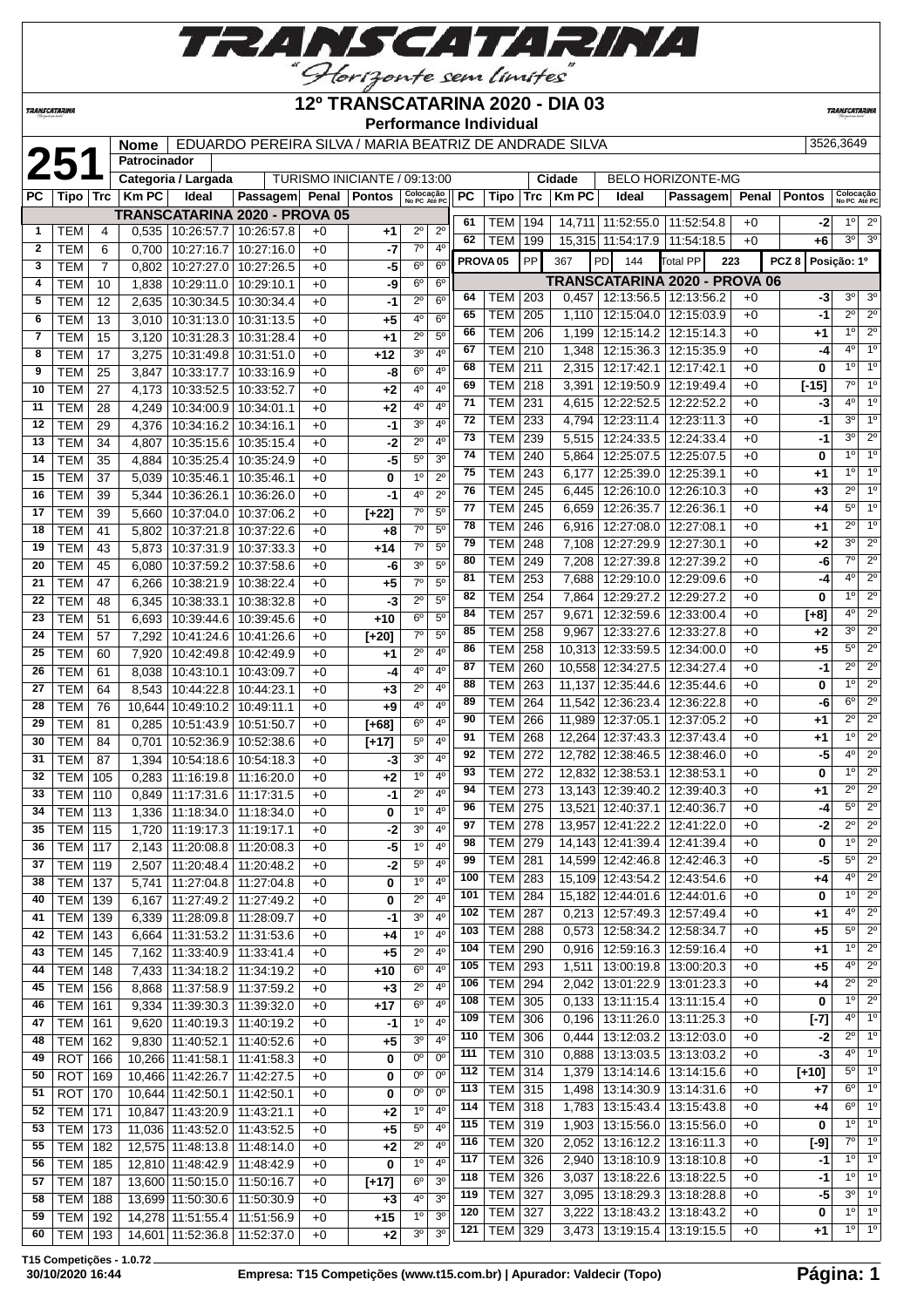# 12º TRANSCATARINA 2020 - DIA 03

**Performance Individual**

**251**

| Nome | EDUARDO PEREIRA SILVA / MARIA BEATRIZ DE ANDRADE SILVA | 3526,3649 |
|---|---|---|
| Patrocinador | | |
| Categoria / Largada | TURISMO INICIANTE / 09:13:00 | Cidade: BELO HORIZONTE-MG |

## TRANSCATARINA 2020 - PROVA 05

| PC | Tipo | Trc | Km PC | Ideal | Passagem | Penal | Pontos | Colocação No PC | Colocação Até PC |
|---|---|---|---|---|---|---|---|---|---|
| 1 | TEM | 4 | 0,535 | 10:26:57.7 | 10:26:57.8 | +0 | +1 | 2º | 2º |
| 2 | TEM | 6 | 0,700 | 10:27:16.7 | 10:27:16.0 | +0 | -7 | 7º | 4º |
| 3 | TEM | 7 | 0,802 | 10:27:27.0 | 10:27:26.5 | +0 | -5 | 6º | 6º |
| 4 | TEM | 10 | 1,838 | 10:29:11.0 | 10:29:10.1 | +0 | -9 | 6º | 6º |
| 5 | TEM | 12 | 2,635 | 10:30:34.5 | 10:30:34.4 | +0 | -1 | 2º | 6º |
| 6 | TEM | 13 | 3,010 | 10:31:13.0 | 10:31:13.5 | +0 | +5 | 4º | 6º |
| 7 | TEM | 15 | 3,120 | 10:31:28.3 | 10:31:28.4 | +0 | +1 | 2º | 5º |
| 8 | TEM | 17 | 3,275 | 10:31:49.8 | 10:31:51.0 | +0 | +12 | 3º | 4º |
| 9 | TEM | 25 | 3,847 | 10:33:17.7 | 10:33:16.9 | +0 | -8 | 6º | 4º |
| 10 | TEM | 27 | 4,173 | 10:33:52.5 | 10:33:52.7 | +0 | +2 | 4º | 4º |
| 11 | TEM | 28 | 4,249 | 10:34:00.9 | 10:34:01.1 | +0 | +2 | 4º | 4º |
| 12 | TEM | 29 | 4,376 | 10:34:16.2 | 10:34:16.1 | +0 | -1 | 3º | 4º |
| 13 | TEM | 34 | 4,807 | 10:35:15.6 | 10:35:15.4 | +0 | -2 | 2º | 4º |
| 14 | TEM | 35 | 4,884 | 10:35:25.4 | 10:35:24.9 | +0 | -5 | 5º | 3º |
| 15 | TEM | 37 | 5,039 | 10:35:46.1 | 10:35:46.1 | +0 | 0 | 1º | 2º |
| 16 | TEM | 39 | 5,344 | 10:36:26.1 | 10:36:26.0 | +0 | -1 | 4º | 2º |
| 17 | TEM | 39 | 5,660 | 10:37:04.0 | 10:37:06.2 | +0 | [+22] | 7º | 5º |
| 18 | TEM | 41 | 5,802 | 10:37:21.8 | 10:37:22.6 | +0 | +8 | 7º | 5º |
| 19 | TEM | 43 | 5,873 | 10:37:31.9 | 10:37:33.3 | +0 | +14 | 7º | 5º |
| 20 | TEM | 45 | 6,080 | 10:37:59.2 | 10:37:58.6 | +0 | -6 | 3º | 5º |
| 21 | TEM | 47 | 6,266 | 10:38:21.9 | 10:38:22.4 | +0 | +5 | 7º | 5º |
| 22 | TEM | 48 | 6,345 | 10:38:33.1 | 10:38:32.8 | +0 | -3 | 2º | 5º |
| 23 | TEM | 51 | 6,693 | 10:39:44.6 | 10:39:45.6 | +0 | +10 | 6º | 5º |
| 24 | TEM | 57 | 7,292 | 10:41:24.6 | 10:41:26.6 | +0 | [+20] | 7º | 5º |
| 25 | TEM | 60 | 7,920 | 10:42:49.8 | 10:42:49.9 | +0 | +1 | 2º | 4º |
| 26 | TEM | 61 | 8,038 | 10:43:10.1 | 10:43:09.7 | +0 | -4 | 4º | 4º |
| 27 | TEM | 64 | 8,543 | 10:44:22.8 | 10:44:23.1 | +0 | +3 | 2º | 4º |
| 28 | TEM | 76 | 10,644 | 10:49:10.2 | 10:49:11.1 | +0 | +9 | 4º | 4º |
| 29 | TEM | 81 | 0,285 | 10:51:43.9 | 10:51:50.7 | +0 | [+68] | 6º | 4º |
| 30 | TEM | 84 | 0,701 | 10:52:36.9 | 10:52:38.6 | +0 | [+17] | 5º | 4º |
| 31 | TEM | 87 | 1,394 | 10:54:18.6 | 10:54:18.3 | +0 | -3 | 3º | 4º |
| 32 | TEM | 105 | 0,283 | 11:16:19.8 | 11:16:20.0 | +0 | +2 | 1º | 4º |
| 33 | TEM | 110 | 0,849 | 11:17:31.6 | 11:17:31.5 | +0 | -1 | 2º | 4º |
| 34 | TEM | 113 | 1,336 | 11:18:34.0 | 11:18:34.0 | +0 | 0 | 1º | 4º |
| 35 | TEM | 115 | 1,720 | 11:19:17.3 | 11:19:17.1 | +0 | -2 | 3º | 4º |
| 36 | TEM | 117 | 2,143 | 11:20:08.8 | 11:20:08.3 | +0 | -5 | 1º | 4º |
| 37 | TEM | 119 | 2,507 | 11:20:48.4 | 11:20:48.2 | +0 | -2 | 5º | 4º |
| 38 | TEM | 137 | 5,741 | 11:27:04.8 | 11:27:04.8 | +0 | 0 | 1º | 4º |
| 40 | TEM | 139 | 6,167 | 11:27:49.2 | 11:27:49.2 | +0 | 0 | 2º | 4º |
| 41 | TEM | 139 | 6,339 | 11:28:09.8 | 11:28:09.7 | +0 | -1 | 3º | 4º |
| 42 | TEM | 143 | 6,664 | 11:31:53.2 | 11:31:53.6 | +0 | +4 | 1º | 4º |
| 43 | TEM | 145 | 7,162 | 11:33:40.9 | 11:33:41.4 | +0 | +5 | 2º | 4º |
| 44 | TEM | 148 | 7,433 | 11:34:18.2 | 11:34:19.2 | +0 | +10 | 6º | 4º |
| 45 | TEM | 156 | 8,868 | 11:37:58.9 | 11:37:59.2 | +0 | +3 | 2º | 4º |
| 46 | TEM | 161 | 9,334 | 11:39:30.3 | 11:39:32.0 | +0 | +17 | 6º | 4º |
| 47 | TEM | 161 | 9,620 | 11:40:19.3 | 11:40:19.2 | +0 | -1 | 1º | 4º |
| 48 | TEM | 162 | 9,830 | 11:40:52.1 | 11:40:52.6 | +0 | +5 | 3º | 4º |
| 49 | ROT | 166 | 10,266 | 11:41:58.1 | 11:41:58.3 | +0 | 0 | 0º | 0º |
| 50 | ROT | 169 | 10,466 | 11:42:26.7 | 11:42:27.5 | +0 | 0 | 0º | 0º |
| 51 | ROT | 170 | 10,644 | 11:42:50.1 | 11:42:50.1 | +0 | 0 | 0º | 0º |
| 52 | TEM | 171 | 10,847 | 11:43:20.9 | 11:43:21.1 | +0 | +2 | 1º | 4º |
| 53 | TEM | 173 | 11,036 | 11:43:52.0 | 11:43:52.5 | +0 | +5 | 5º | 4º |
| 55 | TEM | 182 | 12,575 | 11:48:13.8 | 11:48:14.0 | +0 | +2 | 2º | 4º |
| 56 | TEM | 185 | 12,810 | 11:48:42.9 | 11:48:42.9 | +0 | 0 | 1º | 4º |
| 57 | TEM | 187 | 13,600 | 11:50:15.0 | 11:50:16.7 | +0 | [+17] | 6º | 3º |
| 58 | TEM | 188 | 13,699 | 11:50:30.6 | 11:50:30.9 | +0 | +3 | 4º | 3º |
| 59 | TEM | 192 | 14,278 | 11:51:55.4 | 11:51:56.9 | +0 | +15 | 1º | 3º |
| 60 | TEM | 193 | 14,601 | 11:52:36.8 | 11:52:37.0 | +0 | +2 | 3º | 3º |
| 61 | TEM | 194 | 14,711 | 11:52:55.0 | 11:52:54.8 | +0 | -2 | 1º | 2º |
| 62 | TEM | 199 | 15,315 | 11:54:17.9 | 11:54:18.5 | +0 | +6 | 3º | 3º |

| PROVA 05 | PP | 367 | PD | 144 | Total PP | 223 | PCZ 8 | Posição: 1º |
|---|---|---|---|---|---|---|---|---|

## TRANSCATARINA 2020 - PROVA 06

| PC | Tipo | Trc | Km PC | Ideal | Passagem | Penal | Pontos | Colocação No PC | Colocação Até PC |
|---|---|---|---|---|---|---|---|---|---|
| 64 | TEM | 203 | 0,457 | 12:13:56.5 | 12:13:56.2 | +0 | -3 | 3º | 3º |
| 65 | TEM | 205 | 1,110 | 12:15:04.0 | 12:15:03.9 | +0 | -1 | 2º | 2º |
| 66 | TEM | 206 | 1,199 | 12:15:14.2 | 12:15:14.3 | +0 | +1 | 1º | 2º |
| 67 | TEM | 210 | 1,348 | 12:15:36.3 | 12:15:35.9 | +0 | -4 | 4º | 1º |
| 68 | TEM | 211 | 2,315 | 12:17:42.1 | 12:17:42.1 | +0 | 0 | 1º | 1º |
| 69 | TEM | 218 | 3,391 | 12:19:50.9 | 12:19:49.4 | +0 | [-15] | 7º | 1º |
| 71 | TEM | 231 | 4,615 | 12:22:52.5 | 12:22:52.2 | +0 | -3 | 4º | 1º |
| 72 | TEM | 233 | 4,794 | 12:23:11.4 | 12:23:11.3 | +0 | -1 | 3º | 1º |
| 73 | TEM | 239 | 5,515 | 12:24:33.5 | 12:24:33.4 | +0 | -1 | 3º | 2º |
| 74 | TEM | 240 | 5,864 | 12:25:07.5 | 12:25:07.5 | +0 | 0 | 1º | 1º |
| 75 | TEM | 243 | 6,177 | 12:25:39.0 | 12:25:39.1 | +0 | +1 | 1º | 1º |
| 76 | TEM | 245 | 6,445 | 12:26:10.0 | 12:26:10.3 | +0 | +3 | 2º | 1º |
| 77 | TEM | 245 | 6,659 | 12:26:35.7 | 12:26:36.1 | +0 | +4 | 5º | 1º |
| 78 | TEM | 246 | 6,916 | 12:27:08.0 | 12:27:08.1 | +0 | +1 | 2º | 1º |
| 79 | TEM | 248 | 7,108 | 12:27:29.9 | 12:27:30.1 | +0 | +2 | 3º | 2º |
| 80 | TEM | 249 | 7,208 | 12:27:39.8 | 12:27:39.2 | +0 | -6 | 7º | 2º |
| 81 | TEM | 253 | 7,688 | 12:29:10.0 | 12:29:09.6 | +0 | -4 | 4º | 2º |
| 82 | TEM | 254 | 7,864 | 12:29:27.2 | 12:29:27.2 | +0 | 0 | 1º | 2º |
| 84 | TEM | 257 | 9,671 | 12:32:59.6 | 12:33:00.4 | +0 | [+8] | 4º | 2º |
| 85 | TEM | 258 | 9,967 | 12:33:27.6 | 12:33:27.8 | +0 | +2 | 3º | 2º |
| 86 | TEM | 258 | 10,313 | 12:33:59.5 | 12:34:00.0 | +0 | +5 | 5º | 2º |
| 87 | TEM | 260 | 10,558 | 12:34:27.5 | 12:34:27.4 | +0 | -1 | 2º | 2º |
| 88 | TEM | 263 | 11,137 | 12:35:44.6 | 12:35:44.6 | +0 | 0 | 1º | 2º |
| 89 | TEM | 264 | 11,542 | 12:36:23.4 | 12:36:22.8 | +0 | -6 | 6º | 2º |
| 90 | TEM | 266 | 11,989 | 12:37:05.1 | 12:37:05.2 | +0 | +1 | 2º | 2º |
| 91 | TEM | 268 | 12,264 | 12:37:43.3 | 12:37:43.4 | +0 | +1 | 1º | 2º |
| 92 | TEM | 272 | 12,782 | 12:38:46.5 | 12:38:46.0 | +0 | -5 | 4º | 2º |
| 93 | TEM | 272 | 12,832 | 12:38:53.1 | 12:38:53.1 | +0 | 0 | 1º | 2º |
| 94 | TEM | 273 | 13,143 | 12:39:40.2 | 12:39:40.3 | +0 | +1 | 2º | 2º |
| 96 | TEM | 275 | 13,521 | 12:40:37.1 | 12:40:36.7 | +0 | -4 | 5º | 2º |
| 97 | TEM | 278 | 13,957 | 12:41:22.2 | 12:41:22.0 | +0 | -2 | 2º | 2º |
| 98 | TEM | 279 | 14,143 | 12:41:39.4 | 12:41:39.4 | +0 | 0 | 1º | 2º |
| 99 | TEM | 281 | 14,599 | 12:42:46.8 | 12:42:46.3 | +0 | -5 | 5º | 2º |
| 100 | TEM | 283 | 15,109 | 12:43:54.2 | 12:43:54.6 | +0 | +4 | 4º | 2º |
| 101 | TEM | 284 | 15,182 | 12:44:01.6 | 12:44:01.6 | +0 | 0 | 1º | 2º |
| 102 | TEM | 287 | 0,213 | 12:57:49.3 | 12:57:49.4 | +0 | +1 | 4º | 2º |
| 103 | TEM | 288 | 0,573 | 12:58:34.2 | 12:58:34.7 | +0 | +5 | 5º | 2º |
| 104 | TEM | 290 | 0,916 | 12:59:16.3 | 12:59:16.4 | +0 | +1 | 1º | 2º |
| 105 | TEM | 293 | 1,511 | 13:00:19.8 | 13:00:20.3 | +0 | +5 | 4º | 2º |
| 106 | TEM | 294 | 2,042 | 13:01:22.9 | 13:01:23.3 | +0 | +4 | 2º | 2º |
| 108 | TEM | 305 | 0,133 | 13:11:15.4 | 13:11:15.4 | +0 | 0 | 1º | 2º |
| 109 | TEM | 306 | 0,196 | 13:11:26.0 | 13:11:25.3 | +0 | [-7] | 4º | 1º |
| 110 | TEM | 306 | 0,444 | 13:12:03.2 | 13:12:03.0 | +0 | -2 | 2º | 1º |
| 111 | TEM | 310 | 0,888 | 13:13:03.5 | 13:13:03.2 | +0 | -3 | 4º | 1º |
| 112 | TEM | 314 | 1,379 | 13:14:14.6 | 13:14:15.6 | +0 | [+10] | 5º | 1º |
| 113 | TEM | 315 | 1,498 | 13:14:30.9 | 13:14:31.6 | +0 | +7 | 6º | 1º |
| 114 | TEM | 318 | 1,783 | 13:15:43.4 | 13:15:43.8 | +0 | +4 | 6º | 1º |
| 115 | TEM | 319 | 1,903 | 13:15:56.0 | 13:15:56.0 | +0 | 0 | 1º | 1º |
| 116 | TEM | 320 | 2,052 | 13:16:12.2 | 13:16:11.3 | +0 | [-9] | 7º | 1º |
| 117 | TEM | 326 | 2,940 | 13:18:10.9 | 13:18:10.8 | +0 | -1 | 1º | 1º |
| 118 | TEM | 326 | 3,037 | 13:18:22.6 | 13:18:22.5 | +0 | -1 | 1º | 1º |
| 119 | TEM | 327 | 3,095 | 13:18:29.3 | 13:18:28.8 | +0 | -5 | 3º | 1º |
| 120 | TEM | 327 | 3,222 | 13:18:43.2 | 13:18:43.2 | +0 | 0 | 1º | 1º |
| 121 | TEM | 329 | 3,473 | 13:19:15.4 | 13:19:15.5 | +0 | +1 | 1º | 1º |

T15 Competições - 1.0.72

30/10/2020 16:44 — Empresa: T15 Competições (www.t15.com.br) | Apurador: Valdecir (Topo)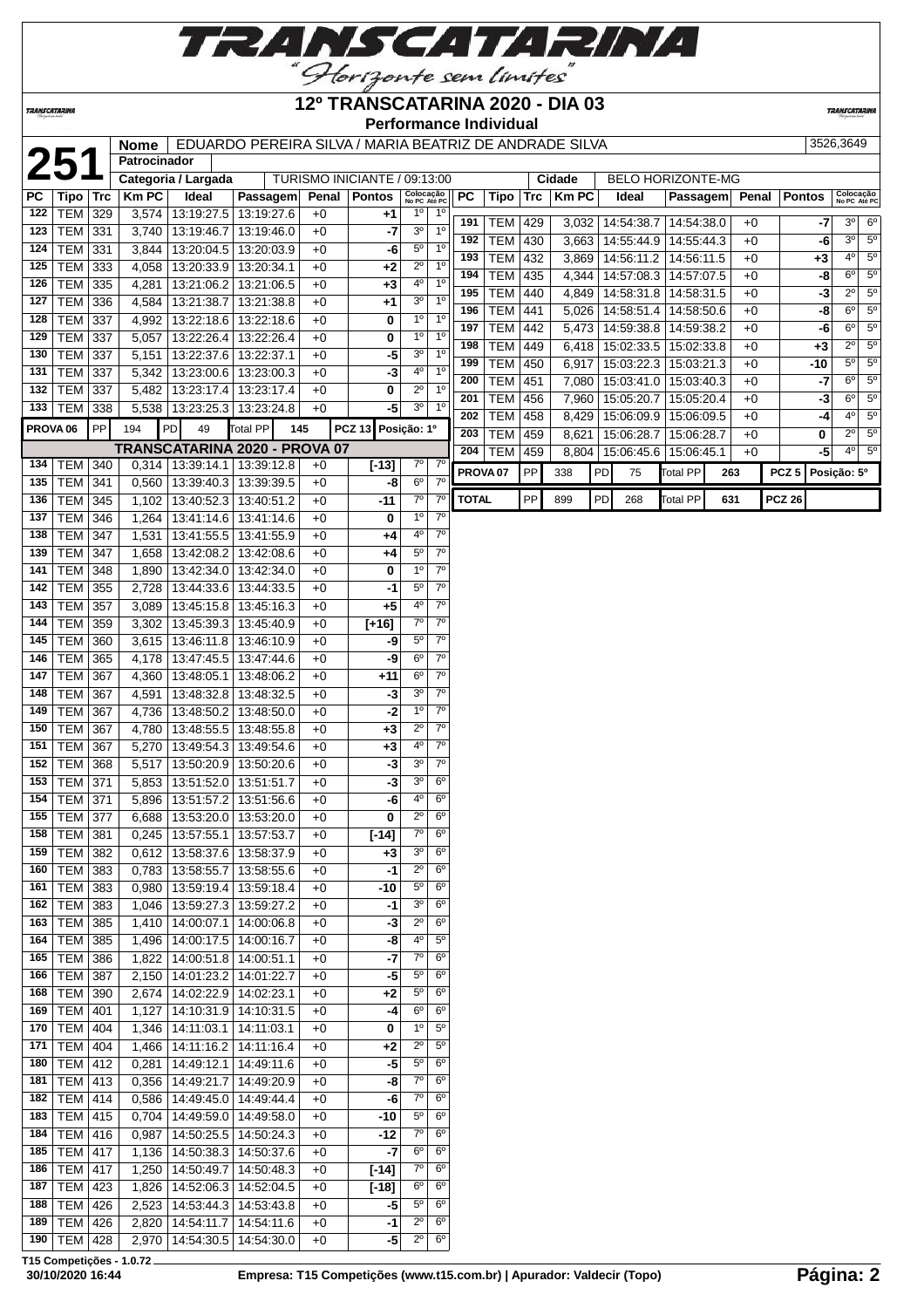# 12º TRANSCATARINA 2020 - DIA 03

**Performance Individual**

| **251** | Nome | EDUARDO PEREIRA SILVA / MARIA BEATRIZ DE ANDRADE SILVA | 3526,3649 |
|---|---|---|---|
| | Patrocinador | | |
| | Categoria / Largada | TURISMO INICIANTE / 09:13:00 | Cidade: BELO HORIZONTE-MG |

| PC | Tipo | Trc | Km PC | Ideal | Passagem | Penal | Pontos | Colocação No PC | Colocação Até PC |
|---|---|---|---|---|---|---|---|---|---|
| 122 | TEM | 329 | 3,574 | 13:19:27.5 | 13:19:27.6 | +0 | +1 | 1º | 1º |
| 123 | TEM | 331 | 3,740 | 13:19:46.7 | 13:19:46.0 | +0 | -7 | 3º | 1º |
| 124 | TEM | 331 | 3,844 | 13:20:04.5 | 13:20:03.9 | +0 | -6 | 5º | 1º |
| 125 | TEM | 333 | 4,058 | 13:20:33.9 | 13:20:34.1 | +0 | +2 | 2º | 1º |
| 126 | TEM | 335 | 4,281 | 13:21:06.2 | 13:21:06.5 | +0 | +3 | 4º | 1º |
| 127 | TEM | 336 | 4,584 | 13:21:38.7 | 13:21:38.8 | +0 | +1 | 3º | 1º |
| 128 | TEM | 337 | 4,992 | 13:22:18.6 | 13:22:18.6 | +0 | 0 | 1º | 1º |
| 129 | TEM | 337 | 5,057 | 13:22:26.4 | 13:22:26.4 | +0 | 0 | 1º | 1º |
| 130 | TEM | 337 | 5,151 | 13:22:37.6 | 13:22:37.1 | +0 | -5 | 3º | 1º |
| 131 | TEM | 337 | 5,342 | 13:23:00.6 | 13:23:00.3 | +0 | -3 | 4º | 1º |
| 132 | TEM | 337 | 5,482 | 13:23:17.4 | 13:23:17.4 | +0 | 0 | 2º | 1º |
| 133 | TEM | 338 | 5,538 | 13:23:25.3 | 13:23:24.8 | +0 | -5 | 3º | 1º |
| PROVA 06 | PP | 194 | PD 49 | Total PP 145 | | | PCZ 13 | Posição: 1º | |
| **TRANSCATARINA 2020 - PROVA 07** | | | | | | | | | |
| 134 | TEM | 340 | 0,314 | 13:39:14.1 | 13:39:12.8 | +0 | [-13] | 7º | 7º |
| 135 | TEM | 341 | 0,560 | 13:39:40.3 | 13:39:39.5 | +0 | -8 | 6º | 7º |
| 136 | TEM | 345 | 1,102 | 13:40:52.3 | 13:40:51.2 | +0 | -11 | 7º | 7º |
| 137 | TEM | 346 | 1,264 | 13:41:14.6 | 13:41:14.6 | +0 | 0 | 1º | 7º |
| 138 | TEM | 347 | 1,531 | 13:41:55.5 | 13:41:55.9 | +0 | +4 | 4º | 7º |
| 139 | TEM | 347 | 1,658 | 13:42:08.2 | 13:42:08.6 | +0 | +4 | 5º | 7º |
| 141 | TEM | 348 | 1,890 | 13:42:34.0 | 13:42:34.0 | +0 | 0 | 1º | 7º |
| 142 | TEM | 355 | 2,728 | 13:44:33.6 | 13:44:33.5 | +0 | -1 | 5º | 7º |
| 143 | TEM | 357 | 3,089 | 13:45:15.8 | 13:45:16.3 | +0 | +5 | 4º | 7º |
| 144 | TEM | 359 | 3,302 | 13:45:39.3 | 13:45:40.9 | +0 | [+16] | 7º | 7º |
| 145 | TEM | 360 | 3,615 | 13:46:11.8 | 13:46:10.9 | +0 | -9 | 5º | 7º |
| 146 | TEM | 365 | 4,178 | 13:47:45.5 | 13:47:44.6 | +0 | -9 | 6º | 7º |
| 147 | TEM | 367 | 4,360 | 13:48:05.1 | 13:48:06.2 | +0 | +11 | 6º | 7º |
| 148 | TEM | 367 | 4,591 | 13:48:32.8 | 13:48:32.5 | +0 | -3 | 3º | 7º |
| 149 | TEM | 367 | 4,736 | 13:48:50.2 | 13:48:50.0 | +0 | -2 | 1º | 7º |
| 150 | TEM | 367 | 4,780 | 13:48:55.5 | 13:48:55.8 | +0 | +3 | 2º | 7º |
| 151 | TEM | 367 | 5,270 | 13:49:54.3 | 13:49:54.6 | +0 | +3 | 4º | 7º |
| 152 | TEM | 368 | 5,517 | 13:50:20.9 | 13:50:20.6 | +0 | -3 | 3º | 7º |
| 153 | TEM | 371 | 5,853 | 13:51:52.0 | 13:51:51.7 | +0 | -3 | 3º | 6º |
| 154 | TEM | 371 | 5,896 | 13:51:57.2 | 13:51:56.6 | +0 | -6 | 4º | 6º |
| 155 | TEM | 377 | 6,688 | 13:53:20.0 | 13:53:20.0 | +0 | 0 | 2º | 6º |
| 158 | TEM | 381 | 0,245 | 13:57:55.1 | 13:57:53.7 | +0 | [-14] | 7º | 6º |
| 159 | TEM | 382 | 0,612 | 13:58:37.6 | 13:58:37.9 | +0 | +3 | 3º | 6º |
| 160 | TEM | 383 | 0,783 | 13:58:55.7 | 13:58:55.6 | +0 | -1 | 2º | 6º |
| 161 | TEM | 383 | 0,980 | 13:59:19.4 | 13:59:18.4 | +0 | -10 | 5º | 6º |
| 162 | TEM | 383 | 1,046 | 13:59:27.3 | 13:59:27.2 | +0 | -1 | 3º | 6º |
| 163 | TEM | 385 | 1,410 | 14:00:07.1 | 14:00:06.8 | +0 | -3 | 2º | 6º |
| 164 | TEM | 385 | 1,496 | 14:00:17.5 | 14:00:16.7 | +0 | -8 | 4º | 5º |
| 165 | TEM | 386 | 1,822 | 14:00:51.8 | 14:00:51.1 | +0 | -7 | 7º | 6º |
| 166 | TEM | 387 | 2,150 | 14:01:23.2 | 14:01:22.7 | +0 | -5 | 5º | 6º |
| 168 | TEM | 390 | 2,674 | 14:02:22.9 | 14:02:23.1 | +0 | +2 | 5º | 6º |
| 169 | TEM | 401 | 1,127 | 14:10:31.9 | 14:10:31.5 | +0 | -4 | 6º | 6º |
| 170 | TEM | 404 | 1,346 | 14:11:03.1 | 14:11:03.1 | +0 | 0 | 1º | 5º |
| 171 | TEM | 404 | 1,466 | 14:11:16.2 | 14:11:16.4 | +0 | +2 | 2º | 5º |
| 180 | TEM | 412 | 0,281 | 14:49:12.1 | 14:49:11.6 | +0 | -5 | 5º | 6º |
| 181 | TEM | 413 | 0,356 | 14:49:21.7 | 14:49:20.9 | +0 | -8 | 7º | 6º |
| 182 | TEM | 414 | 0,586 | 14:49:45.0 | 14:49:44.4 | +0 | -6 | 7º | 6º |
| 183 | TEM | 415 | 0,704 | 14:49:59.0 | 14:49:58.0 | +0 | -10 | 5º | 6º |
| 184 | TEM | 416 | 0,987 | 14:50:25.5 | 14:50:24.3 | +0 | -12 | 7º | 6º |
| 185 | TEM | 417 | 1,136 | 14:50:38.3 | 14:50:37.6 | +0 | -7 | 6º | 6º |
| 186 | TEM | 417 | 1,250 | 14:50:49.7 | 14:50:48.3 | +0 | [-14] | 7º | 6º |
| 187 | TEM | 423 | 1,826 | 14:52:06.3 | 14:52:04.5 | +0 | [-18] | 6º | 6º |
| 188 | TEM | 426 | 2,523 | 14:53:44.3 | 14:53:43.8 | +0 | -5 | 5º | 6º |
| 189 | TEM | 426 | 2,820 | 14:54:11.7 | 14:54:11.6 | +0 | -1 | 2º | 6º |
| 190 | TEM | 428 | 2,970 | 14:54:30.5 | 14:54:30.0 | +0 | -5 | 2º | 6º |
| 191 | TEM | 429 | 3,032 | 14:54:38.7 | 14:54:38.0 | +0 | -7 | 3º | 6º |
| 192 | TEM | 430 | 3,663 | 14:55:44.9 | 14:55:44.3 | +0 | -6 | 3º | 5º |
| 193 | TEM | 432 | 3,869 | 14:56:11.2 | 14:56:11.5 | +0 | +3 | 4º | 5º |
| 194 | TEM | 435 | 4,344 | 14:57:08.3 | 14:57:07.5 | +0 | -8 | 6º | 5º |
| 195 | TEM | 440 | 4,849 | 14:58:31.8 | 14:58:31.5 | +0 | -3 | 2º | 5º |
| 196 | TEM | 441 | 5,026 | 14:58:51.4 | 14:58:50.6 | +0 | -8 | 6º | 5º |
| 197 | TEM | 442 | 5,473 | 14:59:38.8 | 14:59:38.2 | +0 | -6 | 6º | 5º |
| 198 | TEM | 449 | 6,418 | 15:02:33.5 | 15:02:33.8 | +0 | +3 | 2º | 5º |
| 199 | TEM | 450 | 6,917 | 15:03:22.3 | 15:03:21.3 | +0 | -10 | 5º | 5º |
| 200 | TEM | 451 | 7,080 | 15:03:41.0 | 15:03:40.3 | +0 | -7 | 6º | 5º |
| 201 | TEM | 456 | 7,960 | 15:05:20.7 | 15:05:20.4 | +0 | -3 | 6º | 5º |
| 202 | TEM | 458 | 8,429 | 15:06:09.9 | 15:06:09.5 | +0 | -4 | 4º | 5º |
| 203 | TEM | 459 | 8,621 | 15:06:28.7 | 15:06:28.7 | +0 | 0 | 2º | 5º |
| 204 | TEM | 459 | 8,804 | 15:06:45.6 | 15:06:45.1 | +0 | -5 | 4º | 5º |
| PROVA 07 | PP | 338 | PD 75 | Total PP 263 | | | PCZ 5 | Posição: 5º | |
| TOTAL | PP | 899 | PD 268 | Total PP 631 | | | PCZ 26 | | |

T15 Competições - 1.0.72

30/10/2020 16:44 — Empresa: T15 Competições (www.t15.com.br) | Apurador: Valdecir (Topo)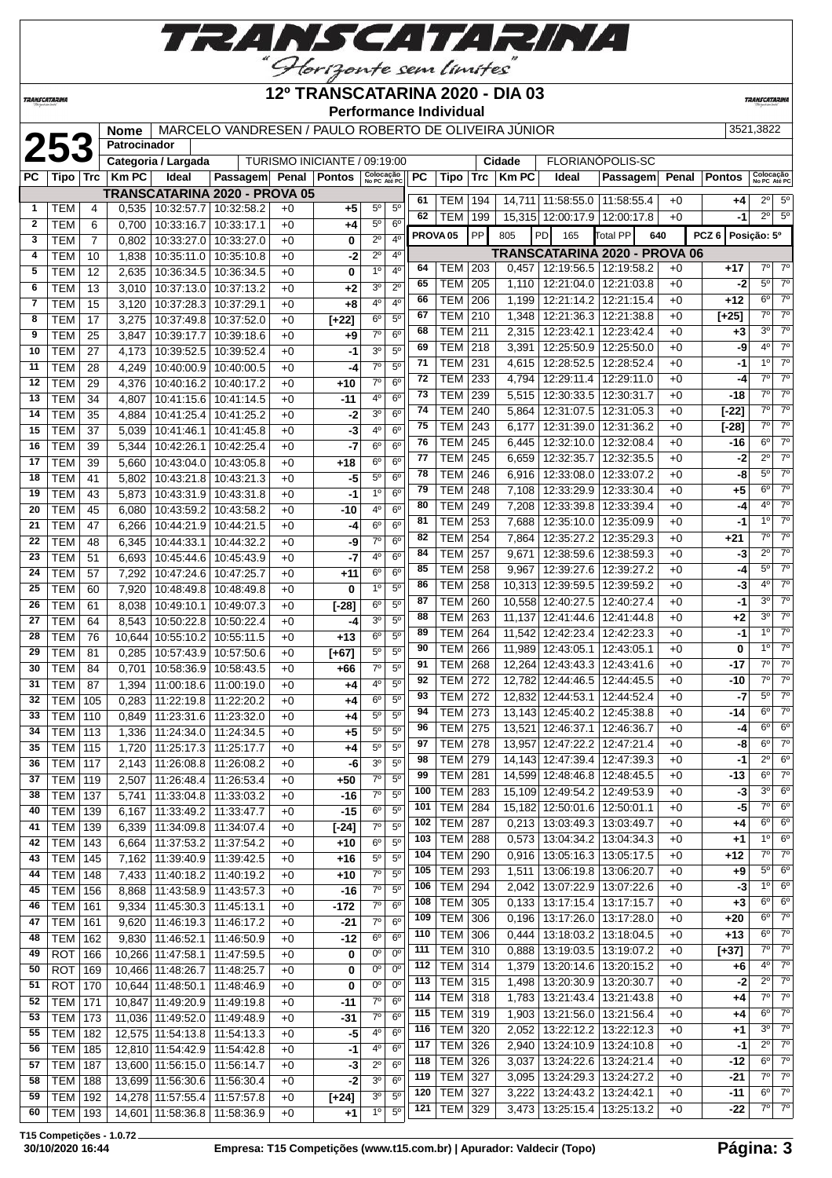# 12º TRANSCATARINA 2020 - DIA 03

**Performance Individual**

| 253 | Nome | MARCELO VANDRESEN / PAULO ROBERTO DE OLIVEIRA JÚNIOR | 3521,3822 |
|---|---|---|---|
| | Patrocinador | | |
| | Categoria / Largada | TURISMO INICIANTE / 09:19:00 | Cidade: FLORIANÓPOLIS-SC |

## TRANSCATARINA 2020 - PROVA 05

| PC | Tipo | Trc | Km PC | Ideal | Passagem | Penal | Pontos | Colocação No PC | Colocação Até PC |
|---|---|---|---|---|---|---|---|---|---|
| 1 | TEM | 4 | 0,535 | 10:32:57.7 | 10:32:58.2 | +0 | +5 | 5º | 5º |
| 2 | TEM | 6 | 0,700 | 10:33:16.7 | 10:33:17.1 | +0 | +4 | 5º | 6º |
| 3 | TEM | 7 | 0,802 | 10:33:27.0 | 10:33:27.0 | +0 | 0 | 2º | 4º |
| 4 | TEM | 10 | 1,838 | 10:35:11.0 | 10:35:10.8 | +0 | -2 | 2º | 4º |
| 5 | TEM | 12 | 2,635 | 10:36:34.5 | 10:36:34.5 | +0 | 0 | 1º | 4º |
| 6 | TEM | 13 | 3,010 | 10:37:13.0 | 10:37:13.2 | +0 | +2 | 3º | 2º |
| 7 | TEM | 15 | 3,120 | 10:37:28.3 | 10:37:29.1 | +0 | +8 | 4º | 4º |
| 8 | TEM | 17 | 3,275 | 10:37:49.8 | 10:37:52.0 | +0 | [+22] | 6º | 5º |
| 9 | TEM | 25 | 3,847 | 10:39:17.7 | 10:39:18.6 | +0 | +9 | 7º | 6º |
| 10 | TEM | 27 | 4,173 | 10:39:52.5 | 10:39:52.4 | +0 | -1 | 3º | 5º |
| 11 | TEM | 28 | 4,249 | 10:40:00.9 | 10:40:00.5 | +0 | -4 | 7º | 5º |
| 12 | TEM | 29 | 4,376 | 10:40:16.2 | 10:40:17.2 | +0 | +10 | 7º | 6º |
| 13 | TEM | 34 | 4,807 | 10:41:15.6 | 10:41:14.5 | +0 | -11 | 4º | 6º |
| 14 | TEM | 35 | 4,884 | 10:41:25.4 | 10:41:25.2 | +0 | -2 | 3º | 6º |
| 15 | TEM | 37 | 5,039 | 10:41:46.1 | 10:41:45.8 | +0 | -3 | 4º | 6º |
| 16 | TEM | 39 | 5,344 | 10:42:26.1 | 10:42:25.4 | +0 | -7 | 6º | 6º |
| 17 | TEM | 39 | 5,660 | 10:43:04.0 | 10:43:05.8 | +0 | +18 | 6º | 6º |
| 18 | TEM | 41 | 5,802 | 10:43:21.8 | 10:43:21.3 | +0 | -5 | 5º | 6º |
| 19 | TEM | 43 | 5,873 | 10:43:31.9 | 10:43:31.8 | +0 | -1 | 1º | 6º |
| 20 | TEM | 45 | 6,080 | 10:43:59.2 | 10:43:58.2 | +0 | -10 | 4º | 6º |
| 21 | TEM | 47 | 6,266 | 10:44:21.9 | 10:44:21.5 | +0 | -4 | 6º | 6º |
| 22 | TEM | 48 | 6,345 | 10:44:33.1 | 10:44:32.2 | +0 | -9 | 7º | 6º |
| 23 | TEM | 51 | 6,693 | 10:45:44.6 | 10:45:43.9 | +0 | -7 | 4º | 6º |
| 24 | TEM | 57 | 7,292 | 10:47:24.6 | 10:47:25.7 | +0 | +11 | 6º | 6º |
| 25 | TEM | 60 | 7,920 | 10:48:49.8 | 10:48:49.8 | +0 | 0 | 1º | 5º |
| 26 | TEM | 61 | 8,038 | 10:49:10.1 | 10:49:07.3 | +0 | [-28] | 6º | 5º |
| 27 | TEM | 64 | 8,543 | 10:50:22.8 | 10:50:22.4 | +0 | -4 | 3º | 5º |
| 28 | TEM | 76 | 10,644 | 10:55:10.2 | 10:55:11.5 | +0 | +13 | 6º | 5º |
| 29 | TEM | 81 | 0,285 | 10:57:43.9 | 10:57:50.6 | +0 | [+67] | 5º | 5º |
| 30 | TEM | 84 | 0,701 | 10:58:36.9 | 10:58:43.5 | +0 | +66 | 7º | 5º |
| 31 | TEM | 87 | 1,394 | 11:00:18.6 | 11:00:19.0 | +0 | +4 | 4º | 5º |
| 32 | TEM | 105 | 0,283 | 11:22:19.8 | 11:22:20.2 | +0 | +4 | 6º | 5º |
| 33 | TEM | 110 | 0,849 | 11:23:31.6 | 11:23:32.0 | +0 | +4 | 5º | 5º |
| 34 | TEM | 113 | 1,336 | 11:24:34.0 | 11:24:34.5 | +0 | +5 | 5º | 5º |
| 35 | TEM | 115 | 1,720 | 11:25:17.3 | 11:25:17.7 | +0 | +4 | 5º | 5º |
| 36 | TEM | 117 | 2,143 | 11:26:08.8 | 11:26:08.2 | +0 | -6 | 3º | 5º |
| 37 | TEM | 119 | 2,507 | 11:26:48.4 | 11:26:53.4 | +0 | +50 | 7º | 5º |
| 38 | TEM | 137 | 5,741 | 11:33:04.8 | 11:33:03.2 | +0 | -16 | 7º | 5º |
| 40 | TEM | 139 | 6,167 | 11:33:49.2 | 11:33:47.7 | +0 | -15 | 6º | 5º |
| 41 | TEM | 139 | 6,339 | 11:34:09.8 | 11:34:07.4 | +0 | [-24] | 7º | 5º |
| 42 | TEM | 143 | 6,664 | 11:37:53.2 | 11:37:54.2 | +0 | +10 | 6º | 5º |
| 43 | TEM | 145 | 7,162 | 11:39:40.9 | 11:39:42.5 | +0 | +16 | 5º | 5º |
| 44 | TEM | 148 | 7,433 | 11:40:18.2 | 11:40:19.2 | +0 | +10 | 7º | 5º |
| 45 | TEM | 156 | 8,868 | 11:43:58.9 | 11:43:57.3 | +0 | -16 | 7º | 5º |
| 46 | TEM | 161 | 9,334 | 11:45:30.3 | 11:45:13.1 | +0 | -172 | 7º | 6º |
| 47 | TEM | 161 | 9,620 | 11:46:19.3 | 11:46:17.2 | +0 | -21 | 7º | 6º |
| 48 | TEM | 162 | 9,830 | 11:46:52.1 | 11:46:50.9 | +0 | -12 | 6º | 6º |
| 49 | ROT | 166 | 10,266 | 11:47:58.1 | 11:47:59.5 | +0 | 0 | 0º | 0º |
| 50 | ROT | 169 | 10,466 | 11:48:26.7 | 11:48:25.7 | +0 | 0 | 0º | 0º |
| 51 | ROT | 170 | 10,644 | 11:48:50.1 | 11:48:46.9 | +0 | 0 | 0º | 0º |
| 52 | TEM | 171 | 10,847 | 11:49:20.9 | 11:49:19.8 | +0 | -11 | 7º | 6º |
| 53 | TEM | 173 | 11,036 | 11:49:52.0 | 11:49:48.9 | +0 | -31 | 7º | 6º |
| 55 | TEM | 182 | 12,575 | 11:54:13.8 | 11:54:13.3 | +0 | -5 | 4º | 6º |
| 56 | TEM | 185 | 12,810 | 11:54:42.9 | 11:54:42.8 | +0 | -1 | 4º | 6º |
| 57 | TEM | 187 | 13,600 | 11:56:15.0 | 11:56:14.7 | +0 | -3 | 2º | 6º |
| 58 | TEM | 188 | 13,699 | 11:56:30.6 | 11:56:30.4 | +0 | -2 | 3º | 6º |
| 59 | TEM | 192 | 14,278 | 11:57:55.4 | 11:57:57.8 | +0 | [+24] | 3º | 5º |
| 60 | TEM | 193 | 14,601 | 11:58:36.8 | 11:58:36.9 | +0 | +1 | 1º | 5º |
| 61 | TEM | 194 | 14,711 | 11:58:55.0 | 11:58:55.4 | +0 | +4 | 2º | 5º |
| 62 | TEM | 199 | 15,315 | 12:00:17.9 | 12:00:17.8 | +0 | -1 | 2º | 5º |

**PROVA 05** | PP 805 | PD 165 | Total PP 640 | PCZ 6 | Posição: 5º

## TRANSCATARINA 2020 - PROVA 06

| PC | Tipo | Trc | Km PC | Ideal | Passagem | Penal | Pontos | Colocação No PC | Colocação Até PC |
|---|---|---|---|---|---|---|---|---|---|
| 64 | TEM | 203 | 0,457 | 12:19:56.5 | 12:19:58.2 | +0 | +17 | 7º | 7º |
| 65 | TEM | 205 | 1,110 | 12:21:04.0 | 12:21:03.8 | +0 | -2 | 5º | 7º |
| 66 | TEM | 206 | 1,199 | 12:21:14.2 | 12:21:15.4 | +0 | +12 | 6º | 7º |
| 67 | TEM | 210 | 1,348 | 12:21:36.3 | 12:21:38.8 | +0 | [+25] | 7º | 7º |
| 68 | TEM | 211 | 2,315 | 12:23:42.1 | 12:23:42.4 | +0 | +3 | 3º | 7º |
| 69 | TEM | 218 | 3,391 | 12:25:50.9 | 12:25:50.0 | +0 | -9 | 4º | 7º |
| 71 | TEM | 231 | 4,615 | 12:28:52.5 | 12:28:52.4 | +0 | -1 | 1º | 7º |
| 72 | TEM | 233 | 4,794 | 12:29:11.4 | 12:29:11.0 | +0 | -4 | 7º | 7º |
| 73 | TEM | 239 | 5,515 | 12:30:33.5 | 12:30:31.7 | +0 | -18 | 7º | 7º |
| 74 | TEM | 240 | 5,864 | 12:31:07.5 | 12:31:05.3 | +0 | [-22] | 7º | 7º |
| 75 | TEM | 243 | 6,177 | 12:31:39.0 | 12:31:36.2 | +0 | [-28] | 7º | 7º |
| 76 | TEM | 245 | 6,445 | 12:32:10.0 | 12:32:08.4 | +0 | -16 | 6º | 7º |
| 77 | TEM | 245 | 6,659 | 12:32:35.7 | 12:32:35.5 | +0 | -2 | 2º | 7º |
| 78 | TEM | 246 | 6,916 | 12:33:08.0 | 12:33:07.2 | +0 | -8 | 5º | 7º |
| 79 | TEM | 248 | 7,108 | 12:33:29.9 | 12:33:30.4 | +0 | +5 | 6º | 7º |
| 80 | TEM | 249 | 7,208 | 12:33:39.8 | 12:33:39.4 | +0 | -4 | 4º | 7º |
| 81 | TEM | 253 | 7,688 | 12:35:10.0 | 12:35:09.9 | +0 | -1 | 1º | 7º |
| 82 | TEM | 254 | 7,864 | 12:35:27.2 | 12:35:29.3 | +0 | +21 | 7º | 7º |
| 84 | TEM | 257 | 9,671 | 12:38:59.6 | 12:38:59.3 | +0 | -3 | 2º | 7º |
| 85 | TEM | 258 | 9,967 | 12:39:27.6 | 12:39:27.2 | +0 | -4 | 5º | 7º |
| 86 | TEM | 258 | 10,313 | 12:39:59.5 | 12:39:59.2 | +0 | -3 | 4º | 7º |
| 87 | TEM | 260 | 10,558 | 12:40:27.5 | 12:40:27.4 | +0 | -1 | 3º | 7º |
| 88 | TEM | 263 | 11,137 | 12:41:44.6 | 12:41:44.8 | +0 | +2 | 3º | 7º |
| 89 | TEM | 264 | 11,542 | 12:42:23.4 | 12:42:23.3 | +0 | -1 | 1º | 7º |
| 90 | TEM | 266 | 11,989 | 12:43:05.1 | 12:43:05.1 | +0 | 0 | 1º | 7º |
| 91 | TEM | 268 | 12,264 | 12:43:43.3 | 12:43:41.6 | +0 | -17 | 7º | 7º |
| 92 | TEM | 272 | 12,782 | 12:44:46.5 | 12:44:45.5 | +0 | -10 | 7º | 7º |
| 93 | TEM | 272 | 12,832 | 12:44:53.1 | 12:44:52.4 | +0 | -7 | 5º | 7º |
| 94 | TEM | 273 | 13,143 | 12:45:40.2 | 12:45:38.8 | +0 | -14 | 6º | 7º |
| 96 | TEM | 275 | 13,521 | 12:46:37.1 | 12:46:36.7 | +0 | -4 | 6º | 6º |
| 97 | TEM | 278 | 13,957 | 12:47:22.2 | 12:47:21.4 | +0 | -8 | 6º | 7º |
| 98 | TEM | 279 | 14,143 | 12:47:39.4 | 12:47:39.3 | +0 | -1 | 2º | 6º |
| 99 | TEM | 281 | 14,599 | 12:48:46.8 | 12:48:45.5 | +0 | -13 | 6º | 7º |
| 100 | TEM | 283 | 15,109 | 12:49:54.2 | 12:49:53.9 | +0 | -3 | 3º | 6º |
| 101 | TEM | 284 | 15,182 | 12:50:01.6 | 12:50:01.1 | +0 | -5 | 7º | 6º |
| 102 | TEM | 287 | 0,213 | 13:03:49.3 | 13:03:49.7 | +0 | +4 | 6º | 6º |
| 103 | TEM | 288 | 0,573 | 13:04:34.2 | 13:04:34.3 | +0 | +1 | 1º | 6º |
| 104 | TEM | 290 | 0,916 | 13:05:16.3 | 13:05:17.5 | +0 | +12 | 7º | 7º |
| 105 | TEM | 293 | 1,511 | 13:06:19.8 | 13:06:20.7 | +0 | +9 | 5º | 6º |
| 106 | TEM | 294 | 2,042 | 13:07:22.9 | 13:07:22.6 | +0 | -3 | 1º | 6º |
| 108 | TEM | 305 | 0,133 | 13:17:15.4 | 13:17:15.7 | +0 | +3 | 6º | 6º |
| 109 | TEM | 306 | 0,196 | 13:17:26.0 | 13:17:28.0 | +0 | +20 | 6º | 7º |
| 110 | TEM | 306 | 0,444 | 13:18:03.2 | 13:18:04.5 | +0 | +13 | 6º | 7º |
| 111 | TEM | 310 | 0,888 | 13:19:03.5 | 13:19:07.2 | +0 | [+37] | 7º | 7º |
| 112 | TEM | 314 | 1,379 | 13:20:14.6 | 13:20:15.2 | +0 | +6 | 4º | 7º |
| 113 | TEM | 315 | 1,498 | 13:20:30.9 | 13:20:30.7 | +0 | -2 | 2º | 7º |
| 114 | TEM | 318 | 1,783 | 13:21:43.4 | 13:21:43.8 | +0 | +4 | 7º | 7º |
| 115 | TEM | 319 | 1,903 | 13:21:56.0 | 13:21:56.4 | +0 | +4 | 6º | 7º |
| 116 | TEM | 320 | 2,052 | 13:22:12.2 | 13:22:12.3 | +0 | +1 | 3º | 7º |
| 117 | TEM | 326 | 2,940 | 13:24:10.9 | 13:24:10.8 | +0 | -1 | 2º | 7º |
| 118 | TEM | 326 | 3,037 | 13:24:22.6 | 13:24:21.4 | +0 | -12 | 6º | 7º |
| 119 | TEM | 327 | 3,095 | 13:24:29.3 | 13:24:27.2 | +0 | -21 | 7º | 7º |
| 120 | TEM | 327 | 3,222 | 13:24:43.2 | 13:24:42.1 | +0 | -11 | 6º | 7º |
| 121 | TEM | 329 | 3,473 | 13:25:15.4 | 13:25:13.2 | +0 | -22 | 7º | 7º |

T15 Competições - 1.0.72
30/10/2020 16:44 — Empresa: T15 Competições (www.t15.com.br) | Apurador: Valdecir (Topo)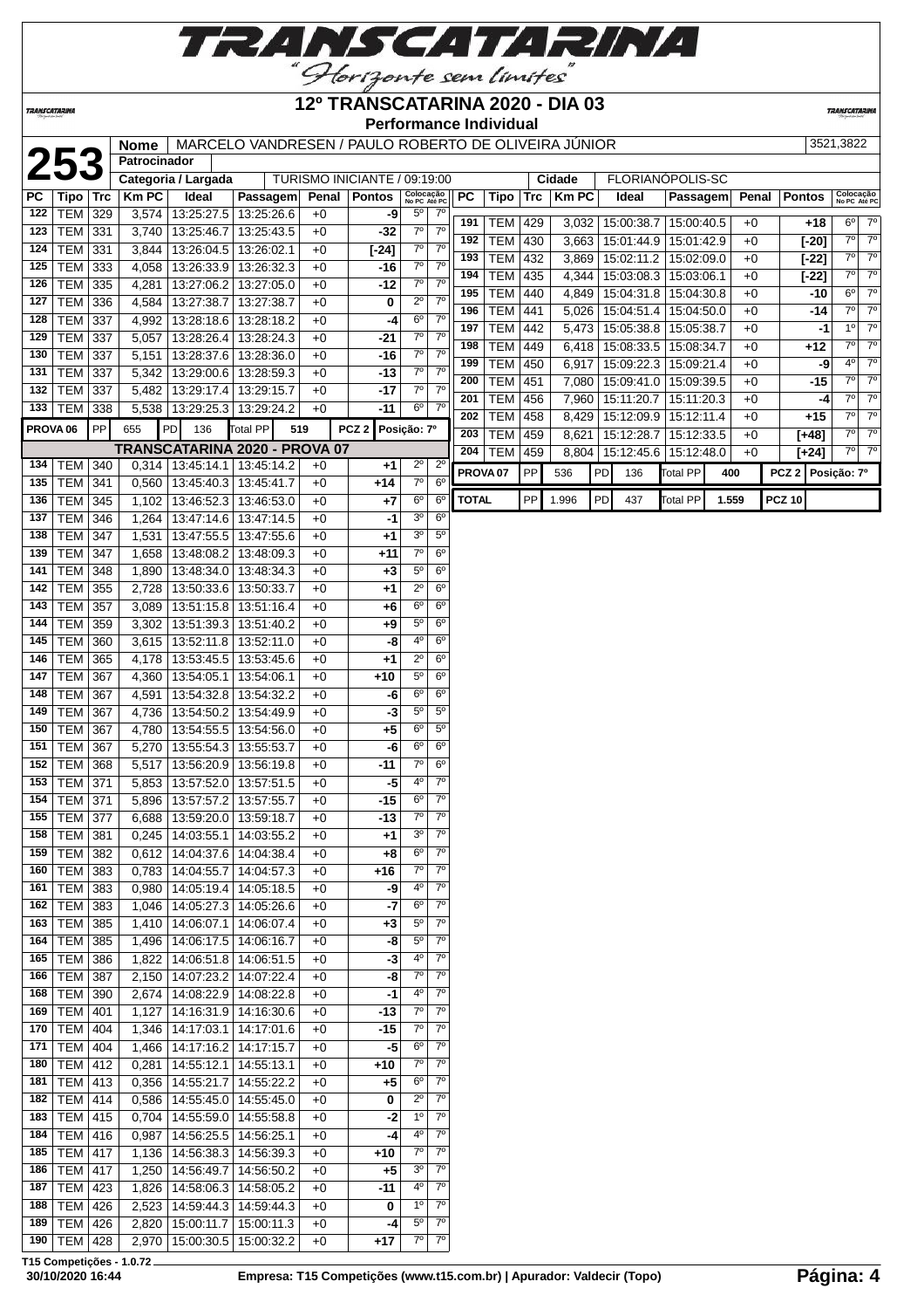# 12º TRANSCATARINA 2020 - DIA 03

**Performance Individual**

| **253** | Nome | MARCELO VANDRESEN / PAULO ROBERTO DE OLIVEIRA JÚNIOR | 3521,3822 |
|---|---|---|---|
| | Patrocinador | | |
| | Categoria / Largada | TURISMO INICIANTE / 09:19:00 | Cidade: FLORIANÓPOLIS-SC |

| PC | Tipo | Trc | Km PC | Ideal | Passagem | Penal | Pontos | Colocação No PC | Colocação Até PC |
|---|---|---|---|---|---|---|---|---|---|
| 122 | TEM | 329 | 3,574 | 13:25:27.5 | 13:25:26.6 | +0 | -9 | 5º | 7º |
| 123 | TEM | 331 | 3,740 | 13:25:46.7 | 13:25:43.5 | +0 | -32 | 7º | 7º |
| 124 | TEM | 331 | 3,844 | 13:26:04.5 | 13:26:02.1 | +0 | [-24] | 7º | 7º |
| 125 | TEM | 333 | 4,058 | 13:26:33.9 | 13:26:32.3 | +0 | -16 | 7º | 7º |
| 126 | TEM | 335 | 4,281 | 13:27:06.2 | 13:27:05.0 | +0 | -12 | 7º | 7º |
| 127 | TEM | 336 | 4,584 | 13:27:38.7 | 13:27:38.7 | +0 | 0 | 2º | 7º |
| 128 | TEM | 337 | 4,992 | 13:28:18.6 | 13:28:18.2 | +0 | -4 | 6º | 7º |
| 129 | TEM | 337 | 5,057 | 13:28:26.4 | 13:28:24.3 | +0 | -21 | 7º | 7º |
| 130 | TEM | 337 | 5,151 | 13:28:37.6 | 13:28:36.0 | +0 | -16 | 7º | 7º |
| 131 | TEM | 337 | 5,342 | 13:29:00.6 | 13:28:59.3 | +0 | -13 | 7º | 7º |
| 132 | TEM | 337 | 5,482 | 13:29:17.4 | 13:29:15.7 | +0 | -17 | 7º | 7º |
| 133 | TEM | 338 | 5,538 | 13:29:25.3 | 13:29:24.2 | +0 | -11 | 6º | 7º |
| PROVA 06 | PP | 655 | PD | 136 | Total PP | 519 | PCZ 2 | Posição: 7º | |
| **TRANSCATARINA 2020 - PROVA 07** | | | | | | | | | |
| 134 | TEM | 340 | 0,314 | 13:45:14.1 | 13:45:14.2 | +0 | +1 | 2º | 2º |
| 135 | TEM | 341 | 0,560 | 13:45:40.3 | 13:45:41.7 | +0 | +14 | 7º | 6º |
| 136 | TEM | 345 | 1,102 | 13:46:52.3 | 13:46:53.0 | +0 | +7 | 6º | 6º |
| 137 | TEM | 346 | 1,264 | 13:47:14.6 | 13:47:14.5 | +0 | -1 | 3º | 6º |
| 138 | TEM | 347 | 1,531 | 13:47:55.5 | 13:47:55.6 | +0 | +1 | 3º | 5º |
| 139 | TEM | 347 | 1,658 | 13:48:08.2 | 13:48:09.3 | +0 | +11 | 7º | 6º |
| 141 | TEM | 348 | 1,890 | 13:48:34.0 | 13:48:34.3 | +0 | +3 | 5º | 6º |
| 142 | TEM | 355 | 2,728 | 13:50:33.6 | 13:50:33.7 | +0 | +1 | 2º | 6º |
| 143 | TEM | 357 | 3,089 | 13:51:15.8 | 13:51:16.4 | +0 | +6 | 6º | 6º |
| 144 | TEM | 359 | 3,302 | 13:51:39.3 | 13:51:40.2 | +0 | +9 | 5º | 6º |
| 145 | TEM | 360 | 3,615 | 13:52:11.8 | 13:52:11.0 | +0 | -8 | 4º | 6º |
| 146 | TEM | 365 | 4,178 | 13:53:45.5 | 13:53:45.6 | +0 | +1 | 2º | 6º |
| 147 | TEM | 367 | 4,360 | 13:54:05.1 | 13:54:06.1 | +0 | +10 | 5º | 6º |
| 148 | TEM | 367 | 4,591 | 13:54:32.8 | 13:54:32.2 | +0 | -6 | 6º | 6º |
| 149 | TEM | 367 | 4,736 | 13:54:50.2 | 13:54:49.9 | +0 | -3 | 5º | 5º |
| 150 | TEM | 367 | 4,780 | 13:54:55.5 | 13:54:56.0 | +0 | +5 | 6º | 5º |
| 151 | TEM | 367 | 5,270 | 13:55:54.3 | 13:55:53.7 | +0 | -6 | 6º | 6º |
| 152 | TEM | 368 | 5,517 | 13:56:20.9 | 13:56:19.8 | +0 | -11 | 7º | 6º |
| 153 | TEM | 371 | 5,853 | 13:57:52.0 | 13:57:51.5 | +0 | -5 | 4º | 7º |
| 154 | TEM | 371 | 5,896 | 13:57:57.2 | 13:57:55.7 | +0 | -15 | 6º | 7º |
| 155 | TEM | 377 | 6,688 | 13:59:20.0 | 13:59:18.7 | +0 | -13 | 7º | 7º |
| 158 | TEM | 381 | 0,245 | 14:03:55.1 | 14:03:55.2 | +0 | +1 | 3º | 7º |
| 159 | TEM | 382 | 0,612 | 14:04:37.6 | 14:04:38.4 | +0 | +8 | 6º | 7º |
| 160 | TEM | 383 | 0,783 | 14:04:55.7 | 14:04:57.3 | +0 | +16 | 7º | 7º |
| 161 | TEM | 383 | 0,980 | 14:05:19.4 | 14:05:18.5 | +0 | -9 | 4º | 7º |
| 162 | TEM | 383 | 1,046 | 14:05:27.3 | 14:05:26.6 | +0 | -7 | 6º | 7º |
| 163 | TEM | 385 | 1,410 | 14:06:07.1 | 14:06:07.4 | +0 | +3 | 5º | 7º |
| 164 | TEM | 385 | 1,496 | 14:06:17.5 | 14:06:16.7 | +0 | -8 | 5º | 7º |
| 165 | TEM | 386 | 1,822 | 14:06:51.8 | 14:06:51.5 | +0 | -3 | 4º | 7º |
| 166 | TEM | 387 | 2,150 | 14:07:23.2 | 14:07:22.4 | +0 | -8 | 7º | 7º |
| 168 | TEM | 390 | 2,674 | 14:08:22.9 | 14:08:22.8 | +0 | -1 | 4º | 7º |
| 169 | TEM | 401 | 1,127 | 14:16:31.9 | 14:16:30.6 | +0 | -13 | 7º | 7º |
| 170 | TEM | 404 | 1,346 | 14:17:03.1 | 14:17:01.6 | +0 | -15 | 7º | 7º |
| 171 | TEM | 404 | 1,466 | 14:17:16.2 | 14:17:15.7 | +0 | -5 | 6º | 7º |
| 180 | TEM | 412 | 0,281 | 14:55:12.1 | 14:55:13.1 | +0 | +10 | 7º | 7º |
| 181 | TEM | 413 | 0,356 | 14:55:21.7 | 14:55:22.2 | +0 | +5 | 6º | 7º |
| 182 | TEM | 414 | 0,586 | 14:55:45.0 | 14:55:45.0 | +0 | 0 | 2º | 7º |
| 183 | TEM | 415 | 0,704 | 14:55:59.0 | 14:55:58.8 | +0 | -2 | 1º | 7º |
| 184 | TEM | 416 | 0,987 | 14:56:25.5 | 14:56:25.1 | +0 | -4 | 4º | 7º |
| 185 | TEM | 417 | 1,136 | 14:56:38.3 | 14:56:39.3 | +0 | +10 | 7º | 7º |
| 186 | TEM | 417 | 1,250 | 14:56:49.7 | 14:56:50.2 | +0 | +5 | 3º | 7º |
| 187 | TEM | 423 | 1,826 | 14:58:06.3 | 14:58:05.2 | +0 | -11 | 4º | 7º |
| 188 | TEM | 426 | 2,523 | 14:59:44.3 | 14:59:44.3 | +0 | 0 | 1º | 7º |
| 189 | TEM | 426 | 2,820 | 15:00:11.7 | 15:00:11.3 | +0 | -4 | 5º | 7º |
| 190 | TEM | 428 | 2,970 | 15:00:30.5 | 15:00:32.2 | +0 | +17 | 7º | 7º |
| 191 | TEM | 429 | 3,032 | 15:00:38.7 | 15:00:40.5 | +0 | +18 | 6º | 7º |
| 192 | TEM | 430 | 3,663 | 15:01:44.9 | 15:01:42.9 | +0 | [-20] | 7º | 7º |
| 193 | TEM | 432 | 3,869 | 15:02:11.2 | 15:02:09.0 | +0 | [-22] | 7º | 7º |
| 194 | TEM | 435 | 4,344 | 15:03:08.3 | 15:03:06.1 | +0 | [-22] | 7º | 7º |
| 195 | TEM | 440 | 4,849 | 15:04:31.8 | 15:04:30.8 | +0 | -10 | 6º | 7º |
| 196 | TEM | 441 | 5,026 | 15:04:51.4 | 15:04:50.0 | +0 | -14 | 7º | 7º |
| 197 | TEM | 442 | 5,473 | 15:05:38.8 | 15:05:38.7 | +0 | -1 | 1º | 7º |
| 198 | TEM | 449 | 6,418 | 15:08:33.5 | 15:08:34.7 | +0 | +12 | 7º | 7º |
| 199 | TEM | 450 | 6,917 | 15:09:22.3 | 15:09:21.4 | +0 | -9 | 4º | 7º |
| 200 | TEM | 451 | 7,080 | 15:09:41.0 | 15:09:39.5 | +0 | -15 | 7º | 7º |
| 201 | TEM | 456 | 7,960 | 15:11:20.7 | 15:11:20.3 | +0 | -4 | 7º | 7º |
| 202 | TEM | 458 | 8,429 | 15:12:09.9 | 15:12:11.4 | +0 | +15 | 7º | 7º |
| 203 | TEM | 459 | 8,621 | 15:12:28.7 | 15:12:33.5 | +0 | [+48] | 7º | 7º |
| 204 | TEM | 459 | 8,804 | 15:12:45.6 | 15:12:48.0 | +0 | [+24] | 7º | 7º |
| PROVA 07 | PP | 536 | PD | 136 | Total PP | 400 | PCZ 2 | Posição: 7º | |
| TOTAL | PP | 1.996 | PD | 437 | Total PP | 1.559 | PCZ 10 | | |

T15 Competições - 1.0.72

30/10/2020 16:44 — Empresa: T15 Competições (www.t15.com.br) | Apurador: Valdecir (Topo)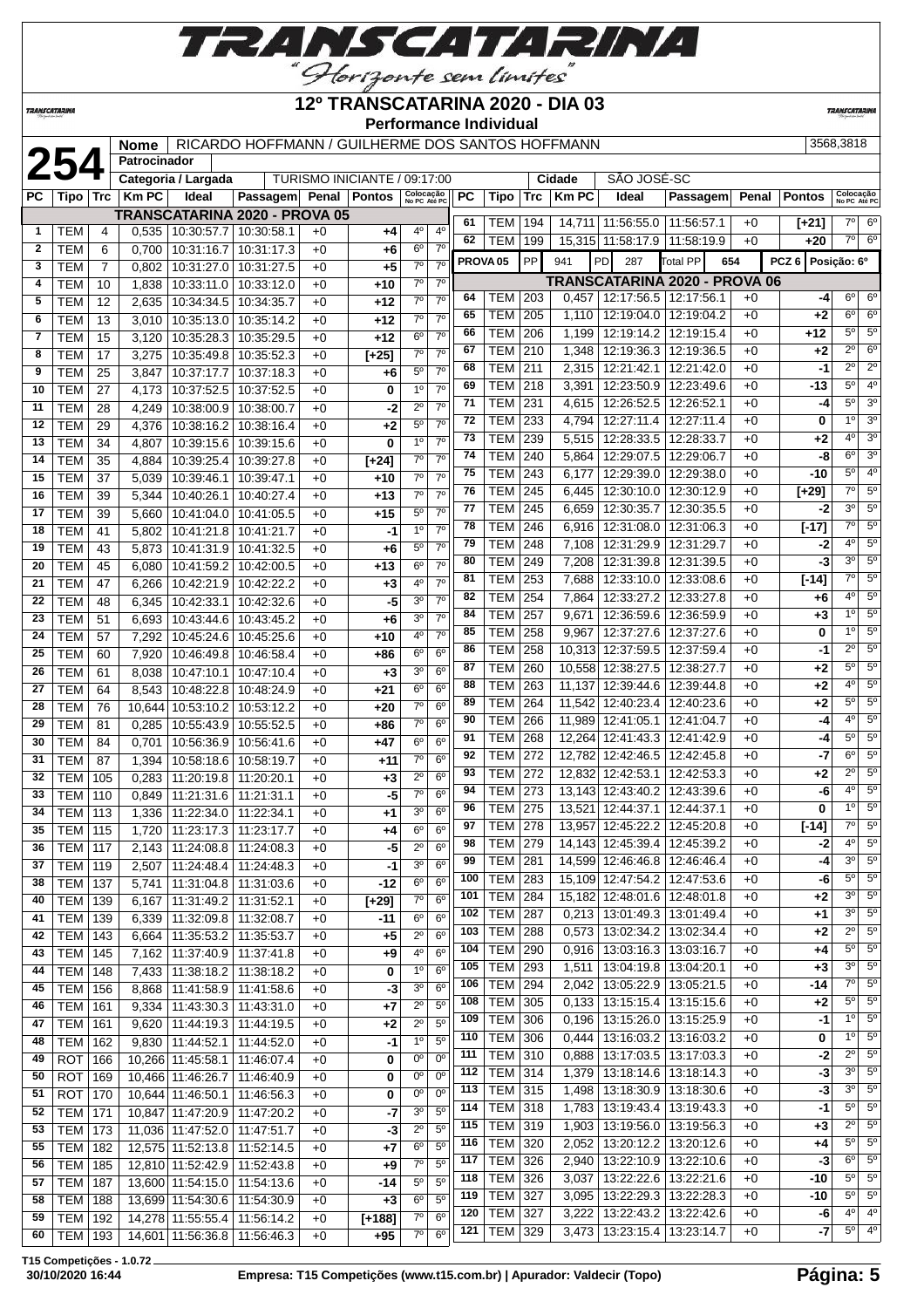# TRANSCATARINA

"Horizonte sem limites"

## 12º TRANSCATARINA 2020 - DIA 03

**Performance Individual**

**254** | Nome: RICARDO HOFFMANN / GUILHERME DOS SANTOS HOFFMANN | 3568,3818

Patrocinador:

Categoria / Largada: TURISMO INICIANTE / 09:17:00 | Cidade: SÃO JOSÉ-SC

**TRANSCATARINA 2020 - PROVA 05**

| PC | Tipo | Trc | Km PC | Ideal | Passagem | Penal | Pontos | Colocação No PC | Colocação Até PC |
|---|---|---|---|---|---|---|---|---|---|
| 1 | TEM | 4 | 0,535 | 10:30:57.7 | 10:30:58.1 | +0 | +4 | 4º | 4º |
| 2 | TEM | 6 | 0,700 | 10:31:16.7 | 10:31:17.3 | +0 | +6 | 6º | 7º |
| 3 | TEM | 7 | 0,802 | 10:31:27.0 | 10:31:27.5 | +0 | +5 | 7º | 7º |
| 4 | TEM | 10 | 1,838 | 10:33:11.0 | 10:33:12.0 | +0 | +10 | 7º | 7º |
| 5 | TEM | 12 | 2,635 | 10:34:34.5 | 10:34:35.7 | +0 | +12 | 7º | 7º |
| 6 | TEM | 13 | 3,010 | 10:35:13.0 | 10:35:14.2 | +0 | +12 | 7º | 7º |
| 7 | TEM | 15 | 3,120 | 10:35:28.3 | 10:35:29.5 | +0 | +12 | 6º | 7º |
| 8 | TEM | 17 | 3,275 | 10:35:49.8 | 10:35:52.3 | +0 | [+25] | 7º | 7º |
| 9 | TEM | 25 | 3,847 | 10:37:17.7 | 10:37:18.3 | +0 | +6 | 5º | 7º |
| 10 | TEM | 27 | 4,173 | 10:37:52.5 | 10:37:52.5 | +0 | 0 | 1º | 7º |
| 11 | TEM | 28 | 4,249 | 10:38:00.9 | 10:38:00.7 | +0 | -2 | 2º | 7º |
| 12 | TEM | 29 | 4,376 | 10:38:16.2 | 10:38:16.4 | +0 | +2 | 5º | 7º |
| 13 | TEM | 34 | 4,807 | 10:39:15.6 | 10:39:15.6 | +0 | 0 | 1º | 7º |
| 14 | TEM | 35 | 4,884 | 10:39:25.4 | 10:39:27.8 | +0 | [+24] | 7º | 7º |
| 15 | TEM | 37 | 5,039 | 10:39:46.1 | 10:39:47.1 | +0 | +10 | 7º | 7º |
| 16 | TEM | 39 | 5,344 | 10:40:26.1 | 10:40:27.4 | +0 | +13 | 7º | 7º |
| 17 | TEM | 39 | 5,660 | 10:41:04.0 | 10:41:05.5 | +0 | +15 | 5º | 7º |
| 18 | TEM | 41 | 5,802 | 10:41:21.8 | 10:41:21.7 | +0 | -1 | 1º | 7º |
| 19 | TEM | 43 | 5,873 | 10:41:31.9 | 10:41:32.5 | +0 | +6 | 5º | 7º |
| 20 | TEM | 45 | 6,080 | 10:41:59.2 | 10:42:00.5 | +0 | +13 | 6º | 7º |
| 21 | TEM | 47 | 6,266 | 10:42:21.9 | 10:42:22.2 | +0 | +3 | 4º | 7º |
| 22 | TEM | 48 | 6,345 | 10:42:33.1 | 10:42:32.6 | +0 | -5 | 3º | 7º |
| 23 | TEM | 51 | 6,693 | 10:43:44.6 | 10:43:45.2 | +0 | +6 | 3º | 7º |
| 24 | TEM | 57 | 7,292 | 10:45:24.6 | 10:45:25.6 | +0 | +10 | 4º | 7º |
| 25 | TEM | 60 | 7,920 | 10:46:49.8 | 10:46:58.4 | +0 | +86 | 6º | 6º |
| 26 | TEM | 61 | 8,038 | 10:47:10.1 | 10:47:10.4 | +0 | +3 | 3º | 6º |
| 27 | TEM | 64 | 8,543 | 10:48:22.8 | 10:48:24.9 | +0 | +21 | 6º | 6º |
| 28 | TEM | 76 | 10,644 | 10:53:10.2 | 10:53:12.2 | +0 | +20 | 7º | 6º |
| 29 | TEM | 81 | 0,285 | 10:55:43.9 | 10:55:52.5 | +0 | +86 | 7º | 6º |
| 30 | TEM | 84 | 0,701 | 10:56:36.9 | 10:56:41.6 | +0 | +47 | 6º | 6º |
| 31 | TEM | 87 | 1,394 | 10:58:18.6 | 10:58:19.7 | +0 | +11 | 7º | 6º |
| 32 | TEM | 105 | 0,283 | 11:20:19.8 | 11:20:20.1 | +0 | +3 | 2º | 6º |
| 33 | TEM | 110 | 0,849 | 11:21:31.6 | 11:21:31.1 | +0 | -5 | 7º | 6º |
| 34 | TEM | 113 | 1,336 | 11:22:34.0 | 11:22:34.1 | +0 | +1 | 3º | 6º |
| 35 | TEM | 115 | 1,720 | 11:23:17.3 | 11:23:17.7 | +0 | +4 | 6º | 6º |
| 36 | TEM | 117 | 2,143 | 11:24:08.8 | 11:24:08.3 | +0 | -5 | 2º | 6º |
| 37 | TEM | 119 | 2,507 | 11:24:48.4 | 11:24:48.3 | +0 | -1 | 3º | 6º |
| 38 | TEM | 137 | 5,741 | 11:31:04.8 | 11:31:03.6 | +0 | -12 | 6º | 6º |
| 40 | TEM | 139 | 6,167 | 11:31:49.2 | 11:31:52.1 | +0 | [+29] | 7º | 6º |
| 41 | TEM | 139 | 6,339 | 11:32:09.8 | 11:32:08.7 | +0 | -11 | 6º | 6º |
| 42 | TEM | 143 | 6,664 | 11:35:53.2 | 11:35:53.7 | +0 | +5 | 2º | 6º |
| 43 | TEM | 145 | 7,162 | 11:37:40.9 | 11:37:41.8 | +0 | +9 | 4º | 6º |
| 44 | TEM | 148 | 7,433 | 11:38:18.2 | 11:38:18.2 | +0 | 0 | 1º | 6º |
| 45 | TEM | 156 | 8,868 | 11:41:58.9 | 11:41:58.6 | +0 | -3 | 3º | 6º |
| 46 | TEM | 161 | 9,334 | 11:43:30.3 | 11:43:31.0 | +0 | +7 | 2º | 5º |
| 47 | TEM | 161 | 9,620 | 11:44:19.3 | 11:44:19.5 | +0 | +2 | 2º | 5º |
| 48 | TEM | 162 | 9,830 | 11:44:52.1 | 11:44:52.0 | +0 | -1 | 1º | 5º |
| 49 | ROT | 166 | 10,266 | 11:45:58.1 | 11:46:07.4 | +0 | 0 | 0º | 0º |
| 50 | ROT | 169 | 10,466 | 11:46:26.7 | 11:46:40.9 | +0 | 0 | 0º | 0º |
| 51 | ROT | 170 | 10,644 | 11:46:50.1 | 11:46:56.3 | +0 | 0 | 0º | 0º |
| 52 | TEM | 171 | 10,847 | 11:47:20.9 | 11:47:20.2 | +0 | -7 | 3º | 5º |
| 53 | TEM | 173 | 11,036 | 11:47:52.0 | 11:47:51.7 | +0 | -3 | 2º | 5º |
| 55 | TEM | 182 | 12,575 | 11:52:13.8 | 11:52:14.5 | +0 | +7 | 6º | 5º |
| 56 | TEM | 185 | 12,810 | 11:52:42.9 | 11:52:43.8 | +0 | +9 | 7º | 5º |
| 57 | TEM | 187 | 13,600 | 11:54:15.0 | 11:54:13.6 | +0 | -14 | 5º | 5º |
| 58 | TEM | 188 | 13,699 | 11:54:30.6 | 11:54:30.9 | +0 | +3 | 6º | 5º |
| 59 | TEM | 192 | 14,278 | 11:55:55.4 | 11:56:14.2 | +0 | [+188] | 7º | 6º |
| 60 | TEM | 193 | 14,601 | 11:56:36.8 | 11:56:46.3 | +0 | +95 | 7º | 6º |
| 61 | TEM | 194 | 14,711 | 11:56:55.0 | 11:56:57.1 | +0 | [+21] | 7º | 6º |
| 62 | TEM | 199 | 15,315 | 11:58:17.9 | 11:58:19.9 | +0 | +20 | 7º | 6º |

PROVA 05 | PP 941 | PD 287 | Total PP 654 | PCZ 6 | Posição: 6º

**TRANSCATARINA 2020 - PROVA 06**

| PC | Tipo | Trc | Km PC | Ideal | Passagem | Penal | Pontos | Colocação No PC | Colocação Até PC |
|---|---|---|---|---|---|---|---|---|---|
| 64 | TEM | 203 | 0,457 | 12:17:56.5 | 12:17:56.1 | +0 | -4 | 6º | 6º |
| 65 | TEM | 205 | 1,110 | 12:19:04.0 | 12:19:04.2 | +0 | +2 | 6º | 6º |
| 66 | TEM | 206 | 1,199 | 12:19:14.2 | 12:19:15.4 | +0 | +12 | 5º | 5º |
| 67 | TEM | 210 | 1,348 | 12:19:36.3 | 12:19:36.5 | +0 | +2 | 2º | 2º |
| 68 | TEM | 211 | 2,315 | 12:21:42.1 | 12:21:42.0 | +0 | -1 | 2º | 2º |
| 69 | TEM | 218 | 3,391 | 12:23:50.9 | 12:23:49.6 | +0 | -13 | 5º | 4º |
| 71 | TEM | 231 | 4,615 | 12:26:52.5 | 12:26:52.1 | +0 | -4 | 5º | 3º |
| 72 | TEM | 233 | 4,794 | 12:27:11.4 | 12:27:11.4 | +0 | 0 | 1º | 3º |
| 73 | TEM | 239 | 5,515 | 12:28:33.5 | 12:28:33.7 | +0 | +2 | 4º | 3º |
| 74 | TEM | 240 | 5,864 | 12:29:07.5 | 12:29:06.7 | +0 | -8 | 6º | 3º |
| 75 | TEM | 243 | 6,177 | 12:29:39.0 | 12:29:38.0 | +0 | -10 | 5º | 4º |
| 76 | TEM | 245 | 6,445 | 12:30:10.0 | 12:30:12.9 | +0 | [+29] | 7º | 5º |
| 77 | TEM | 245 | 6,659 | 12:30:35.7 | 12:30:35.5 | +0 | -2 | 3º | 5º |
| 78 | TEM | 246 | 6,916 | 12:31:08.0 | 12:31:06.3 | +0 | [-17] | 7º | 5º |
| 79 | TEM | 248 | 7,108 | 12:31:29.9 | 12:31:29.7 | +0 | -2 | 4º | 5º |
| 80 | TEM | 249 | 7,208 | 12:31:39.8 | 12:31:39.5 | +0 | -3 | 3º | 5º |
| 81 | TEM | 253 | 7,688 | 12:33:10.0 | 12:33:08.6 | +0 | [-14] | 7º | 5º |
| 82 | TEM | 254 | 7,864 | 12:33:27.2 | 12:33:27.8 | +0 | +6 | 4º | 5º |
| 84 | TEM | 257 | 9,671 | 12:36:59.6 | 12:36:59.9 | +0 | +3 | 1º | 5º |
| 85 | TEM | 258 | 9,967 | 12:37:27.6 | 12:37:27.6 | +0 | 0 | 1º | 5º |
| 86 | TEM | 258 | 10,313 | 12:37:59.5 | 12:37:59.4 | +0 | -1 | 2º | 5º |
| 87 | TEM | 260 | 10,558 | 12:38:27.5 | 12:38:27.7 | +0 | +2 | 5º | 5º |
| 88 | TEM | 263 | 11,137 | 12:39:44.6 | 12:39:44.8 | +0 | +2 | 4º | 5º |
| 89 | TEM | 264 | 11,542 | 12:40:23.4 | 12:40:23.6 | +0 | +2 | 5º | 5º |
| 90 | TEM | 266 | 11,989 | 12:41:05.1 | 12:41:04.7 | +0 | -4 | 4º | 5º |
| 91 | TEM | 268 | 12,264 | 12:41:43.3 | 12:41:42.9 | +0 | -4 | 5º | 5º |
| 92 | TEM | 272 | 12,782 | 12:42:46.5 | 12:42:45.8 | +0 | -7 | 6º | 5º |
| 93 | TEM | 272 | 12,832 | 12:42:53.1 | 12:42:53.3 | +0 | +2 | 2º | 5º |
| 94 | TEM | 273 | 13,143 | 12:43:40.2 | 12:43:39.6 | +0 | -6 | 4º | 5º |
| 96 | TEM | 275 | 13,521 | 12:44:37.1 | 12:44:37.1 | +0 | 0 | 1º | 5º |
| 97 | TEM | 278 | 13,957 | 12:45:22.2 | 12:45:20.8 | +0 | [-14] | 7º | 5º |
| 98 | TEM | 279 | 14,143 | 12:45:39.4 | 12:45:39.2 | +0 | -2 | 4º | 5º |
| 99 | TEM | 281 | 14,599 | 12:46:46.8 | 12:46:46.4 | +0 | -4 | 3º | 5º |
| 100 | TEM | 283 | 15,109 | 12:47:54.2 | 12:47:53.6 | +0 | -6 | 5º | 5º |
| 101 | TEM | 284 | 15,182 | 12:48:01.6 | 12:48:01.8 | +0 | +2 | 3º | 5º |
| 102 | TEM | 287 | 0,213 | 13:01:49.3 | 13:01:49.4 | +0 | +1 | 3º | 5º |
| 103 | TEM | 288 | 0,573 | 13:02:34.2 | 13:02:34.4 | +0 | +2 | 2º | 5º |
| 104 | TEM | 290 | 0,916 | 13:03:16.3 | 13:03:16.7 | +0 | +4 | 5º | 5º |
| 105 | TEM | 293 | 1,511 | 13:04:19.8 | 13:04:20.1 | +0 | +3 | 3º | 5º |
| 106 | TEM | 294 | 2,042 | 13:05:22.9 | 13:05:21.5 | +0 | -14 | 7º | 5º |
| 108 | TEM | 305 | 0,133 | 13:15:15.4 | 13:15:15.6 | +0 | +2 | 5º | 5º |
| 109 | TEM | 306 | 0,196 | 13:15:26.0 | 13:15:25.9 | +0 | -1 | 1º | 5º |
| 110 | TEM | 306 | 0,444 | 13:16:03.2 | 13:16:03.2 | +0 | 0 | 1º | 5º |
| 111 | TEM | 310 | 0,888 | 13:17:03.5 | 13:17:03.3 | +0 | -2 | 2º | 5º |
| 112 | TEM | 314 | 1,379 | 13:18:14.6 | 13:18:14.3 | +0 | -3 | 3º | 5º |
| 113 | TEM | 315 | 1,498 | 13:18:30.9 | 13:18:30.6 | +0 | -3 | 3º | 5º |
| 114 | TEM | 318 | 1,783 | 13:19:43.4 | 13:19:43.3 | +0 | -1 | 5º | 5º |
| 115 | TEM | 319 | 1,903 | 13:19:56.0 | 13:19:56.3 | +0 | +3 | 2º | 5º |
| 116 | TEM | 320 | 2,052 | 13:20:12.2 | 13:20:12.6 | +0 | +4 | 5º | 5º |
| 117 | TEM | 326 | 2,940 | 13:22:10.9 | 13:22:10.6 | +0 | -3 | 6º | 5º |
| 118 | TEM | 326 | 3,037 | 13:22:22.6 | 13:22:21.6 | +0 | -10 | 5º | 5º |
| 119 | TEM | 327 | 3,095 | 13:22:29.3 | 13:22:28.3 | +0 | -10 | 5º | 5º |
| 120 | TEM | 327 | 3,222 | 13:22:43.2 | 13:22:42.6 | +0 | -6 | 4º | 4º |
| 121 | TEM | 329 | 3,473 | 13:23:15.4 | 13:23:14.7 | +0 | -7 | 5º | 4º |

T15 Competições - 1.0.72

30/10/2020 16:44 | Empresa: T15 Competições (www.t15.com.br) | Apurador: Valdecir (Topo)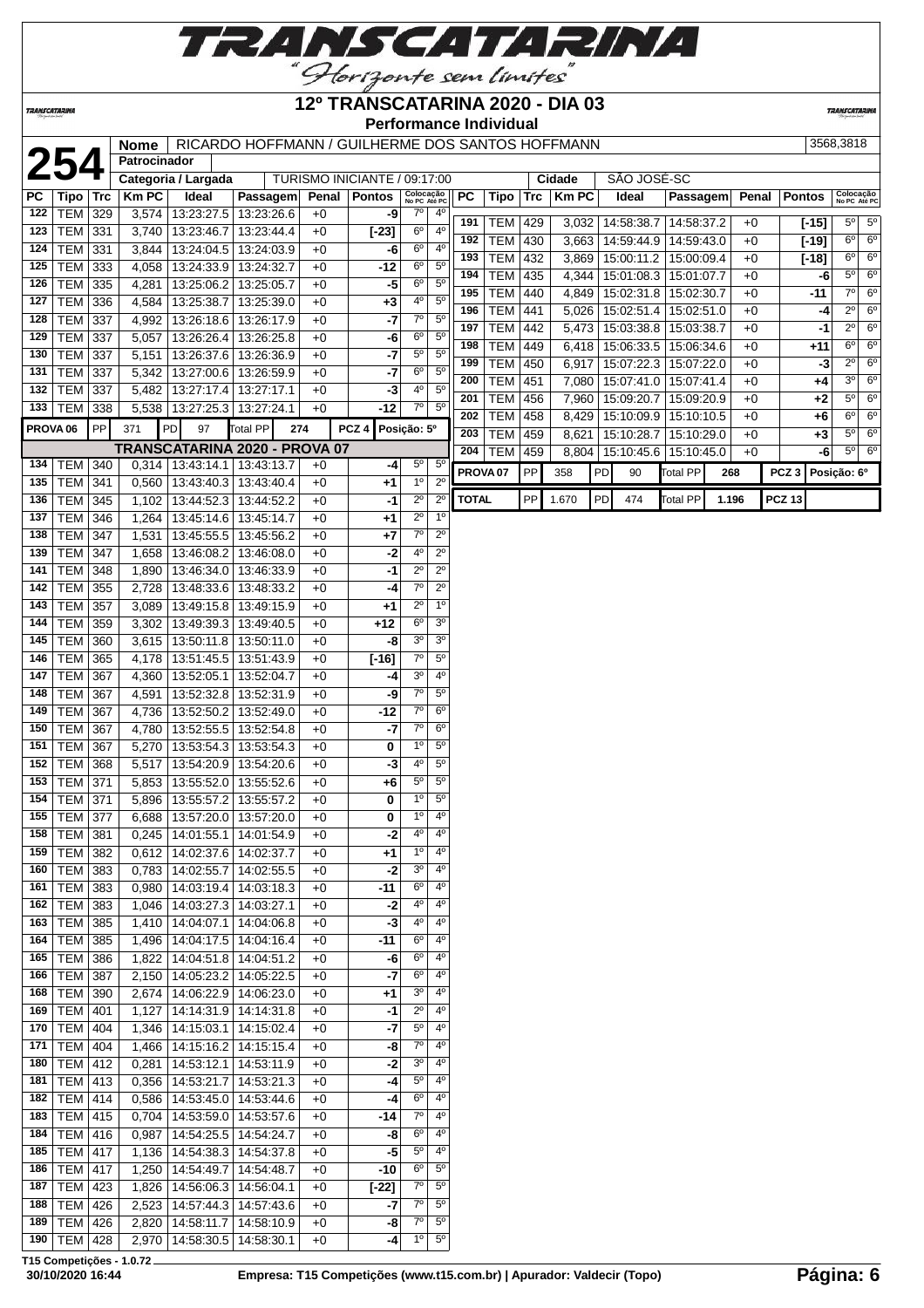# 12º TRANSCATARINA 2020 - DIA 03

**Performance Individual**

| 254 | Nome | RICARDO HOFFMANN / GUILHERME DOS SANTOS HOFFMANN | 3568,3818 |
|---|---|---|---|
| | Patrocinador | | |
| | Categoria / Largada | TURISMO INICIANTE / 09:17:00 | Cidade: SÃO JOSÉ-SC |

| PC | Tipo | Trc | Km PC | Ideal | Passagem | Penal | Pontos | Colocação No PC | Colocação Até PC |
|---|---|---|---|---|---|---|---|---|---|
| 122 | TEM | 329 | 3,574 | 13:23:27.5 | 13:23:26.6 | +0 | -9 | 7º | 4º |
| 123 | TEM | 331 | 3,740 | 13:23:46.7 | 13:23:44.4 | +0 | [-23] | 6º | 4º |
| 124 | TEM | 331 | 3,844 | 13:24:04.5 | 13:24:03.9 | +0 | -6 | 6º | 4º |
| 125 | TEM | 333 | 4,058 | 13:24:33.9 | 13:24:32.7 | +0 | -12 | 6º | 5º |
| 126 | TEM | 335 | 4,281 | 13:25:06.2 | 13:25:05.7 | +0 | -5 | 6º | 5º |
| 127 | TEM | 336 | 4,584 | 13:25:38.7 | 13:25:39.0 | +0 | +3 | 4º | 5º |
| 128 | TEM | 337 | 4,992 | 13:26:18.6 | 13:26:17.9 | +0 | -7 | 7º | 5º |
| 129 | TEM | 337 | 5,057 | 13:26:26.4 | 13:26:25.8 | +0 | -6 | 6º | 5º |
| 130 | TEM | 337 | 5,151 | 13:26:37.6 | 13:26:36.9 | +0 | -7 | 5º | 5º |
| 131 | TEM | 337 | 5,342 | 13:27:00.6 | 13:26:59.9 | +0 | -7 | 6º | 5º |
| 132 | TEM | 337 | 5,482 | 13:27:17.4 | 13:27:17.1 | +0 | -3 | 4º | 5º |
| 133 | TEM | 338 | 5,538 | 13:27:25.3 | 13:27:24.1 | +0 | -12 | 7º | 5º |
| PROVA 06 | PP | 371 | PD 97 | Total PP 274 | | PCZ 4 | Posição: 5º | | |
| **TRANSCATARINA 2020 - PROVA 07** | | | | | | | | | |
| 134 | TEM | 340 | 0,314 | 13:43:14.1 | 13:43:13.7 | +0 | -4 | 5º | 5º |
| 135 | TEM | 341 | 0,560 | 13:43:40.3 | 13:43:40.4 | +0 | +1 | 1º | 2º |
| 136 | TEM | 345 | 1,102 | 13:44:52.3 | 13:44:52.2 | +0 | -1 | 2º | 2º |
| 137 | TEM | 346 | 1,264 | 13:45:14.6 | 13:45:14.7 | +0 | +1 | 2º | 1º |
| 138 | TEM | 347 | 1,531 | 13:45:55.5 | 13:45:56.2 | +0 | +7 | 7º | 2º |
| 139 | TEM | 347 | 1,658 | 13:46:08.2 | 13:46:08.0 | +0 | -2 | 4º | 2º |
| 141 | TEM | 348 | 1,890 | 13:46:34.0 | 13:46:33.9 | +0 | -1 | 2º | 2º |
| 142 | TEM | 355 | 2,728 | 13:48:33.6 | 13:48:33.2 | +0 | -4 | 7º | 2º |
| 143 | TEM | 357 | 3,089 | 13:49:15.8 | 13:49:15.9 | +0 | +1 | 2º | 1º |
| 144 | TEM | 359 | 3,302 | 13:49:39.3 | 13:49:40.5 | +0 | +12 | 6º | 3º |
| 145 | TEM | 360 | 3,615 | 13:50:11.8 | 13:50:11.0 | +0 | -8 | 3º | 3º |
| 146 | TEM | 365 | 4,178 | 13:51:45.5 | 13:51:43.9 | +0 | [-16] | 7º | 5º |
| 147 | TEM | 367 | 4,360 | 13:52:05.1 | 13:52:04.7 | +0 | -4 | 3º | 4º |
| 148 | TEM | 367 | 4,591 | 13:52:32.8 | 13:52:31.9 | +0 | -9 | 7º | 5º |
| 149 | TEM | 367 | 4,736 | 13:52:50.2 | 13:52:49.0 | +0 | -12 | 7º | 6º |
| 150 | TEM | 367 | 4,780 | 13:52:55.5 | 13:52:54.8 | +0 | -7 | 7º | 6º |
| 151 | TEM | 367 | 5,270 | 13:53:54.3 | 13:53:54.3 | +0 | 0 | 1º | 5º |
| 152 | TEM | 368 | 5,517 | 13:54:20.9 | 13:54:20.6 | +0 | -3 | 4º | 5º |
| 153 | TEM | 371 | 5,853 | 13:55:52.0 | 13:55:52.6 | +0 | +6 | 5º | 5º |
| 154 | TEM | 371 | 5,896 | 13:55:57.2 | 13:55:57.2 | +0 | 0 | 1º | 5º |
| 155 | TEM | 377 | 6,688 | 13:57:20.0 | 13:57:20.0 | +0 | 0 | 1º | 4º |
| 158 | TEM | 381 | 0,245 | 14:01:55.1 | 14:01:54.9 | +0 | -2 | 4º | 4º |
| 159 | TEM | 382 | 0,612 | 14:02:37.6 | 14:02:37.7 | +0 | +1 | 1º | 4º |
| 160 | TEM | 383 | 0,783 | 14:02:55.7 | 14:02:55.5 | +0 | -2 | 3º | 4º |
| 161 | TEM | 383 | 0,980 | 14:03:19.4 | 14:03:18.3 | +0 | -11 | 6º | 4º |
| 162 | TEM | 383 | 1,046 | 14:03:27.3 | 14:03:27.1 | +0 | -2 | 4º | 4º |
| 163 | TEM | 385 | 1,410 | 14:04:07.1 | 14:04:06.8 | +0 | -3 | 4º | 4º |
| 164 | TEM | 385 | 1,496 | 14:04:17.5 | 14:04:16.4 | +0 | -11 | 6º | 4º |
| 165 | TEM | 386 | 1,822 | 14:04:51.8 | 14:04:51.2 | +0 | -6 | 6º | 4º |
| 166 | TEM | 387 | 2,150 | 14:05:23.2 | 14:05:22.5 | +0 | -7 | 6º | 4º |
| 168 | TEM | 390 | 2,674 | 14:06:22.9 | 14:06:23.0 | +0 | +1 | 3º | 4º |
| 169 | TEM | 401 | 1,127 | 14:14:31.9 | 14:14:31.8 | +0 | -1 | 2º | 4º |
| 170 | TEM | 404 | 1,346 | 14:15:03.1 | 14:15:02.4 | +0 | -7 | 5º | 4º |
| 171 | TEM | 404 | 1,466 | 14:15:16.2 | 14:15:15.4 | +0 | -8 | 7º | 4º |
| 180 | TEM | 412 | 0,281 | 14:53:12.1 | 14:53:11.9 | +0 | -2 | 3º | 4º |
| 181 | TEM | 413 | 0,356 | 14:53:21.7 | 14:53:21.3 | +0 | -4 | 5º | 4º |
| 182 | TEM | 414 | 0,586 | 14:53:45.0 | 14:53:44.6 | +0 | -4 | 6º | 4º |
| 183 | TEM | 415 | 0,704 | 14:53:59.0 | 14:53:57.6 | +0 | -14 | 7º | 4º |
| 184 | TEM | 416 | 0,987 | 14:54:25.5 | 14:54:24.7 | +0 | -8 | 6º | 4º |
| 185 | TEM | 417 | 1,136 | 14:54:38.3 | 14:54:37.8 | +0 | -5 | 5º | 4º |
| 186 | TEM | 417 | 1,250 | 14:54:49.7 | 14:54:48.7 | +0 | -10 | 6º | 5º |
| 187 | TEM | 423 | 1,826 | 14:56:06.3 | 14:56:04.1 | +0 | [-22] | 7º | 5º |
| 188 | TEM | 426 | 2,523 | 14:57:44.3 | 14:57:43.6 | +0 | -7 | 7º | 5º |
| 189 | TEM | 426 | 2,820 | 14:58:11.7 | 14:58:10.9 | +0 | -8 | 7º | 5º |
| 190 | TEM | 428 | 2,970 | 14:58:30.5 | 14:58:30.1 | +0 | -4 | 1º | 5º |
| 191 | TEM | 429 | 3,032 | 14:58:38.7 | 14:58:37.2 | +0 | [-15] | 5º | 5º |
| 192 | TEM | 430 | 3,663 | 14:59:44.9 | 14:59:43.0 | +0 | [-19] | 6º | 6º |
| 193 | TEM | 432 | 3,869 | 15:00:11.2 | 15:00:09.4 | +0 | [-18] | 6º | 6º |
| 194 | TEM | 435 | 4,344 | 15:01:08.3 | 15:01:07.7 | +0 | -6 | 5º | 6º |
| 195 | TEM | 440 | 4,849 | 15:02:31.8 | 15:02:30.7 | +0 | -11 | 7º | 6º |
| 196 | TEM | 441 | 5,026 | 15:02:51.4 | 15:02:51.0 | +0 | -4 | 2º | 6º |
| 197 | TEM | 442 | 5,473 | 15:03:38.8 | 15:03:38.7 | +0 | -1 | 2º | 6º |
| 198 | TEM | 449 | 6,418 | 15:06:33.5 | 15:06:34.6 | +0 | +11 | 6º | 6º |
| 199 | TEM | 450 | 6,917 | 15:07:22.3 | 15:07:22.0 | +0 | -3 | 2º | 6º |
| 200 | TEM | 451 | 7,080 | 15:07:41.0 | 15:07:41.4 | +0 | +4 | 3º | 6º |
| 201 | TEM | 456 | 7,960 | 15:09:20.7 | 15:09:20.9 | +0 | +2 | 5º | 6º |
| 202 | TEM | 458 | 8,429 | 15:10:09.9 | 15:10:10.5 | +0 | +6 | 6º | 6º |
| 203 | TEM | 459 | 8,621 | 15:10:28.7 | 15:10:29.0 | +0 | +3 | 5º | 6º |
| 204 | TEM | 459 | 8,804 | 15:10:45.6 | 15:10:45.0 | +0 | -6 | 5º | 6º |
| PROVA 07 | PP | 358 | PD 90 | Total PP 268 | | PCZ 3 | Posição: 6º | | |
| TOTAL | PP | 1.670 | PD 474 | Total PP 1.196 | | PCZ 13 | | | |

T15 Competições - 1.0.72

30/10/2020 16:44 — Empresa: T15 Competições (www.t15.com.br) | Apurador: Valdecir (Topo)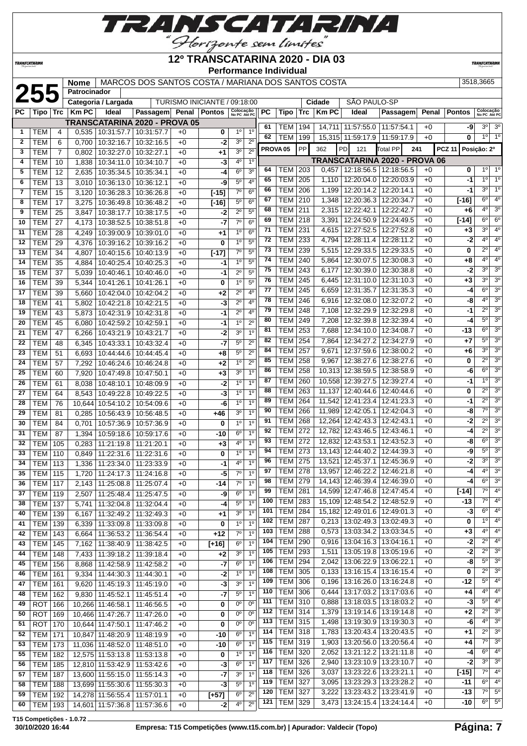# 12º TRANSCATARINA 2020 - DIA 03

**Performance Individual**

| | | |
|---|---|---|
| **255** | **Nome** | MARCOS DOS SANTOS COSTA / MARIANA DOS SANTOS COSTA — 3518,3665 |
| | **Patrocinador** | |
| | **Categoria / Largada** | TURISMO INICIANTE / 09:18:00 — **Cidade** SÃO PAULO-SP |

**TRANSCATARINA 2020 - PROVA 05**

| PC | Tipo | Trc | Km PC | Ideal | Passagem | Penal | Pontos | Colocação No PC | Colocação Até PC |
|---|---|---|---|---|---|---|---|---|---|
| 1 | TEM | 4 | 0,535 | 10:31:57.7 | 10:31:57.7 | +0 | 0 | 1º | 1º |
| 2 | TEM | 6 | 0,700 | 10:32:16.7 | 10:32:16.5 | +0 | -2 | 3º | 2º |
| 3 | TEM | 7 | 0,802 | 10:32:27.0 | 10:32:27.1 | +0 | +1 | 3º | 2º |
| 4 | TEM | 10 | 1,838 | 10:34:11.0 | 10:34:10.7 | +0 | -3 | 4º | 1º |
| 5 | TEM | 12 | 2,635 | 10:35:34.5 | 10:35:34.1 | +0 | -4 | 6º | 3º |
| 6 | TEM | 13 | 3,010 | 10:36:13.0 | 10:36:12.1 | +0 | -9 | 5º | 4º |
| 7 | TEM | 15 | 3,120 | 10:36:28.3 | 10:36:26.8 | +0 | [-15] | 7º | 6º |
| 8 | TEM | 17 | 3,275 | 10:36:49.8 | 10:36:48.2 | +0 | [-16] | 5º | 6º |
| 9 | TEM | 25 | 3,847 | 10:38:17.7 | 10:38:17.5 | +0 | -2 | 2º | 5º |
| 10 | TEM | 27 | 4,173 | 10:38:52.5 | 10:38:51.8 | +0 | -7 | 7º | 6º |
| 11 | TEM | 28 | 4,249 | 10:39:00.9 | 10:39:01.0 | +0 | +1 | 1º | 6º |
| 12 | TEM | 29 | 4,376 | 10:39:16.2 | 10:39:16.2 | +0 | 0 | 1º | 5º |
| 13 | TEM | 34 | 4,807 | 10:40:15.6 | 10:40:13.9 | +0 | [-17] | 7º | 5º |
| 14 | TEM | 35 | 4,884 | 10:40:25.4 | 10:40:25.3 | +0 | -1 | 1º | 5º |
| 15 | TEM | 37 | 5,039 | 10:40:46.1 | 10:40:46.0 | +0 | -1 | 2º | 5º |
| 16 | TEM | 39 | 5,344 | 10:41:26.1 | 10:41:26.1 | +0 | 0 | 1º | 5º |
| 17 | TEM | 39 | 5,660 | 10:42:04.0 | 10:42:04.2 | +0 | +2 | 2º | 4º |
| 18 | TEM | 41 | 5,802 | 10:42:21.8 | 10:42:21.5 | +0 | -3 | 2º | 4º |
| 19 | TEM | 43 | 5,873 | 10:42:31.9 | 10:42:31.8 | +0 | -1 | 2º | 4º |
| 20 | TEM | 45 | 6,080 | 10:42:59.2 | 10:42:59.1 | +0 | -1 | 1º | 2º |
| 21 | TEM | 47 | 6,266 | 10:43:21.9 | 10:43:21.7 | +0 | -2 | 3º | 1º |
| 22 | TEM | 48 | 6,345 | 10:43:33.1 | 10:43:32.4 | +0 | -7 | 5º | 2º |
| 23 | TEM | 51 | 6,693 | 10:44:44.6 | 10:44:45.4 | +0 | +8 | 5º | 2º |
| 24 | TEM | 57 | 7,292 | 10:46:24.6 | 10:46:24.8 | +0 | +2 | 1º | 2º |
| 25 | TEM | 60 | 7,920 | 10:47:49.8 | 10:47:50.1 | +0 | +3 | 3º | 1º |
| 26 | TEM | 61 | 8,038 | 10:48:10.1 | 10:48:09.9 | +0 | -2 | 1º | 1º |
| 27 | TEM | 64 | 8,543 | 10:49:22.8 | 10:49:22.5 | +0 | -3 | 1º | 1º |
| 28 | TEM | 76 | 10,644 | 10:54:10.2 | 10:54:09.6 | +0 | -6 | 1º | 1º |
| 29 | TEM | 81 | 0,285 | 10:56:43.9 | 10:56:48.5 | +0 | +46 | 3º | 1º |
| 30 | TEM | 84 | 0,701 | 10:57:36.9 | 10:57:36.9 | +0 | 0 | 1º | 1º |
| 31 | TEM | 87 | 1,394 | 10:59:18.6 | 10:59:17.6 | +0 | -10 | 6º | 1º |
| 32 | TEM | 105 | 0,283 | 11:21:19.8 | 11:21:20.1 | +0 | +3 | 4º | 1º |
| 33 | TEM | 110 | 0,849 | 11:22:31.6 | 11:22:31.6 | +0 | 0 | 1º | 1º |
| 34 | TEM | 113 | 1,336 | 11:23:34.0 | 11:23:33.9 | +0 | -1 | 4º | 1º |
| 35 | TEM | 115 | 1,720 | 11:24:17.3 | 11:24:16.8 | +0 | -5 | 7º | 1º |
| 36 | TEM | 117 | 2,143 | 11:25:08.8 | 11:25:07.4 | +0 | -14 | 7º | 1º |
| 37 | TEM | 119 | 2,507 | 11:25:48.4 | 11:25:47.5 | +0 | -9 | 6º | 1º |
| 38 | TEM | 137 | 5,741 | 11:32:04.8 | 11:32:04.4 | +0 | -4 | 5º | 1º |
| 40 | TEM | 139 | 6,167 | 11:32:49.2 | 11:32:49.3 | +0 | +1 | 3º | 1º |
| 41 | TEM | 139 | 6,339 | 11:33:09.8 | 11:33:09.8 | +0 | 0 | 1º | 1º |
| 42 | TEM | 143 | 6,664 | 11:36:53.2 | 11:36:54.4 | +0 | +12 | 7º | 1º |
| 43 | TEM | 145 | 7,162 | 11:38:40.9 | 11:38:42.5 | +0 | [+16] | 6º | 1º |
| 44 | TEM | 148 | 7,433 | 11:39:18.2 | 11:39:18.4 | +0 | +2 | 3º | 1º |
| 45 | TEM | 156 | 8,868 | 11:42:58.9 | 11:42:58.2 | +0 | -7 | 6º | 1º |
| 46 | TEM | 161 | 9,334 | 11:44:30.3 | 11:44:30.1 | +0 | -2 | 1º | 1º |
| 47 | TEM | 161 | 9,620 | 11:45:19.3 | 11:45:19.0 | +0 | -3 | 3º | 1º |
| 48 | TEM | 162 | 9,830 | 11:45:52.1 | 11:45:51.4 | +0 | -7 | 5º | 1º |
| 49 | ROT | 166 | 10,266 | 11:46:58.1 | 11:46:56.5 | +0 | 0 | 0º | 0º |
| 50 | ROT | 169 | 10,466 | 11:47:26.7 | 11:47:26.0 | +0 | 0 | 0º | 0º |
| 51 | ROT | 170 | 10,644 | 11:47:50.1 | 11:47:46.2 | +0 | 0 | 0º | 0º |
| 52 | TEM | 171 | 10,847 | 11:48:20.9 | 11:48:19.9 | +0 | -10 | 6º | 1º |
| 53 | TEM | 173 | 11,036 | 11:48:52.0 | 11:48:51.0 | +0 | -10 | 6º | 1º |
| 55 | TEM | 182 | 12,575 | 11:53:13.8 | 11:53:13.8 | +0 | 0 | 1º | 1º |
| 56 | TEM | 185 | 12,810 | 11:53:42.9 | 11:53:42.6 | +0 | -3 | 6º | 1º |
| 57 | TEM | 187 | 13,600 | 11:55:15.0 | 11:55:14.3 | +0 | -7 | 3º | 1º |
| 58 | TEM | 188 | 13,699 | 11:55:30.6 | 11:55:30.3 | +0 | -3 | 5º | 1º |
| 59 | TEM | 192 | 14,278 | 11:56:55.4 | 11:57:01.1 | +0 | [+57] | 6º | 2º |
| 60 | TEM | 193 | 14,601 | 11:57:36.8 | 11:57:36.6 | +0 | -2 | 4º | 2º |
| 61 | TEM | 194 | 14,711 | 11:57:55.0 | 11:57:54.1 | +0 | -9 | 3º | 3º |
| 62 | TEM | 199 | 15,315 | 11:59:17.9 | 11:59:17.9 | +0 | 0 | 1º | 1º |

**PROVA 05** — PP 362 — PD 121 — Total PP 241 — PCZ 11 — Posição: 2º

**TRANSCATARINA 2020 - PROVA 06**

| PC | Tipo | Trc | Km PC | Ideal | Passagem | Penal | Pontos | Colocação No PC | Colocação Até PC |
|---|---|---|---|---|---|---|---|---|---|
| 64 | TEM | 203 | 0,457 | 12:18:56.5 | 12:18:56.5 | +0 | 0 | 1º | 1º |
| 65 | TEM | 205 | 1,110 | 12:20:04.0 | 12:20:03.9 | +0 | -1 | 1º | 1º |
| 66 | TEM | 206 | 1,199 | 12:20:14.2 | 12:20:14.1 | +0 | -1 | 3º | 1º |
| 67 | TEM | 210 | 1,348 | 12:20:36.3 | 12:20:34.7 | +0 | [-16] | 6º | 4º |
| 68 | TEM | 211 | 2,315 | 12:22:42.1 | 12:22:42.7 | +0 | +6 | 4º | 3º |
| 69 | TEM | 218 | 3,391 | 12:24:50.9 | 12:24:49.5 | +0 | [-14] | 6º | 6º |
| 71 | TEM | 231 | 4,615 | 12:27:52.5 | 12:27:52.8 | +0 | +3 | 3º | 4º |
| 72 | TEM | 233 | 4,794 | 12:28:11.4 | 12:28:11.2 | +0 | -2 | 4º | 4º |
| 73 | TEM | 239 | 5,515 | 12:29:33.5 | 12:29:33.5 | +0 | 0 | 2º | 4º |
| 74 | TEM | 240 | 5,864 | 12:30:07.5 | 12:30:08.3 | +0 | +8 | 4º | 4º |
| 75 | TEM | 243 | 6,177 | 12:30:39.0 | 12:30:38.8 | +0 | -2 | 3º | 3º |
| 76 | TEM | 245 | 6,445 | 12:31:10.0 | 12:31:10.3 | +0 | +3 | 3º | 3º |
| 77 | TEM | 245 | 6,659 | 12:31:35.7 | 12:31:35.3 | +0 | -4 | 6º | 3º |
| 78 | TEM | 246 | 6,916 | 12:32:08.0 | 12:32:07.2 | +0 | -8 | 4º | 3º |
| 79 | TEM | 248 | 7,108 | 12:32:29.9 | 12:32:29.8 | +0 | -1 | 2º | 3º |
| 80 | TEM | 249 | 7,208 | 12:32:39.8 | 12:32:39.4 | +0 | -4 | 5º | 3º |
| 81 | TEM | 253 | 7,688 | 12:34:10.0 | 12:34:08.7 | +0 | -13 | 6º | 3º |
| 82 | TEM | 254 | 7,864 | 12:34:27.2 | 12:34:27.9 | +0 | +7 | 5º | 3º |
| 84 | TEM | 257 | 9,671 | 12:37:59.6 | 12:38:00.2 | +0 | +6 | 3º | 3º |
| 85 | TEM | 258 | 9,967 | 12:38:27.6 | 12:38:27.6 | +0 | 0 | 2º | 3º |
| 86 | TEM | 258 | 10,313 | 12:38:59.5 | 12:38:58.9 | +0 | -6 | 6º | 3º |
| 87 | TEM | 260 | 10,558 | 12:39:27.5 | 12:39:27.4 | +0 | -1 | 1º | 3º |
| 88 | TEM | 263 | 11,137 | 12:40:44.6 | 12:40:44.6 | +0 | 0 | 2º | 3º |
| 89 | TEM | 264 | 11,542 | 12:41:23.4 | 12:41:23.3 | +0 | -1 | 2º | 3º |
| 90 | TEM | 266 | 11,989 | 12:42:05.1 | 12:42:04.3 | +0 | -8 | 7º | 3º |
| 91 | TEM | 268 | 12,264 | 12:42:43.3 | 12:42:43.1 | +0 | -2 | 2º | 3º |
| 92 | TEM | 272 | 12,782 | 12:43:46.5 | 12:43:46.1 | +0 | -4 | 2º | 3º |
| 93 | TEM | 272 | 12,832 | 12:43:53.1 | 12:43:52.3 | +0 | -8 | 6º | 3º |
| 94 | TEM | 273 | 13,143 | 12:44:40.2 | 12:44:39.3 | +0 | -9 | 5º | 3º |
| 96 | TEM | 275 | 13,521 | 12:45:37.1 | 12:45:36.9 | +0 | -2 | 3º | 3º |
| 97 | TEM | 278 | 13,957 | 12:46:22.2 | 12:46:21.8 | +0 | -4 | 4º | 3º |
| 98 | TEM | 279 | 14,143 | 12:46:39.4 | 12:46:39.0 | +0 | -4 | 6º | 3º |
| 99 | TEM | 281 | 14,599 | 12:47:46.8 | 12:47:45.4 | +0 | [-14] | 7º | 4º |
| 100 | TEM | 283 | 15,109 | 12:48:54.2 | 12:48:52.9 | +0 | -13 | 7º | 4º |
| 101 | TEM | 284 | 15,182 | 12:49:01.6 | 12:49:01.3 | +0 | -3 | 6º | 4º |
| 102 | TEM | 287 | 0,213 | 13:02:49.3 | 13:02:49.3 | +0 | 0 | 1º | 4º |
| 103 | TEM | 288 | 0,573 | 13:03:34.2 | 13:03:34.5 | +0 | +3 | 4º | 4º |
| 104 | TEM | 290 | 0,916 | 13:04:16.3 | 13:04:16.1 | +0 | -2 | 2º | 4º |
| 105 | TEM | 293 | 1,511 | 13:05:19.8 | 13:05:19.6 | +0 | -2 | 2º | 3º |
| 106 | TEM | 294 | 2,042 | 13:06:22.9 | 13:06:22.1 | +0 | -8 | 5º | 3º |
| 108 | TEM | 305 | 0,133 | 13:16:15.4 | 13:16:15.4 | +0 | 0 | 2º | 3º |
| 109 | TEM | 306 | 0,196 | 13:16:26.0 | 13:16:24.8 | +0 | -12 | 5º | 4º |
| 110 | TEM | 306 | 0,444 | 13:17:03.2 | 13:17:03.6 | +0 | +4 | 4º | 4º |
| 111 | TEM | 310 | 0,888 | 13:18:03.5 | 13:18:03.2 | +0 | -3 | 5º | 4º |
| 112 | TEM | 314 | 1,379 | 13:19:14.6 | 13:19:14.8 | +0 | +2 | 2º | 3º |
| 113 | TEM | 315 | 1,498 | 13:19:30.9 | 13:19:30.3 | +0 | -6 | 4º | 3º |
| 114 | TEM | 318 | 1,783 | 13:20:43.4 | 13:20:43.5 | +0 | +1 | 2º | 3º |
| 115 | TEM | 319 | 1,903 | 13:20:56.0 | 13:20:56.4 | +0 | +4 | 7º | 3º |
| 116 | TEM | 320 | 2,052 | 13:21:12.2 | 13:21:11.8 | +0 | -4 | 6º | 4º |
| 117 | TEM | 326 | 2,940 | 13:23:10.9 | 13:23:10.7 | +0 | -2 | 3º | 3º |
| 118 | TEM | 326 | 3,037 | 13:23:22.6 | 13:23:21.1 | +0 | [-15] | 7º | 4º |
| 119 | TEM | 327 | 3,095 | 13:23:29.3 | 13:23:28.2 | +0 | -11 | 6º | 4º |
| 120 | TEM | 327 | 3,222 | 13:23:43.2 | 13:23:41.9 | +0 | -13 | 7º | 5º |
| 121 | TEM | 329 | 3,473 | 13:24:15.4 | 13:24:14.4 | +0 | -10 | 6º | 5º |

T15 Competições - 1.0.72
30/10/2020 16:44 — Empresa: T15 Competições (www.t15.com.br) | Apurador: Valdecir (Topo)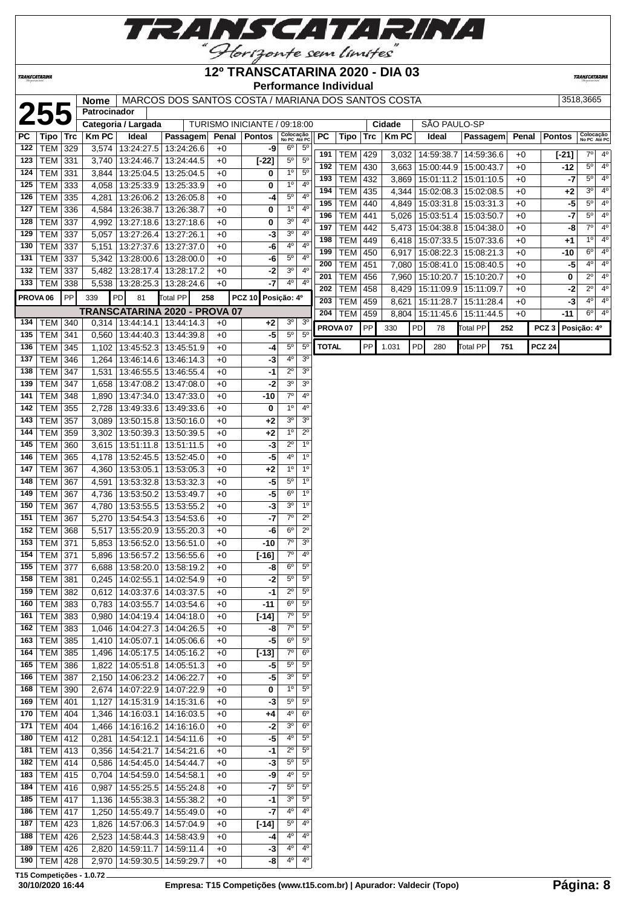# 12º TRANSCATARINA 2020 - DIA 03

**Performance Individual**

**255** | Nome: MARCOS DOS SANTOS COSTA / MARIANA DOS SANTOS COSTA | 3518,3665

Patrocinador:

Categoria / Largada: TURISMO INICIANTE / 09:18:00 | Cidade: SÃO PAULO-SP

| PC | Tipo | Trc | Km PC | Ideal | Passagem | Penal | Pontos | Colocação No PC | Colocação Até PC |
|---|---|---|---|---|---|---|---|---|---|
| 122 | TEM | 329 | 3,574 | 13:24:27.5 | 13:24:26.6 | +0 | -9 | 6º | 5º |
| 123 | TEM | 331 | 3,740 | 13:24:46.7 | 13:24:44.5 | +0 | [-22] | 5º | 5º |
| 124 | TEM | 331 | 3,844 | 13:25:04.5 | 13:25:04.5 | +0 | 0 | 1º | 5º |
| 125 | TEM | 333 | 4,058 | 13:25:33.9 | 13:25:33.9 | +0 | 0 | 1º | 4º |
| 126 | TEM | 335 | 4,281 | 13:26:06.2 | 13:26:05.8 | +0 | -4 | 5º | 4º |
| 127 | TEM | 336 | 4,584 | 13:26:38.7 | 13:26:38.7 | +0 | 0 | 1º | 4º |
| 128 | TEM | 337 | 4,992 | 13:27:18.6 | 13:27:18.6 | +0 | 0 | 3º | 4º |
| 129 | TEM | 337 | 5,057 | 13:27:26.4 | 13:27:26.1 | +0 | -3 | 3º | 4º |
| 130 | TEM | 337 | 5,151 | 13:27:37.6 | 13:27:37.0 | +0 | -6 | 4º | 4º |
| 131 | TEM | 337 | 5,342 | 13:28:00.6 | 13:28:00.0 | +0 | -6 | 5º | 4º |
| 132 | TEM | 337 | 5,482 | 13:28:17.4 | 13:28:17.2 | +0 | -2 | 3º | 4º |
| 133 | TEM | 338 | 5,538 | 13:28:25.3 | 13:28:24.6 | +0 | -7 | 4º | 4º |
| PROVA 06 | PP | 339 | PD 81 | Total PP 258 | | | PCZ 10 | Posição: 4º | |
| **TRANSCATARINA 2020 - PROVA 07** | | | | | | | | | |
| 134 | TEM | 340 | 0,314 | 13:44:14.1 | 13:44:14.3 | +0 | +2 | 3º | 3º |
| 135 | TEM | 341 | 0,560 | 13:44:40.3 | 13:44:39.8 | +0 | -5 | 5º | 5º |
| 136 | TEM | 345 | 1,102 | 13:45:52.3 | 13:45:51.9 | +0 | -4 | 5º | 5º |
| 137 | TEM | 346 | 1,264 | 13:46:14.6 | 13:46:14.3 | +0 | -3 | 4º | 3º |
| 138 | TEM | 347 | 1,531 | 13:46:55.5 | 13:46:55.4 | +0 | -1 | 2º | 3º |
| 139 | TEM | 347 | 1,658 | 13:47:08.2 | 13:47:08.0 | +0 | -2 | 3º | 3º |
| 141 | TEM | 348 | 1,890 | 13:47:34.0 | 13:47:33.0 | +0 | -10 | 7º | 4º |
| 142 | TEM | 355 | 2,728 | 13:49:33.6 | 13:49:33.6 | +0 | 0 | 1º | 4º |
| 143 | TEM | 357 | 3,089 | 13:50:15.8 | 13:50:16.0 | +0 | +2 | 3º | 3º |
| 144 | TEM | 359 | 3,302 | 13:50:39.3 | 13:50:39.5 | +0 | +2 | 1º | 2º |
| 145 | TEM | 360 | 3,615 | 13:51:11.8 | 13:51:11.5 | +0 | -3 | 2º | 1º |
| 146 | TEM | 365 | 4,178 | 13:52:45.5 | 13:52:45.0 | +0 | -5 | 4º | 1º |
| 147 | TEM | 367 | 4,360 | 13:53:05.1 | 13:53:05.3 | +0 | +2 | 1º | 1º |
| 148 | TEM | 367 | 4,591 | 13:53:32.8 | 13:53:32.3 | +0 | -5 | 5º | 1º |
| 149 | TEM | 367 | 4,736 | 13:53:50.2 | 13:53:49.7 | +0 | -5 | 6º | 1º |
| 150 | TEM | 367 | 4,780 | 13:53:55.5 | 13:53:55.2 | +0 | -3 | 3º | 1º |
| 151 | TEM | 367 | 5,270 | 13:54:54.3 | 13:54:53.6 | +0 | -7 | 7º | 2º |
| 152 | TEM | 368 | 5,517 | 13:55:20.9 | 13:55:20.3 | +0 | -6 | 6º | 2º |
| 153 | TEM | 371 | 5,853 | 13:56:52.0 | 13:56:51.0 | +0 | -10 | 7º | 3º |
| 154 | TEM | 371 | 5,896 | 13:56:57.2 | 13:56:55.6 | +0 | [-16] | 7º | 4º |
| 155 | TEM | 377 | 6,688 | 13:58:20.0 | 13:58:19.2 | +0 | -8 | 6º | 5º |
| 158 | TEM | 381 | 0,245 | 14:02:55.1 | 14:02:54.9 | +0 | -2 | 5º | 5º |
| 159 | TEM | 382 | 0,612 | 14:03:37.6 | 14:03:37.5 | +0 | -1 | 2º | 5º |
| 160 | TEM | 383 | 0,783 | 14:03:55.7 | 14:03:54.6 | +0 | -11 | 6º | 5º |
| 161 | TEM | 383 | 0,980 | 14:04:19.4 | 14:04:18.0 | +0 | [-14] | 7º | 5º |
| 162 | TEM | 383 | 1,046 | 14:04:27.3 | 14:04:26.5 | +0 | -8 | 7º | 5º |
| 163 | TEM | 385 | 1,410 | 14:05:07.1 | 14:05:06.6 | +0 | -5 | 6º | 5º |
| 164 | TEM | 385 | 1,496 | 14:05:17.5 | 14:05:16.2 | +0 | [-13] | 7º | 6º |
| 165 | TEM | 386 | 1,822 | 14:05:51.8 | 14:05:51.3 | +0 | -5 | 5º | 5º |
| 166 | TEM | 387 | 2,150 | 14:06:23.2 | 14:06:22.7 | +0 | -5 | 3º | 5º |
| 168 | TEM | 390 | 2,674 | 14:07:22.9 | 14:07:22.9 | +0 | 0 | 1º | 5º |
| 169 | TEM | 401 | 1,127 | 14:15:31.9 | 14:15:31.6 | +0 | -3 | 5º | 5º |
| 170 | TEM | 404 | 1,346 | 14:16:03.1 | 14:16:03.5 | +0 | +4 | 4º | 6º |
| 171 | TEM | 404 | 1,466 | 14:16:16.2 | 14:16:16.0 | +0 | -2 | 3º | 6º |
| 180 | TEM | 412 | 0,281 | 14:54:12.1 | 14:54:11.6 | +0 | -5 | 4º | 5º |
| 181 | TEM | 413 | 0,356 | 14:54:21.7 | 14:54:21.6 | +0 | -1 | 2º | 5º |
| 182 | TEM | 414 | 0,586 | 14:54:45.0 | 14:54:44.7 | +0 | -3 | 5º | 5º |
| 183 | TEM | 415 | 0,704 | 14:54:59.0 | 14:54:58.1 | +0 | -9 | 4º | 5º |
| 184 | TEM | 416 | 0,987 | 14:55:25.5 | 14:55:24.8 | +0 | -7 | 5º | 5º |
| 185 | TEM | 417 | 1,136 | 14:55:38.3 | 14:55:38.2 | +0 | -1 | 3º | 5º |
| 186 | TEM | 417 | 1,250 | 14:55:49.7 | 14:55:49.0 | +0 | -7 | 4º | 4º |
| 187 | TEM | 423 | 1,826 | 14:57:06.3 | 14:57:04.9 | +0 | [-14] | 5º | 4º |
| 188 | TEM | 426 | 2,523 | 14:58:44.3 | 14:58:43.9 | +0 | -4 | 4º | 4º |
| 189 | TEM | 426 | 2,820 | 14:59:11.7 | 14:59:11.4 | +0 | -3 | 4º | 4º |
| 190 | TEM | 428 | 2,970 | 14:59:30.5 | 14:59:29.7 | +0 | -8 | 4º | 4º |
| 191 | TEM | 429 | 3,032 | 14:59:38.7 | 14:59:36.6 | +0 | [-21] | 7º | 4º |
| 192 | TEM | 430 | 3,663 | 15:00:44.9 | 15:00:43.7 | +0 | -12 | 5º | 4º |
| 193 | TEM | 432 | 3,869 | 15:01:11.2 | 15:01:10.5 | +0 | -7 | 5º | 4º |
| 194 | TEM | 435 | 4,344 | 15:02:08.3 | 15:02:08.5 | +0 | +2 | 3º | 4º |
| 195 | TEM | 440 | 4,849 | 15:03:31.8 | 15:03:31.3 | +0 | -5 | 5º | 4º |
| 196 | TEM | 441 | 5,026 | 15:03:51.4 | 15:03:50.7 | +0 | -7 | 5º | 4º |
| 197 | TEM | 442 | 5,473 | 15:04:38.8 | 15:04:38.0 | +0 | -8 | 7º | 4º |
| 198 | TEM | 449 | 6,418 | 15:07:33.5 | 15:07:33.6 | +0 | +1 | 1º | 4º |
| 199 | TEM | 450 | 6,917 | 15:08:22.3 | 15:08:21.3 | +0 | -10 | 6º | 4º |
| 200 | TEM | 451 | 7,080 | 15:08:41.0 | 15:08:40.5 | +0 | -5 | 4º | 4º |
| 201 | TEM | 456 | 7,960 | 15:10:20.7 | 15:10:20.7 | +0 | 0 | 2º | 4º |
| 202 | TEM | 458 | 8,429 | 15:11:09.9 | 15:11:09.7 | +0 | -2 | 2º | 4º |
| 203 | TEM | 459 | 8,621 | 15:11:28.7 | 15:11:28.4 | +0 | -3 | 4º | 4º |
| 204 | TEM | 459 | 8,804 | 15:11:45.6 | 15:11:44.5 | +0 | -11 | 6º | 4º |
| PROVA 07 | PP | 330 | PD 78 | Total PP 252 | | | PCZ 3 | Posição: 4º | |
| TOTAL | PP | 1.031 | PD 280 | Total PP 751 | | | PCZ 24 | | |

T15 Competições - 1.0.72

30/10/2020 16:44 — Empresa: T15 Competições (www.t15.com.br) | Apurador: Valdecir (Topo)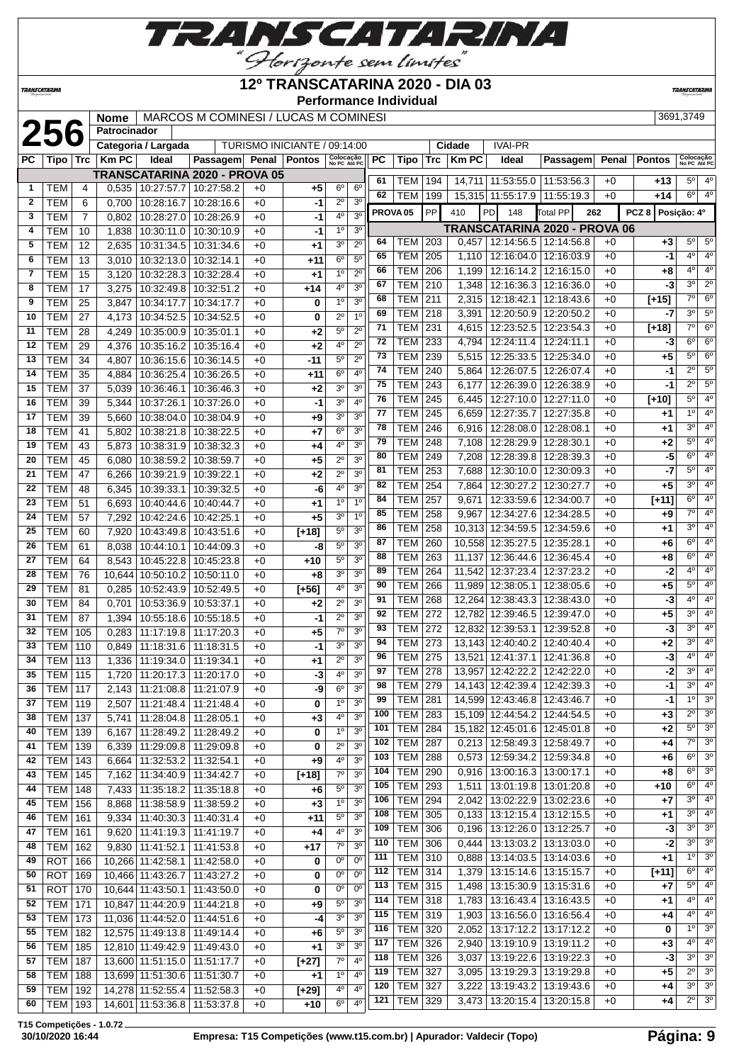# 12º TRANSCATARINA 2020 - DIA 03

**Performance Individual**

| | | |
|---|---|---|
| **256** | **Nome** | MARCOS M COMINESI / LUCAS M COMINESI | 3691,3749 |
| | **Patrocinador** | | |
| | **Categoria / Largada** | TURISMO INICIANTE / 09:14:00 | **Cidade** IVAI-PR |

| PC | Tipo | Trc | Km PC | Ideal | Passagem | Penal | Pontos | Colocação No PC | Colocação Até PC |
|---|---|---|---|---|---|---|---|---|---|
| | | | **TRANSCATARINA 2020 - PROVA 05** | | | | | | |
| 1 | TEM | 4 | 0,535 | 10:27:57.7 | 10:27:58.2 | +0 | **+5** | 6º | 6º |
| 2 | TEM | 6 | 0,700 | 10:28:16.7 | 10:28:16.6 | +0 | **-1** | 2º | 3º |
| 3 | TEM | 7 | 0,802 | 10:28:27.0 | 10:28:26.9 | +0 | **-1** | 4º | 3º |
| 4 | TEM | 10 | 1,838 | 10:30:11.0 | 10:30:10.9 | +0 | **-1** | 1º | 3º |
| 5 | TEM | 12 | 2,635 | 10:31:34.5 | 10:31:34.6 | +0 | **+1** | 3º | 2º |
| 6 | TEM | 13 | 3,010 | 10:32:13.0 | 10:32:14.1 | +0 | **+11** | 6º | 5º |
| 7 | TEM | 15 | 3,120 | 10:32:28.3 | 10:32:28.4 | +0 | **+1** | 1º | 2º |
| 8 | TEM | 17 | 3,275 | 10:32:49.8 | 10:32:51.2 | +0 | **+14** | 4º | 3º |
| 9 | TEM | 25 | 3,847 | 10:34:17.7 | 10:34:17.7 | +0 | **0** | 1º | 3º |
| 10 | TEM | 27 | 4,173 | 10:34:52.5 | 10:34:52.5 | +0 | **0** | 2º | 1º |
| 11 | TEM | 28 | 4,249 | 10:35:00.9 | 10:35:01.1 | +0 | **+2** | 5º | 2º |
| 12 | TEM | 29 | 4,376 | 10:35:16.2 | 10:35:16.4 | +0 | **+2** | 4º | 2º |
| 13 | TEM | 34 | 4,807 | 10:36:15.6 | 10:36:14.5 | +0 | **-11** | 5º | 2º |
| 14 | TEM | 35 | 4,884 | 10:36:25.4 | 10:36:26.5 | +0 | **+11** | 6º | 4º |
| 15 | TEM | 37 | 5,039 | 10:36:46.1 | 10:36:46.3 | +0 | **+2** | 3º | 3º |
| 16 | TEM | 39 | 5,344 | 10:37:26.1 | 10:37:26.0 | +0 | **-1** | 3º | 4º |
| 17 | TEM | 39 | 5,660 | 10:38:04.0 | 10:38:04.9 | +0 | **+9** | 3º | 3º |
| 18 | TEM | 41 | 5,802 | 10:38:21.8 | 10:38:22.5 | +0 | **+7** | 6º | 3º |
| 19 | TEM | 43 | 5,873 | 10:38:31.9 | 10:38:32.3 | +0 | **+4** | 4º | 3º |
| 20 | TEM | 45 | 6,080 | 10:38:59.2 | 10:38:59.7 | +0 | **+5** | 2º | 3º |
| 21 | TEM | 47 | 6,266 | 10:39:21.9 | 10:39:22.1 | +0 | **+2** | 2º | 3º |
| 22 | TEM | 48 | 6,345 | 10:39:33.1 | 10:39:32.5 | +0 | **-6** | 4º | 3º |
| 23 | TEM | 51 | 6,693 | 10:40:44.6 | 10:40:44.7 | +0 | **+1** | 1º | 1º |
| 24 | TEM | 57 | 7,292 | 10:42:24.6 | 10:42:25.1 | +0 | **+5** | 3º | 1º |
| 25 | TEM | 60 | 7,920 | 10:43:49.8 | 10:43:51.6 | +0 | **[+18]** | 5º | 3º |
| 26 | TEM | 61 | 8,038 | 10:44:10.1 | 10:44:09.3 | +0 | **-8** | 5º | 3º |
| 27 | TEM | 64 | 8,543 | 10:45:22.8 | 10:45:23.8 | +0 | **+10** | 5º | 3º |
| 28 | TEM | 76 | 10,644 | 10:50:10.2 | 10:50:11.0 | +0 | **+8** | 3º | 3º |
| 29 | TEM | 81 | 0,285 | 10:52:43.9 | 10:52:49.5 | +0 | **[+56]** | 4º | 3º |
| 30 | TEM | 84 | 0,701 | 10:53:36.9 | 10:53:37.1 | +0 | **+2** | 2º | 3º |
| 31 | TEM | 87 | 1,394 | 10:55:18.6 | 10:55:18.5 | +0 | **-1** | 2º | 3º |
| 32 | TEM | 105 | 0,283 | 11:17:19.8 | 11:17:20.3 | +0 | **+5** | 7º | 3º |
| 33 | TEM | 110 | 0,849 | 11:18:31.6 | 11:18:31.5 | +0 | **-1** | 3º | 3º |
| 34 | TEM | 113 | 1,336 | 11:19:34.0 | 11:19:34.1 | +0 | **+1** | 2º | 3º |
| 35 | TEM | 115 | 1,720 | 11:20:17.3 | 11:20:17.0 | +0 | **-3** | 4º | 3º |
| 36 | TEM | 117 | 2,143 | 11:21:08.8 | 11:21:07.9 | +0 | **-9** | 6º | 3º |
| 37 | TEM | 119 | 2,507 | 11:21:48.4 | 11:21:48.4 | +0 | **0** | 1º | 3º |
| 38 | TEM | 137 | 5,741 | 11:28:04.8 | 11:28:05.1 | +0 | **+3** | 4º | 3º |
| 40 | TEM | 139 | 6,167 | 11:28:49.2 | 11:28:49.2 | +0 | **0** | 1º | 3º |
| 41 | TEM | 139 | 6,339 | 11:29:09.8 | 11:29:09.8 | +0 | **0** | 2º | 3º |
| 42 | TEM | 143 | 6,664 | 11:32:53.2 | 11:32:54.1 | +0 | **+9** | 4º | 3º |
| 43 | TEM | 145 | 7,162 | 11:34:40.9 | 11:34:42.7 | +0 | **[+18]** | 7º | 3º |
| 44 | TEM | 148 | 7,433 | 11:35:18.2 | 11:35:18.8 | +0 | **+6** | 5º | 3º |
| 45 | TEM | 156 | 8,868 | 11:38:58.9 | 11:38:59.2 | +0 | **+3** | 1º | 3º |
| 46 | TEM | 161 | 9,334 | 11:40:30.3 | 11:40:31.4 | +0 | **+11** | 5º | 3º |
| 47 | TEM | 161 | 9,620 | 11:41:19.3 | 11:41:19.7 | +0 | **+4** | 4º | 3º |
| 48 | TEM | 162 | 9,830 | 11:41:52.1 | 11:41:53.8 | +0 | **+17** | 7º | 3º |
| 49 | ROT | 166 | 10,266 | 11:42:58.1 | 11:42:58.0 | +0 | **0** | 0º | 0º |
| 50 | ROT | 169 | 10,466 | 11:43:26.7 | 11:43:27.2 | +0 | **0** | 0º | 0º |
| 51 | ROT | 170 | 10,644 | 11:43:50.1 | 11:43:50.0 | +0 | **0** | 0º | 0º |
| 52 | TEM | 171 | 10,847 | 11:44:20.9 | 11:44:21.8 | +0 | **+9** | 5º | 3º |
| 53 | TEM | 173 | 11,036 | 11:44:52.0 | 11:44:51.6 | +0 | **-4** | 3º | 3º |
| 55 | TEM | 182 | 12,575 | 11:49:13.8 | 11:49:14.4 | +0 | **+6** | 5º | 3º |
| 56 | TEM | 185 | 12,810 | 11:49:42.9 | 11:49:43.0 | +0 | **+1** | 3º | 3º |
| 57 | TEM | 187 | 13,600 | 11:51:15.0 | 11:51:17.7 | +0 | **[+27]** | 7º | 4º |
| 58 | TEM | 188 | 13,699 | 11:51:30.6 | 11:51:30.7 | +0 | **+1** | 1º | 4º |
| 59 | TEM | 192 | 14,278 | 11:52:55.4 | 11:52:58.3 | +0 | **[+29]** | 4º | 4º |
| 60 | TEM | 193 | 14,601 | 11:53:36.8 | 11:53:37.8 | +0 | **+10** | 6º | 4º |
| 61 | TEM | 194 | 14,711 | 11:53:55.0 | 11:53:56.3 | +0 | **+13** | 5º | 4º |
| 62 | TEM | 199 | 15,315 | 11:55:17.9 | 11:55:19.3 | +0 | **+14** | 6º | 4º |
| **PROVA 05** | PP | 410 | PD 148 | Total PP | 262 | | **PCZ 8** | **Posição: 4º** | |
| | | | **TRANSCATARINA 2020 - PROVA 06** | | | | | | |
| 64 | TEM | 203 | 0,457 | 12:14:56.5 | 12:14:56.8 | +0 | **+3** | 5º | 5º |
| 65 | TEM | 205 | 1,110 | 12:16:04.0 | 12:16:03.9 | +0 | **-1** | 4º | 4º |
| 66 | TEM | 206 | 1,199 | 12:16:14.2 | 12:16:15.0 | +0 | **+8** | 4º | 4º |
| 67 | TEM | 210 | 1,348 | 12:16:36.3 | 12:16:36.0 | +0 | **-3** | 3º | 2º |
| 68 | TEM | 211 | 2,315 | 12:18:42.1 | 12:18:43.6 | +0 | **[+15]** | 7º | 6º |
| 69 | TEM | 218 | 3,391 | 12:20:50.9 | 12:20:50.2 | +0 | **-7** | 3º | 5º |
| 71 | TEM | 231 | 4,615 | 12:23:52.5 | 12:23:54.3 | +0 | **[+18]** | 7º | 6º |
| 72 | TEM | 233 | 4,794 | 12:24:11.4 | 12:24:11.1 | +0 | **-3** | 6º | 6º |
| 73 | TEM | 239 | 5,515 | 12:25:33.5 | 12:25:34.0 | +0 | **+5** | 5º | 6º |
| 74 | TEM | 240 | 5,864 | 12:26:07.5 | 12:26:07.4 | +0 | **-1** | 2º | 5º |
| 75 | TEM | 243 | 6,177 | 12:26:39.0 | 12:26:38.9 | +0 | **-1** | 2º | 5º |
| 76 | TEM | 245 | 6,445 | 12:27:10.0 | 12:27:11.0 | +0 | **[+10]** | 5º | 4º |
| 77 | TEM | 245 | 6,659 | 12:27:35.7 | 12:27:35.8 | +0 | **+1** | 1º | 4º |
| 78 | TEM | 246 | 6,916 | 12:28:08.0 | 12:28:08.1 | +0 | **+1** | 3º | 4º |
| 79 | TEM | 248 | 7,108 | 12:28:29.9 | 12:28:30.1 | +0 | **+2** | 5º | 4º |
| 80 | TEM | 249 | 7,208 | 12:28:39.8 | 12:28:39.3 | +0 | **-5** | 6º | 4º |
| 81 | TEM | 253 | 7,688 | 12:30:10.0 | 12:30:09.3 | +0 | **-7** | 5º | 4º |
| 82 | TEM | 254 | 7,864 | 12:30:27.2 | 12:30:27.7 | +0 | **+5** | 3º | 4º |
| 84 | TEM | 257 | 9,671 | 12:33:59.6 | 12:34:00.7 | +0 | **[+11]** | 6º | 4º |
| 85 | TEM | 258 | 9,967 | 12:34:27.6 | 12:34:28.5 | +0 | **+9** | 7º | 4º |
| 86 | TEM | 258 | 10,313 | 12:34:59.5 | 12:34:59.6 | +0 | **+1** | 3º | 4º |
| 87 | TEM | 260 | 10,558 | 12:35:27.5 | 12:35:28.1 | +0 | **+6** | 6º | 4º |
| 88 | TEM | 263 | 11,137 | 12:36:44.6 | 12:36:45.4 | +0 | **+8** | 6º | 4º |
| 89 | TEM | 264 | 11,542 | 12:37:23.4 | 12:37:23.2 | +0 | **-2** | 4º | 4º |
| 90 | TEM | 266 | 11,989 | 12:38:05.1 | 12:38:05.6 | +0 | **+5** | 5º | 4º |
| 91 | TEM | 268 | 12,264 | 12:38:43.3 | 12:38:43.0 | +0 | **-3** | 4º | 4º |
| 92 | TEM | 272 | 12,782 | 12:39:46.5 | 12:39:47.0 | +0 | **+5** | 3º | 4º |
| 93 | TEM | 272 | 12,832 | 12:39:53.1 | 12:39:52.8 | +0 | **-3** | 3º | 4º |
| 94 | TEM | 273 | 13,143 | 12:40:40.2 | 12:40:40.4 | +0 | **+2** | 3º | 4º |
| 96 | TEM | 275 | 13,521 | 12:41:37.1 | 12:41:36.8 | +0 | **-3** | 4º | 4º |
| 97 | TEM | 278 | 13,957 | 12:42:22.2 | 12:42:22.0 | +0 | **-2** | 3º | 4º |
| 98 | TEM | 279 | 14,143 | 12:42:39.4 | 12:42:39.3 | +0 | **-1** | 3º | 4º |
| 99 | TEM | 281 | 14,599 | 12:43:46.8 | 12:43:46.7 | +0 | **-1** | 1º | 3º |
| 100 | TEM | 283 | 15,109 | 12:44:54.2 | 12:44:54.5 | +0 | **+3** | 2º | 3º |
| 101 | TEM | 284 | 15,182 | 12:45:01.6 | 12:45:01.8 | +0 | **+2** | 5º | 3º |
| 102 | TEM | 287 | 0,213 | 12:58:49.3 | 12:58:49.7 | +0 | **+4** | 7º | 3º |
| 103 | TEM | 288 | 0,573 | 12:59:34.2 | 12:59:34.8 | +0 | **+6** | 6º | 3º |
| 104 | TEM | 290 | 0,916 | 13:00:16.3 | 13:00:17.1 | +0 | **+8** | 6º | 3º |
| 105 | TEM | 293 | 1,511 | 13:01:19.8 | 13:01:20.8 | +0 | **+10** | 6º | 4º |
| 106 | TEM | 294 | 2,042 | 13:02:22.9 | 13:02:23.6 | +0 | **+7** | 3º | 4º |
| 108 | TEM | 305 | 0,133 | 13:12:15.4 | 13:12:15.5 | +0 | **+1** | 3º | 4º |
| 109 | TEM | 306 | 0,196 | 13:12:26.0 | 13:12:25.7 | +0 | **-3** | 3º | 3º |
| 110 | TEM | 306 | 0,444 | 13:13:03.2 | 13:13:03.0 | +0 | **-2** | 3º | 3º |
| 111 | TEM | 310 | 0,888 | 13:14:03.5 | 13:14:03.6 | +0 | **+1** | 1º | 3º |
| 112 | TEM | 314 | 1,379 | 13:15:14.6 | 13:15:15.7 | +0 | **[+11]** | 6º | 4º |
| 113 | TEM | 315 | 1,498 | 13:15:30.9 | 13:15:31.6 | +0 | **+7** | 5º | 4º |
| 114 | TEM | 318 | 1,783 | 13:16:43.4 | 13:16:43.5 | +0 | **+1** | 4º | 4º |
| 115 | TEM | 319 | 1,903 | 13:16:56.0 | 13:16:56.4 | +0 | **+4** | 4º | 4º |
| 116 | TEM | 320 | 2,052 | 13:17:12.2 | 13:17:12.2 | +0 | **0** | 1º | 3º |
| 117 | TEM | 326 | 2,940 | 13:19:10.9 | 13:19:11.2 | +0 | **+3** | 4º | 4º |
| 118 | TEM | 326 | 3,037 | 13:19:22.6 | 13:19:22.3 | +0 | **-3** | 3º | 3º |
| 119 | TEM | 327 | 3,095 | 13:19:29.3 | 13:19:29.8 | +0 | **+5** | 2º | 3º |
| 120 | TEM | 327 | 3,222 | 13:19:43.2 | 13:19:43.6 | +0 | **+4** | 3º | 3º |
| 121 | TEM | 329 | 3,473 | 13:20:15.4 | 13:20:15.8 | +0 | **+4** | 2º | 3º |

T15 Competições - 1.0.72
30/10/2020 16:44 — Empresa: T15 Competições (www.t15.com.br) | Apurador: Valdecir (Topo)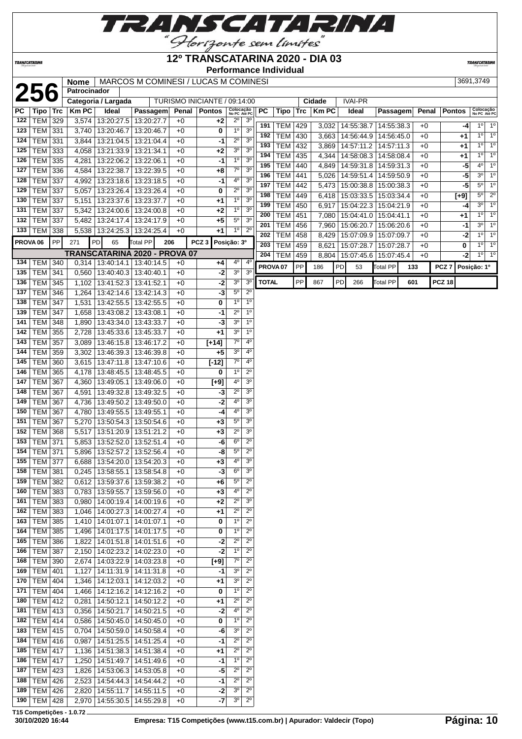# 12º TRANSCATARINA 2020 - DIA 03

**Performance Individual**

**256**

| Nome | MARCOS M COMINESI / LUCAS M COMINESI | 3691,3749 |
|---|---|---|
| Patrocinador | | |
| Categoria / Largada | TURISMO INICIANTE / 09:14:00 | Cidade: IVAI-PR |

| PC | Tipo | Trc | Km PC | Ideal | Passagem | Penal | Pontos | Colocação No PC | Colocação Até PC |
|---|---|---|---|---|---|---|---|---|---|
| 122 | TEM | 329 | 3,574 | 13:20:27.5 | 13:20:27.7 | +0 | +2 | 2º | 3º |
| 123 | TEM | 331 | 3,740 | 13:20:46.7 | 13:20:46.7 | +0 | 0 | 1º | 3º |
| 124 | TEM | 331 | 3,844 | 13:21:04.5 | 13:21:04.4 | +0 | -1 | 2º | 3º |
| 125 | TEM | 333 | 4,058 | 13:21:33.9 | 13:21:34.1 | +0 | +2 | 3º | 3º |
| 126 | TEM | 335 | 4,281 | 13:22:06.2 | 13:22:06.1 | +0 | -1 | 1º | 3º |
| 127 | TEM | 336 | 4,584 | 13:22:38.7 | 13:22:39.5 | +0 | +8 | 7º | 3º |
| 128 | TEM | 337 | 4,992 | 13:23:18.6 | 13:23:18.5 | +0 | -1 | 4º | 3º |
| 129 | TEM | 337 | 5,057 | 13:23:26.4 | 13:23:26.4 | +0 | 0 | 2º | 3º |
| 130 | TEM | 337 | 5,151 | 13:23:37.6 | 13:23:37.7 | +0 | +1 | 1º | 3º |
| 131 | TEM | 337 | 5,342 | 13:24:00.6 | 13:24:00.8 | +0 | +2 | 1º | 3º |
| 132 | TEM | 337 | 5,482 | 13:24:17.4 | 13:24:17.9 | +0 | +5 | 5º | 3º |
| 133 | TEM | 338 | 5,538 | 13:24:25.3 | 13:24:25.4 | +0 | +1 | 1º | 2º |
| PROVA 06 | PP | 271 | PD | 65 | Total PP | 206 | PCZ 3 | Posição: 3º | |
| **TRANSCATARINA 2020 - PROVA 07** | | | | | | | | | |
| 134 | TEM | 340 | 0,314 | 13:40:14.1 | 13:40:14.5 | +0 | +4 | 4º | 4º |
| 135 | TEM | 341 | 0,560 | 13:40:40.3 | 13:40:40.1 | +0 | -2 | 3º | 3º |
| 136 | TEM | 345 | 1,102 | 13:41:52.3 | 13:41:52.1 | +0 | -2 | 3º | 3º |
| 137 | TEM | 346 | 1,264 | 13:42:14.6 | 13:42:14.3 | +0 | -3 | 5º | 2º |
| 138 | TEM | 347 | 1,531 | 13:42:55.5 | 13:42:55.5 | +0 | 0 | 1º | 1º |
| 139 | TEM | 347 | 1,658 | 13:43:08.2 | 13:43:08.1 | +0 | -1 | 2º | 1º |
| 141 | TEM | 348 | 1,890 | 13:43:34.0 | 13:43:33.7 | +0 | -3 | 3º | 1º |
| 142 | TEM | 355 | 2,728 | 13:45:33.6 | 13:45:33.7 | +0 | +1 | 3º | 1º |
| 143 | TEM | 357 | 3,089 | 13:46:15.8 | 13:46:17.2 | +0 | [+14] | 7º | 4º |
| 144 | TEM | 359 | 3,302 | 13:46:39.3 | 13:46:39.8 | +0 | +5 | 3º | 4º |
| 145 | TEM | 360 | 3,615 | 13:47:11.8 | 13:47:10.6 | +0 | [-12] | 7º | 4º |
| 146 | TEM | 365 | 4,178 | 13:48:45.5 | 13:48:45.5 | +0 | 0 | 1º | 2º |
| 147 | TEM | 367 | 4,360 | 13:49:05.1 | 13:49:06.0 | +0 | [+9] | 4º | 3º |
| 148 | TEM | 367 | 4,591 | 13:49:32.8 | 13:49:32.5 | +0 | -3 | 2º | 3º |
| 149 | TEM | 367 | 4,736 | 13:49:50.2 | 13:49:50.0 | +0 | -2 | 4º | 3º |
| 150 | TEM | 367 | 4,780 | 13:49:55.5 | 13:49:55.1 | +0 | -4 | 4º | 3º |
| 151 | TEM | 367 | 5,270 | 13:50:54.3 | 13:50:54.6 | +0 | +3 | 5º | 3º |
| 152 | TEM | 368 | 5,517 | 13:51:20.9 | 13:51:21.2 | +0 | +3 | 2º | 3º |
| 153 | TEM | 371 | 5,853 | 13:52:52.0 | 13:52:51.4 | +0 | -6 | 6º | 2º |
| 154 | TEM | 371 | 5,896 | 13:52:57.2 | 13:52:56.4 | +0 | -8 | 5º | 2º |
| 155 | TEM | 377 | 6,688 | 13:54:20.0 | 13:54:20.3 | +0 | +3 | 4º | 3º |
| 158 | TEM | 381 | 0,245 | 13:58:55.1 | 13:58:54.8 | +0 | -3 | 6º | 3º |
| 159 | TEM | 382 | 0,612 | 13:59:37.6 | 13:59:38.2 | +0 | +6 | 5º | 2º |
| 160 | TEM | 383 | 0,783 | 13:59:55.7 | 13:59:56.0 | +0 | +3 | 4º | 2º |
| 161 | TEM | 383 | 0,980 | 14:00:19.4 | 14:00:19.6 | +0 | +2 | 2º | 3º |
| 162 | TEM | 383 | 1,046 | 14:00:27.3 | 14:00:27.4 | +0 | +1 | 2º | 2º |
| 163 | TEM | 385 | 1,410 | 14:01:07.1 | 14:01:07.1 | +0 | 0 | 1º | 2º |
| 164 | TEM | 385 | 1,496 | 14:01:17.5 | 14:01:17.5 | +0 | 0 | 1º | 2º |
| 165 | TEM | 386 | 1,822 | 14:01:51.8 | 14:01:51.6 | +0 | -2 | 2º | 2º |
| 166 | TEM | 387 | 2,150 | 14:02:23.2 | 14:02:23.0 | +0 | -2 | 1º | 2º |
| 168 | TEM | 390 | 2,674 | 14:03:22.9 | 14:03:23.8 | +0 | [+9] | 7º | 2º |
| 169 | TEM | 401 | 1,127 | 14:11:31.9 | 14:11:31.8 | +0 | -1 | 3º | 2º |
| 170 | TEM | 404 | 1,346 | 14:12:03.1 | 14:12:03.2 | +0 | +1 | 3º | 2º |
| 171 | TEM | 404 | 1,466 | 14:12:16.2 | 14:12:16.2 | +0 | 0 | 1º | 2º |
| 180 | TEM | 412 | 0,281 | 14:50:12.1 | 14:50:12.2 | +0 | +1 | 2º | 2º |
| 181 | TEM | 413 | 0,356 | 14:50:21.7 | 14:50:21.5 | +0 | -2 | 4º | 2º |
| 182 | TEM | 414 | 0,586 | 14:50:45.0 | 14:50:45.0 | +0 | 0 | 1º | 2º |
| 183 | TEM | 415 | 0,704 | 14:50:59.0 | 14:50:58.4 | +0 | -6 | 3º | 2º |
| 184 | TEM | 416 | 0,987 | 14:51:25.5 | 14:51:25.4 | +0 | -1 | 2º | 2º |
| 185 | TEM | 417 | 1,136 | 14:51:38.3 | 14:51:38.4 | +0 | +1 | 2º | 2º |
| 186 | TEM | 417 | 1,250 | 14:51:49.7 | 14:51:49.6 | +0 | -1 | 1º | 2º |
| 187 | TEM | 423 | 1,826 | 14:53:06.3 | 14:53:05.8 | +0 | -5 | 2º | 2º |
| 188 | TEM | 426 | 2,523 | 14:54:44.3 | 14:54:44.2 | +0 | -1 | 2º | 2º |
| 189 | TEM | 426 | 2,820 | 14:55:11.7 | 14:55:11.5 | +0 | -2 | 3º | 2º |
| 190 | TEM | 428 | 2,970 | 14:55:30.5 | 14:55:29.8 | +0 | -7 | 3º | 2º |
| 191 | TEM | 429 | 3,032 | 14:55:38.7 | 14:55:38.3 | +0 | -4 | 1º | 1º |
| 192 | TEM | 430 | 3,663 | 14:56:44.9 | 14:56:45.0 | +0 | +1 | 1º | 1º |
| 193 | TEM | 432 | 3,869 | 14:57:11.2 | 14:57:11.3 | +0 | +1 | 1º | 1º |
| 194 | TEM | 435 | 4,344 | 14:58:08.3 | 14:58:08.4 | +0 | +1 | 1º | 1º |
| 195 | TEM | 440 | 4,849 | 14:59:31.8 | 14:59:31.3 | +0 | -5 | 4º | 1º |
| 196 | TEM | 441 | 5,026 | 14:59:51.4 | 14:59:50.9 | +0 | -5 | 3º | 1º |
| 197 | TEM | 442 | 5,473 | 15:00:38.8 | 15:00:38.3 | +0 | -5 | 5º | 1º |
| 198 | TEM | 449 | 6,418 | 15:03:33.5 | 15:03:34.4 | +0 | [+9] | 5º | 2º |
| 199 | TEM | 450 | 6,917 | 15:04:22.3 | 15:04:21.9 | +0 | -4 | 3º | 1º |
| 200 | TEM | 451 | 7,080 | 15:04:41.0 | 15:04:41.1 | +0 | +1 | 1º | 1º |
| 201 | TEM | 456 | 7,960 | 15:06:20.7 | 15:06:20.6 | +0 | -1 | 3º | 1º |
| 202 | TEM | 458 | 8,429 | 15:07:09.9 | 15:07:09.7 | +0 | -2 | 1º | 1º |
| 203 | TEM | 459 | 8,621 | 15:07:28.7 | 15:07:28.7 | +0 | 0 | 1º | 1º |
| 204 | TEM | 459 | 8,804 | 15:07:45.6 | 15:07:45.4 | +0 | -2 | 1º | 1º |
| PROVA 07 | PP | 186 | PD | 53 | Total PP | 133 | PCZ 7 | Posição: 1º | |
| TOTAL | PP | 867 | PD | 266 | Total PP | 601 | PCZ 18 | | |

T15 Competições - 1.0.72

30/10/2020 16:44 — Empresa: T15 Competições (www.t15.com.br) | Apurador: Valdecir (Topo)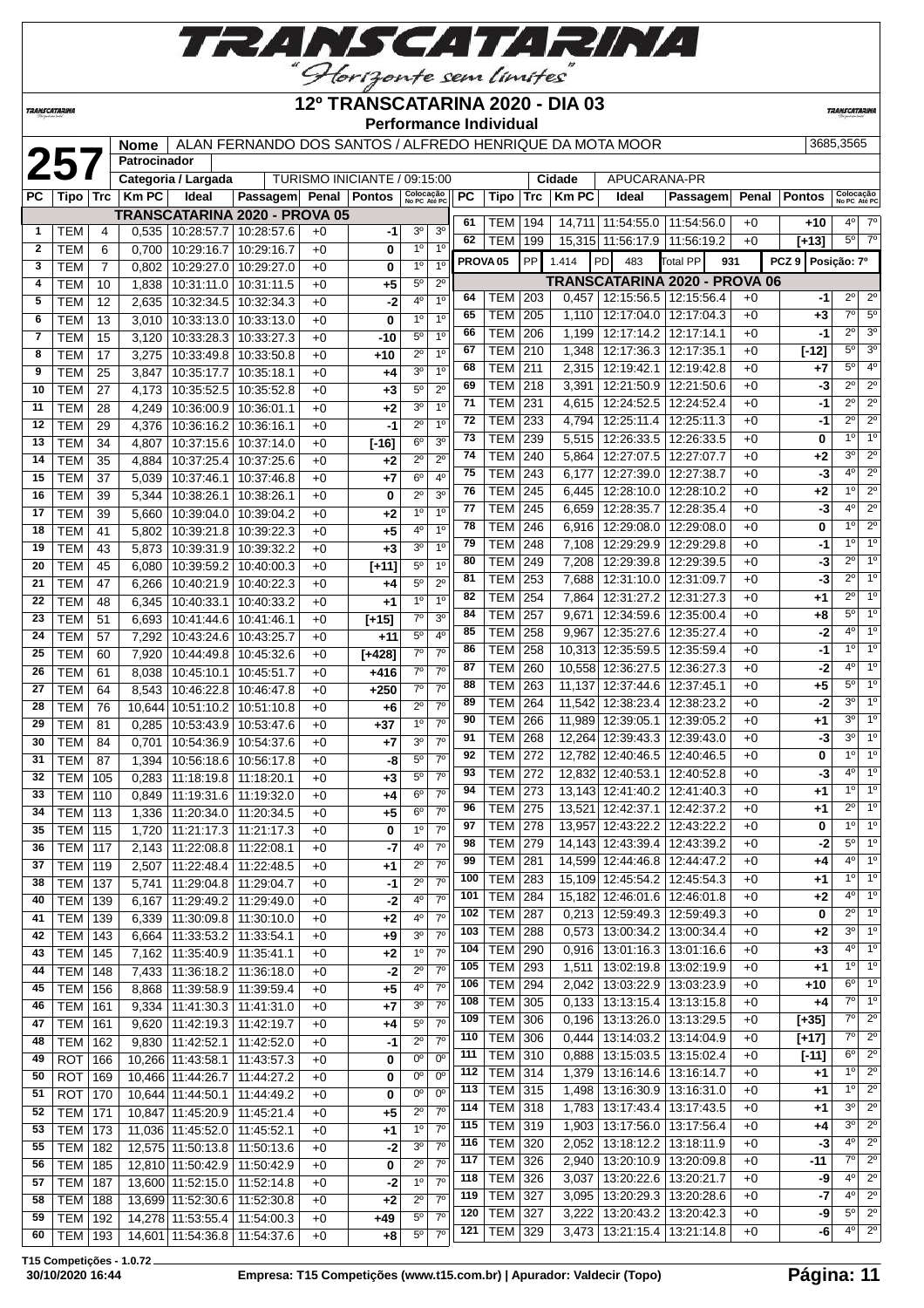# 12º TRANSCATARINA 2020 - DIA 03

**Performance Individual**

**257**

| Nome | ALAN FERNANDO DOS SANTOS / ALFREDO HENRIQUE DA MOTA MOOR | 3685,3565 |
|---|---|---|
| Patrocinador | | |
| Categoria / Largada | TURISMO INICIANTE / 09:15:00 | Cidade: APUCARANA-PR |

**TRANSCATARINA 2020 - PROVA 05**

| PC | Tipo | Trc | Km PC | Ideal | Passagem | Penal | Pontos | Colocação No PC | Colocação Até PC |
|---|---|---|---|---|---|---|---|---|---|
| 1 | TEM | 4 | 0,535 | 10:28:57.7 | 10:28:57.6 | +0 | -1 | 3º | 3º |
| 2 | TEM | 6 | 0,700 | 10:29:16.7 | 10:29:16.7 | +0 | 0 | 1º | 1º |
| 3 | TEM | 7 | 0,802 | 10:29:27.0 | 10:29:27.0 | +0 | 0 | 1º | 1º |
| 4 | TEM | 10 | 1,838 | 10:31:11.0 | 10:31:11.5 | +0 | +5 | 5º | 2º |
| 5 | TEM | 12 | 2,635 | 10:32:34.5 | 10:32:34.3 | +0 | -2 | 4º | 1º |
| 6 | TEM | 13 | 3,010 | 10:33:13.0 | 10:33:13.0 | +0 | 0 | 1º | 1º |
| 7 | TEM | 15 | 3,120 | 10:33:28.3 | 10:33:27.3 | +0 | -10 | 5º | 1º |
| 8 | TEM | 17 | 3,275 | 10:33:49.8 | 10:33:50.8 | +0 | +10 | 2º | 1º |
| 9 | TEM | 25 | 3,847 | 10:35:17.7 | 10:35:18.1 | +0 | +4 | 3º | 1º |
| 10 | TEM | 27 | 4,173 | 10:35:52.5 | 10:35:52.8 | +0 | +3 | 5º | 2º |
| 11 | TEM | 28 | 4,249 | 10:36:00.9 | 10:36:01.1 | +0 | +2 | 3º | 1º |
| 12 | TEM | 29 | 4,376 | 10:36:16.2 | 10:36:16.1 | +0 | -1 | 2º | 1º |
| 13 | TEM | 34 | 4,807 | 10:37:15.6 | 10:37:14.0 | +0 | [-16] | 6º | 3º |
| 14 | TEM | 35 | 4,884 | 10:37:25.4 | 10:37:25.6 | +0 | +2 | 2º | 2º |
| 15 | TEM | 37 | 5,039 | 10:37:46.1 | 10:37:46.8 | +0 | +7 | 6º | 4º |
| 16 | TEM | 39 | 5,344 | 10:38:26.1 | 10:38:26.1 | +0 | 0 | 2º | 3º |
| 17 | TEM | 39 | 5,660 | 10:39:04.0 | 10:39:04.2 | +0 | +2 | 1º | 1º |
| 18 | TEM | 41 | 5,802 | 10:39:21.8 | 10:39:22.3 | +0 | +5 | 4º | 1º |
| 19 | TEM | 43 | 5,873 | 10:39:31.9 | 10:39:32.2 | +0 | +3 | 3º | 1º |
| 20 | TEM | 45 | 6,080 | 10:39:59.2 | 10:40:00.3 | +0 | [+11] | 5º | 1º |
| 21 | TEM | 47 | 6,266 | 10:40:21.9 | 10:40:22.3 | +0 | +4 | 5º | 2º |
| 22 | TEM | 48 | 6,345 | 10:40:33.1 | 10:40:33.2 | +0 | +1 | 1º | 1º |
| 23 | TEM | 51 | 6,693 | 10:41:44.6 | 10:41:46.1 | +0 | [+15] | 7º | 3º |
| 24 | TEM | 57 | 7,292 | 10:43:24.6 | 10:43:25.7 | +0 | +11 | 5º | 4º |
| 25 | TEM | 60 | 7,920 | 10:44:49.8 | 10:45:32.6 | +0 | [+428] | 7º | 7º |
| 26 | TEM | 61 | 8,038 | 10:45:10.1 | 10:45:51.7 | +0 | +416 | 7º | 7º |
| 27 | TEM | 64 | 8,543 | 10:46:22.8 | 10:46:47.8 | +0 | +250 | 7º | 7º |
| 28 | TEM | 76 | 10,644 | 10:51:10.2 | 10:51:10.8 | +0 | +6 | 2º | 7º |
| 29 | TEM | 81 | 0,285 | 10:53:43.9 | 10:53:47.6 | +0 | +37 | 1º | 7º |
| 30 | TEM | 84 | 0,701 | 10:54:36.9 | 10:54:37.6 | +0 | +7 | 3º | 7º |
| 31 | TEM | 87 | 1,394 | 10:56:18.6 | 10:56:17.8 | +0 | -8 | 5º | 7º |
| 32 | TEM | 105 | 0,283 | 11:18:19.8 | 11:18:20.1 | +0 | +3 | 5º | 7º |
| 33 | TEM | 110 | 0,849 | 11:19:31.6 | 11:19:32.0 | +0 | +4 | 6º | 7º |
| 34 | TEM | 113 | 1,336 | 11:20:34.0 | 11:20:34.5 | +0 | +5 | 6º | 7º |
| 35 | TEM | 115 | 1,720 | 11:21:17.3 | 11:21:17.3 | +0 | 0 | 1º | 7º |
| 36 | TEM | 117 | 2,143 | 11:22:08.8 | 11:22:08.1 | +0 | -7 | 4º | 7º |
| 37 | TEM | 119 | 2,507 | 11:22:48.4 | 11:22:48.5 | +0 | +1 | 2º | 7º |
| 38 | TEM | 137 | 5,741 | 11:29:04.8 | 11:29:04.7 | +0 | -1 | 2º | 7º |
| 40 | TEM | 139 | 6,167 | 11:29:49.2 | 11:29:49.0 | +0 | -2 | 4º | 7º |
| 41 | TEM | 139 | 6,339 | 11:30:09.8 | 11:30:10.0 | +0 | +2 | 4º | 7º |
| 42 | TEM | 143 | 6,664 | 11:33:53.2 | 11:33:54.1 | +0 | +9 | 3º | 7º |
| 43 | TEM | 145 | 7,162 | 11:35:40.9 | 11:35:41.1 | +0 | +2 | 1º | 7º |
| 44 | TEM | 148 | 7,433 | 11:36:18.2 | 11:36:18.0 | +0 | -2 | 2º | 7º |
| 45 | TEM | 156 | 8,868 | 11:39:58.9 | 11:39:59.4 | +0 | +5 | 4º | 7º |
| 46 | TEM | 161 | 9,334 | 11:41:30.3 | 11:41:31.0 | +0 | +7 | 3º | 7º |
| 47 | TEM | 161 | 9,620 | 11:42:19.3 | 11:42:19.7 | +0 | +4 | 5º | 7º |
| 48 | TEM | 162 | 9,830 | 11:42:52.1 | 11:42:52.0 | +0 | -1 | 2º | 7º |
| 49 | ROT | 166 | 10,266 | 11:43:58.1 | 11:43:57.3 | +0 | 0 | 0º | 0º |
| 50 | ROT | 169 | 10,466 | 11:44:26.7 | 11:44:27.2 | +0 | 0 | 0º | 0º |
| 51 | ROT | 170 | 10,644 | 11:44:50.1 | 11:44:49.2 | +0 | 0 | 0º | 0º |
| 52 | TEM | 171 | 10,847 | 11:45:20.9 | 11:45:21.4 | +0 | +5 | 2º | 7º |
| 53 | TEM | 173 | 11,036 | 11:45:52.0 | 11:45:52.1 | +0 | +1 | 1º | 7º |
| 55 | TEM | 182 | 12,575 | 11:50:13.8 | 11:50:13.6 | +0 | -2 | 3º | 7º |
| 56 | TEM | 185 | 12,810 | 11:50:42.9 | 11:50:42.9 | +0 | 0 | 2º | 7º |
| 57 | TEM | 187 | 13,600 | 11:52:15.0 | 11:52:14.8 | +0 | -2 | 1º | 7º |
| 58 | TEM | 188 | 13,699 | 11:52:30.6 | 11:52:30.8 | +0 | +2 | 2º | 7º |
| 59 | TEM | 192 | 14,278 | 11:53:55.4 | 11:54:00.3 | +0 | +49 | 5º | 7º |
| 60 | TEM | 193 | 14,601 | 11:54:36.8 | 11:54:37.6 | +0 | +8 | 5º | 7º |
| 61 | TEM | 194 | 14,711 | 11:54:55.0 | 11:54:56.0 | +0 | +10 | 4º | 7º |
| 62 | TEM | 199 | 15,315 | 11:56:17.9 | 11:56:19.2 | +0 | [+13] | 5º | 7º |

PROVA 05 | PP 1.414 | PD 483 | Total PP 931 | PCZ 9 | Posição: 7º

**TRANSCATARINA 2020 - PROVA 06**

| PC | Tipo | Trc | Km PC | Ideal | Passagem | Penal | Pontos | Colocação No PC | Colocação Até PC |
|---|---|---|---|---|---|---|---|---|---|
| 64 | TEM | 203 | 0,457 | 12:15:56.5 | 12:15:56.4 | +0 | -1 | 2º | 2º |
| 65 | TEM | 205 | 1,110 | 12:17:04.0 | 12:17:04.3 | +0 | +3 | 7º | 5º |
| 66 | TEM | 206 | 1,199 | 12:17:14.2 | 12:17:14.1 | +0 | -1 | 2º | 3º |
| 67 | TEM | 210 | 1,348 | 12:17:36.3 | 12:17:35.1 | +0 | [-12] | 5º | 3º |
| 68 | TEM | 211 | 2,315 | 12:19:42.1 | 12:19:42.8 | +0 | +7 | 5º | 4º |
| 69 | TEM | 218 | 3,391 | 12:21:50.9 | 12:21:50.6 | +0 | -3 | 2º | 2º |
| 71 | TEM | 231 | 4,615 | 12:24:52.5 | 12:24:52.4 | +0 | -1 | 2º | 2º |
| 72 | TEM | 233 | 4,794 | 12:25:11.4 | 12:25:11.3 | +0 | -1 | 2º | 2º |
| 73 | TEM | 239 | 5,515 | 12:26:33.5 | 12:26:33.5 | +0 | 0 | 1º | 1º |
| 74 | TEM | 240 | 5,864 | 12:27:07.5 | 12:27:07.7 | +0 | +2 | 3º | 2º |
| 75 | TEM | 243 | 6,177 | 12:27:39.0 | 12:27:38.7 | +0 | -3 | 4º | 2º |
| 76 | TEM | 245 | 6,445 | 12:28:10.0 | 12:28:10.2 | +0 | +2 | 1º | 2º |
| 77 | TEM | 245 | 6,659 | 12:28:35.7 | 12:28:35.4 | +0 | -3 | 4º | 2º |
| 78 | TEM | 246 | 6,916 | 12:29:08.0 | 12:29:08.0 | +0 | 0 | 1º | 2º |
| 79 | TEM | 248 | 7,108 | 12:29:29.9 | 12:29:29.8 | +0 | -1 | 1º | 1º |
| 80 | TEM | 249 | 7,208 | 12:29:39.8 | 12:29:39.5 | +0 | -3 | 2º | 1º |
| 81 | TEM | 253 | 7,688 | 12:31:10.0 | 12:31:09.7 | +0 | -3 | 2º | 1º |
| 82 | TEM | 254 | 7,864 | 12:31:27.2 | 12:31:27.3 | +0 | +1 | 2º | 1º |
| 84 | TEM | 257 | 9,671 | 12:34:59.6 | 12:35:00.4 | +0 | +8 | 5º | 1º |
| 85 | TEM | 258 | 9,967 | 12:35:27.6 | 12:35:27.4 | +0 | -2 | 4º | 1º |
| 86 | TEM | 258 | 10,313 | 12:35:59.5 | 12:35:59.4 | +0 | -1 | 1º | 1º |
| 87 | TEM | 260 | 10,558 | 12:36:27.5 | 12:36:27.3 | +0 | -2 | 4º | 1º |
| 88 | TEM | 263 | 11,137 | 12:37:44.6 | 12:37:45.1 | +0 | +5 | 5º | 1º |
| 89 | TEM | 264 | 11,542 | 12:38:23.4 | 12:38:23.2 | +0 | -2 | 3º | 1º |
| 90 | TEM | 266 | 11,989 | 12:39:05.1 | 12:39:05.2 | +0 | +1 | 3º | 1º |
| 91 | TEM | 268 | 12,264 | 12:39:43.3 | 12:39:43.0 | +0 | -3 | 3º | 1º |
| 92 | TEM | 272 | 12,782 | 12:40:46.5 | 12:40:46.5 | +0 | 0 | 1º | 1º |
| 93 | TEM | 272 | 12,832 | 12:40:53.1 | 12:40:52.8 | +0 | -3 | 4º | 1º |
| 94 | TEM | 273 | 13,143 | 12:41:40.2 | 12:41:40.3 | +0 | +1 | 1º | 1º |
| 96 | TEM | 275 | 13,521 | 12:42:37.1 | 12:42:37.2 | +0 | +1 | 2º | 1º |
| 97 | TEM | 278 | 13,957 | 12:43:22.2 | 12:43:22.2 | +0 | 0 | 1º | 1º |
| 98 | TEM | 279 | 14,143 | 12:43:39.4 | 12:43:39.2 | +0 | -2 | 5º | 1º |
| 99 | TEM | 281 | 14,599 | 12:44:46.8 | 12:44:47.2 | +0 | +4 | 4º | 1º |
| 100 | TEM | 283 | 15,109 | 12:45:54.2 | 12:45:54.3 | +0 | +1 | 1º | 1º |
| 101 | TEM | 284 | 15,182 | 12:46:01.6 | 12:46:01.8 | +0 | +2 | 4º | 1º |
| 102 | TEM | 287 | 0,213 | 12:59:49.3 | 12:59:49.3 | +0 | 0 | 2º | 1º |
| 103 | TEM | 288 | 0,573 | 13:00:34.2 | 13:00:34.4 | +0 | +2 | 3º | 1º |
| 104 | TEM | 290 | 0,916 | 13:01:16.3 | 13:01:16.6 | +0 | +3 | 4º | 1º |
| 105 | TEM | 293 | 1,511 | 13:02:19.8 | 13:02:19.9 | +0 | +1 | 1º | 1º |
| 106 | TEM | 294 | 2,042 | 13:03:22.9 | 13:03:23.9 | +0 | +10 | 6º | 1º |
| 108 | TEM | 305 | 0,133 | 13:13:15.4 | 13:13:15.8 | +0 | +4 | 7º | 1º |
| 109 | TEM | 306 | 0,196 | 13:13:26.0 | 13:13:29.5 | +0 | [+35] | 7º | 2º |
| 110 | TEM | 306 | 0,444 | 13:14:03.2 | 13:14:04.9 | +0 | [+17] | 7º | 2º |
| 111 | TEM | 310 | 0,888 | 13:15:03.5 | 13:15:02.4 | +0 | [-11] | 6º | 2º |
| 112 | TEM | 314 | 1,379 | 13:16:14.6 | 13:16:14.7 | +0 | +1 | 1º | 2º |
| 113 | TEM | 315 | 1,498 | 13:16:30.9 | 13:16:31.0 | +0 | +1 | 1º | 2º |
| 114 | TEM | 318 | 1,783 | 13:17:43.4 | 13:17:43.5 | +0 | +1 | 3º | 2º |
| 115 | TEM | 319 | 1,903 | 13:17:56.0 | 13:17:56.4 | +0 | +4 | 3º | 2º |
| 116 | TEM | 320 | 2,052 | 13:18:12.2 | 13:18:11.9 | +0 | -3 | 4º | 2º |
| 117 | TEM | 326 | 2,940 | 13:20:10.9 | 13:20:09.8 | +0 | -11 | 7º | 2º |
| 118 | TEM | 326 | 3,037 | 13:20:22.6 | 13:20:21.7 | +0 | -9 | 4º | 2º |
| 119 | TEM | 327 | 3,095 | 13:20:29.3 | 13:20:28.6 | +0 | -7 | 4º | 2º |
| 120 | TEM | 327 | 3,222 | 13:20:43.2 | 13:20:42.3 | +0 | -9 | 5º | 2º |
| 121 | TEM | 329 | 3,473 | 13:21:15.4 | 13:21:14.8 | +0 | -6 | 4º | 2º |

T15 Competições - 1.0.72
30/10/2020 16:44 — Empresa: T15 Competições (www.t15.com.br) | Apurador: Valdecir (Topo)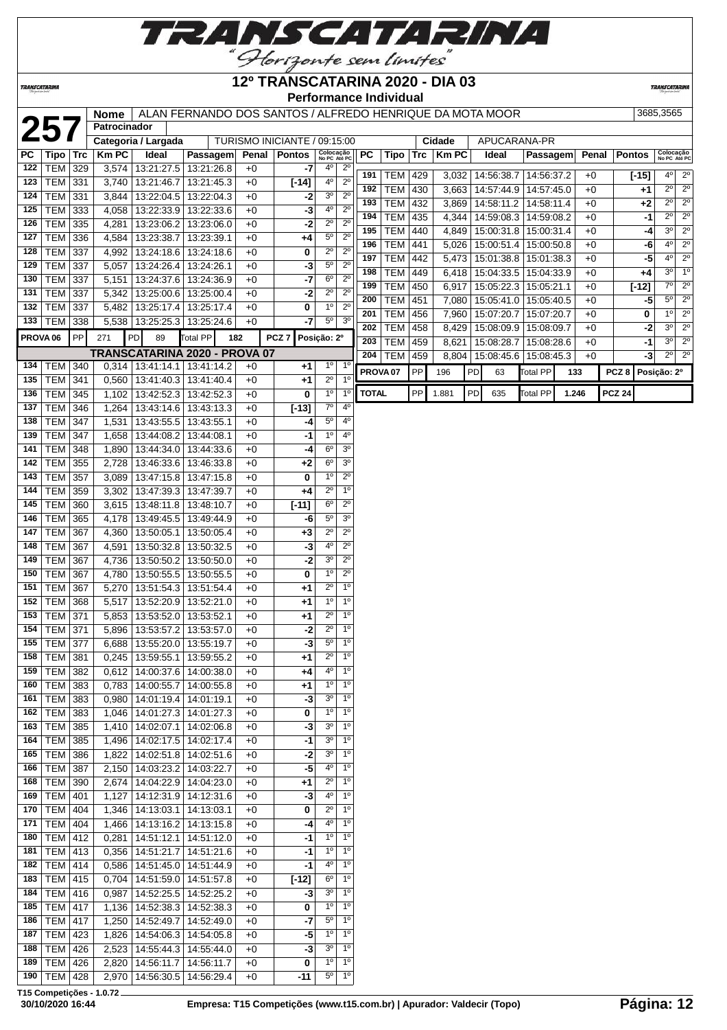# 12º TRANSCATARINA 2020 - DIA 03

**Performance Individual**

| **257** | Nome | ALAN FERNANDO DOS SANTOS / ALFREDO HENRIQUE DA MOTA MOOR | 3685,3565 |
|---|---|---|---|
| | Patrocinador | | |
| | Categoria / Largada | TURISMO INICIANTE / 09:15:00 | Cidade: APUCARANA-PR |

| PC | Tipo | Trc | Km PC | Ideal | Passagem | Penal | Pontos | Colocação No PC | Colocação Até PC |
|---|---|---|---|---|---|---|---|---|---|
| 122 | TEM | 329 | 3,574 | 13:21:27.5 | 13:21:26.8 | +0 | -7 | 4º | 2º |
| 123 | TEM | 331 | 3,740 | 13:21:46.7 | 13:21:45.3 | +0 | [-14] | 4º | 2º |
| 124 | TEM | 331 | 3,844 | 13:22:04.5 | 13:22:04.3 | +0 | -2 | 3º | 2º |
| 125 | TEM | 333 | 4,058 | 13:22:33.9 | 13:22:33.6 | +0 | -3 | 4º | 2º |
| 126 | TEM | 335 | 4,281 | 13:23:06.2 | 13:23:06.0 | +0 | -2 | 2º | 2º |
| 127 | TEM | 336 | 4,584 | 13:23:38.7 | 13:23:39.1 | +0 | +4 | 5º | 2º |
| 128 | TEM | 337 | 4,992 | 13:24:18.6 | 13:24:18.6 | +0 | 0 | 2º | 2º |
| 129 | TEM | 337 | 5,057 | 13:24:26.4 | 13:24:26.1 | +0 | -3 | 5º | 2º |
| 130 | TEM | 337 | 5,151 | 13:24:37.6 | 13:24:36.9 | +0 | -7 | 6º | 2º |
| 131 | TEM | 337 | 5,342 | 13:25:00.6 | 13:25:00.4 | +0 | -2 | 2º | 2º |
| 132 | TEM | 337 | 5,482 | 13:25:17.4 | 13:25:17.4 | +0 | 0 | 1º | 2º |
| 133 | TEM | 338 | 5,538 | 13:25:25.3 | 13:25:24.6 | +0 | -7 | 5º | 3º |
| PROVA 06 | PP | 271 | PD | 89 | Total PP | 182 | PCZ 7 | Posição: 2º | |
| **TRANSCATARINA 2020 - PROVA 07** | | | | | | | | | |
| 134 | TEM | 340 | 0,314 | 13:41:14.1 | 13:41:14.2 | +0 | +1 | 1º | 1º |
| 135 | TEM | 341 | 0,560 | 13:41:40.3 | 13:41:40.4 | +0 | +1 | 2º | 1º |
| 136 | TEM | 345 | 1,102 | 13:42:52.3 | 13:42:52.3 | +0 | 0 | 1º | 1º |
| 137 | TEM | 346 | 1,264 | 13:43:14.6 | 13:43:13.3 | +0 | [-13] | 7º | 4º |
| 138 | TEM | 347 | 1,531 | 13:43:55.5 | 13:43:55.1 | +0 | -4 | 5º | 4º |
| 139 | TEM | 347 | 1,658 | 13:44:08.2 | 13:44:08.1 | +0 | -1 | 1º | 4º |
| 141 | TEM | 348 | 1,890 | 13:44:34.0 | 13:44:33.6 | +0 | -4 | 6º | 3º |
| 142 | TEM | 355 | 2,728 | 13:46:33.6 | 13:46:33.8 | +0 | +2 | 6º | 3º |
| 143 | TEM | 357 | 3,089 | 13:47:15.8 | 13:47:15.8 | +0 | 0 | 1º | 2º |
| 144 | TEM | 359 | 3,302 | 13:47:39.3 | 13:47:39.7 | +0 | +4 | 2º | 1º |
| 145 | TEM | 360 | 3,615 | 13:48:11.8 | 13:48:10.7 | +0 | [-11] | 6º | 2º |
| 146 | TEM | 365 | 4,178 | 13:49:45.5 | 13:49:44.9 | +0 | -6 | 5º | 3º |
| 147 | TEM | 367 | 4,360 | 13:50:05.1 | 13:50:05.4 | +0 | +3 | 2º | 2º |
| 148 | TEM | 367 | 4,591 | 13:50:32.8 | 13:50:32.5 | +0 | -3 | 4º | 2º |
| 149 | TEM | 367 | 4,736 | 13:50:50.2 | 13:50:50.0 | +0 | -2 | 3º | 2º |
| 150 | TEM | 367 | 4,780 | 13:50:55.5 | 13:50:55.5 | +0 | 0 | 1º | 2º |
| 151 | TEM | 367 | 5,270 | 13:51:54.3 | 13:51:54.4 | +0 | +1 | 2º | 1º |
| 152 | TEM | 368 | 5,517 | 13:52:20.9 | 13:52:21.0 | +0 | +1 | 1º | 1º |
| 153 | TEM | 371 | 5,853 | 13:53:52.0 | 13:53:52.1 | +0 | +1 | 2º | 1º |
| 154 | TEM | 371 | 5,896 | 13:53:57.2 | 13:53:57.0 | +0 | -2 | 2º | 1º |
| 155 | TEM | 377 | 6,688 | 13:55:20.0 | 13:55:19.7 | +0 | -3 | 5º | 1º |
| 158 | TEM | 381 | 0,245 | 13:59:55.1 | 13:59:55.2 | +0 | +1 | 2º | 1º |
| 159 | TEM | 382 | 0,612 | 14:00:37.6 | 14:00:38.0 | +0 | +4 | 4º | 1º |
| 160 | TEM | 383 | 0,783 | 14:00:55.7 | 14:00:55.8 | +0 | +1 | 1º | 1º |
| 161 | TEM | 383 | 0,980 | 14:01:19.4 | 14:01:19.1 | +0 | -3 | 3º | 1º |
| 162 | TEM | 383 | 1,046 | 14:01:27.3 | 14:01:27.3 | +0 | 0 | 1º | 1º |
| 163 | TEM | 385 | 1,410 | 14:02:07.1 | 14:02:06.8 | +0 | -3 | 3º | 1º |
| 164 | TEM | 385 | 1,496 | 14:02:17.5 | 14:02:17.4 | +0 | -1 | 3º | 1º |
| 165 | TEM | 386 | 1,822 | 14:02:51.8 | 14:02:51.6 | +0 | -2 | 3º | 1º |
| 166 | TEM | 387 | 2,150 | 14:03:23.2 | 14:03:22.7 | +0 | -5 | 4º | 1º |
| 168 | TEM | 390 | 2,674 | 14:04:22.9 | 14:04:23.0 | +0 | +1 | 2º | 1º |
| 169 | TEM | 401 | 1,127 | 14:12:31.9 | 14:12:31.6 | +0 | -3 | 4º | 1º |
| 170 | TEM | 404 | 1,346 | 14:13:03.1 | 14:13:03.1 | +0 | 0 | 2º | 1º |
| 171 | TEM | 404 | 1,466 | 14:13:16.2 | 14:13:15.8 | +0 | -4 | 4º | 1º |
| 180 | TEM | 412 | 0,281 | 14:51:12.1 | 14:51:12.0 | +0 | -1 | 1º | 1º |
| 181 | TEM | 413 | 0,356 | 14:51:21.7 | 14:51:21.6 | +0 | -1 | 1º | 1º |
| 182 | TEM | 414 | 0,586 | 14:51:45.0 | 14:51:44.9 | +0 | -1 | 4º | 1º |
| 183 | TEM | 415 | 0,704 | 14:51:59.0 | 14:51:57.8 | +0 | [-12] | 6º | 1º |
| 184 | TEM | 416 | 0,987 | 14:52:25.5 | 14:52:25.2 | +0 | -3 | 3º | 1º |
| 185 | TEM | 417 | 1,136 | 14:52:38.3 | 14:52:38.3 | +0 | 0 | 1º | 1º |
| 186 | TEM | 417 | 1,250 | 14:52:49.7 | 14:52:49.0 | +0 | -7 | 5º | 1º |
| 187 | TEM | 423 | 1,826 | 14:54:06.3 | 14:54:05.8 | +0 | -5 | 1º | 1º |
| 188 | TEM | 426 | 2,523 | 14:55:44.3 | 14:55:44.0 | +0 | -3 | 3º | 1º |
| 189 | TEM | 426 | 2,820 | 14:56:11.7 | 14:56:11.7 | +0 | 0 | 1º | 1º |
| 190 | TEM | 428 | 2,970 | 14:56:30.5 | 14:56:29.4 | +0 | -11 | 5º | 1º |
| 191 | TEM | 429 | 3,032 | 14:56:38.7 | 14:56:37.2 | +0 | [-15] | 4º | 2º |
| 192 | TEM | 430 | 3,663 | 14:57:44.9 | 14:57:45.0 | +0 | +1 | 2º | 2º |
| 193 | TEM | 432 | 3,869 | 14:58:11.2 | 14:58:11.4 | +0 | +2 | 2º | 2º |
| 194 | TEM | 435 | 4,344 | 14:59:08.3 | 14:59:08.2 | +0 | -1 | 2º | 2º |
| 195 | TEM | 440 | 4,849 | 15:00:31.8 | 15:00:31.4 | +0 | -4 | 3º | 2º |
| 196 | TEM | 441 | 5,026 | 15:00:51.4 | 15:00:50.8 | +0 | -6 | 4º | 2º |
| 197 | TEM | 442 | 5,473 | 15:01:38.8 | 15:01:38.3 | +0 | -5 | 4º | 2º |
| 198 | TEM | 449 | 6,418 | 15:04:33.5 | 15:04:33.9 | +0 | +4 | 3º | 1º |
| 199 | TEM | 450 | 6,917 | 15:05:22.3 | 15:05:21.1 | +0 | [-12] | 7º | 2º |
| 200 | TEM | 451 | 7,080 | 15:05:41.0 | 15:05:40.5 | +0 | -5 | 5º | 2º |
| 201 | TEM | 456 | 7,960 | 15:07:20.7 | 15:07:20.7 | +0 | 0 | 1º | 2º |
| 202 | TEM | 458 | 8,429 | 15:08:09.9 | 15:08:09.7 | +0 | -2 | 3º | 2º |
| 203 | TEM | 459 | 8,621 | 15:08:28.7 | 15:08:28.6 | +0 | -1 | 3º | 2º |
| 204 | TEM | 459 | 8,804 | 15:08:45.6 | 15:08:45.3 | +0 | -3 | 2º | 2º |
| PROVA 07 | PP | 196 | PD | 63 | Total PP | 133 | PCZ 8 | Posição: 2º | |
| TOTAL | PP | 1.881 | PD | 635 | Total PP | 1.246 | PCZ 24 | | |

T15 Competições - 1.0.72

30/10/2020 16:44 — Empresa: T15 Competições (www.t15.com.br) | Apurador: Valdecir (Topo)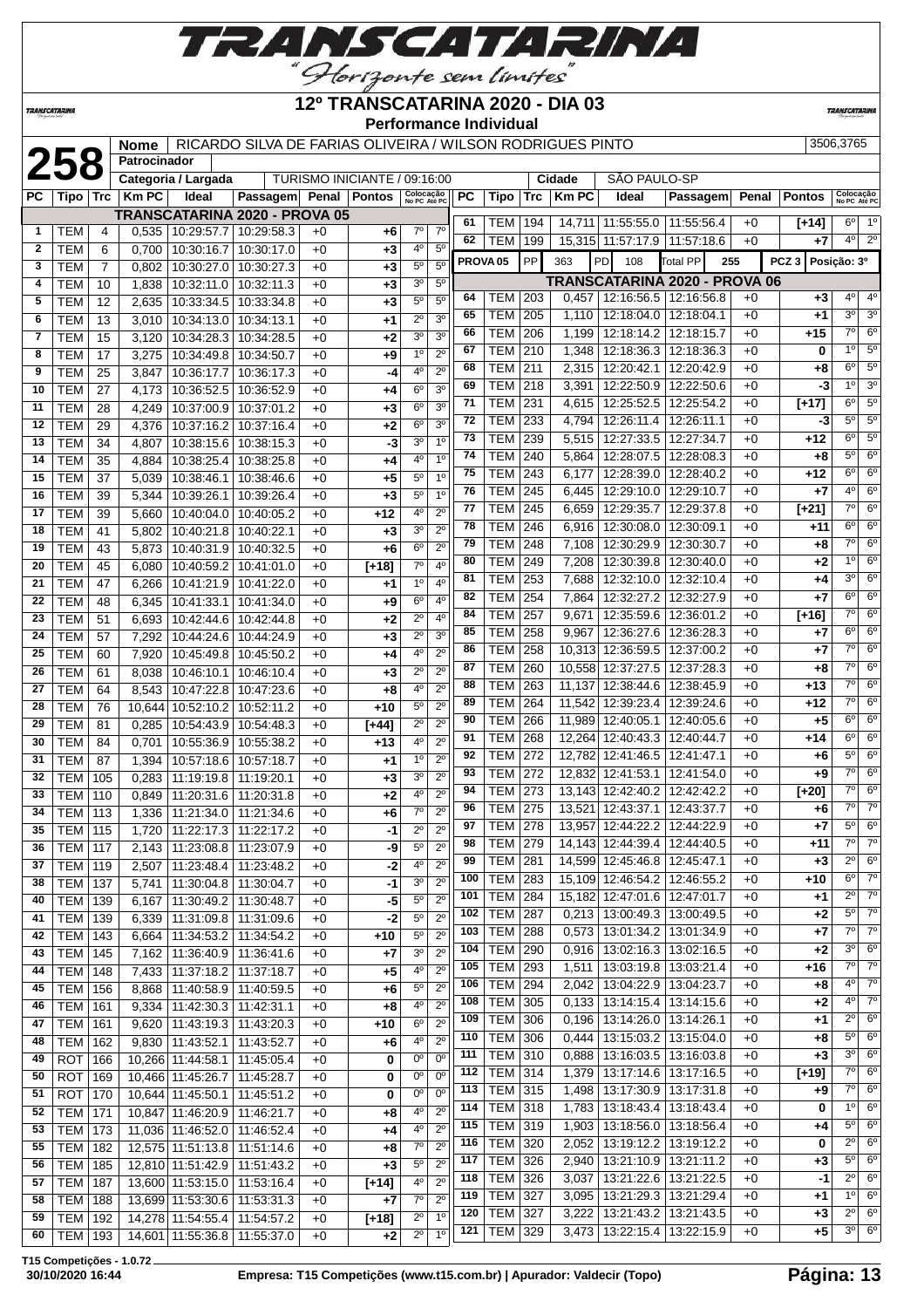# TRANSCATARINA

*"Horizonte sem limites"*

## 12º TRANSCATARINA 2020 - DIA 03

### Performance Individual

**258**

| Nome | RICARDO SILVA DE FARIAS OLIVEIRA / WILSON RODRIGUES PINTO | 3506,3765 |
|---|---|---|
| Patrocinador | | |
| Categoria / Largada | TURISMO INICIANTE / 09:16:00 | |
| Cidade | SÃO PAULO-SP | |

**TRANSCATARINA 2020 - PROVA 05**

| PC | Tipo | Trc | Km PC | Ideal | Passagem | Penal | Pontos | Colocação No PC | Colocação Até PC |
|---|---|---|---|---|---|---|---|---|---|
| 1 | TEM | 4 | 0,535 | 10:29:57.7 | 10:29:58.3 | +0 | +6 | 7º | 7º |
| 2 | TEM | 6 | 0,700 | 10:30:16.7 | 10:30:17.0 | +0 | +3 | 4º | 5º |
| 3 | TEM | 7 | 0,802 | 10:30:27.0 | 10:30:27.3 | +0 | +3 | 5º | 5º |
| 4 | TEM | 10 | 1,838 | 10:32:11.0 | 10:32:11.3 | +0 | +3 | 3º | 5º |
| 5 | TEM | 12 | 2,635 | 10:33:34.5 | 10:33:34.8 | +0 | +3 | 5º | 5º |
| 6 | TEM | 13 | 3,010 | 10:34:13.0 | 10:34:13.1 | +0 | +1 | 2º | 3º |
| 7 | TEM | 15 | 3,120 | 10:34:28.3 | 10:34:28.5 | +0 | +2 | 3º | 3º |
| 8 | TEM | 17 | 3,275 | 10:34:49.8 | 10:34:50.7 | +0 | +9 | 1º | 2º |
| 9 | TEM | 25 | 3,847 | 10:36:17.7 | 10:36:17.3 | +0 | -4 | 4º | 2º |
| 10 | TEM | 27 | 4,173 | 10:36:52.5 | 10:36:52.9 | +0 | +4 | 6º | 3º |
| 11 | TEM | 28 | 4,249 | 10:37:00.9 | 10:37:01.2 | +0 | +3 | 6º | 3º |
| 12 | TEM | 29 | 4,376 | 10:37:16.2 | 10:37:16.4 | +0 | +2 | 6º | 3º |
| 13 | TEM | 34 | 4,807 | 10:38:15.6 | 10:38:15.3 | +0 | -3 | 3º | 1º |
| 14 | TEM | 35 | 4,884 | 10:38:25.4 | 10:38:25.8 | +0 | +4 | 4º | 1º |
| 15 | TEM | 37 | 5,039 | 10:38:46.1 | 10:38:46.6 | +0 | +5 | 5º | 1º |
| 16 | TEM | 39 | 5,344 | 10:39:26.1 | 10:39:26.4 | +0 | +3 | 5º | 1º |
| 17 | TEM | 39 | 5,660 | 10:40:04.0 | 10:40:05.2 | +0 | +12 | 4º | 2º |
| 18 | TEM | 41 | 5,802 | 10:40:21.8 | 10:40:22.1 | +0 | +3 | 3º | 2º |
| 19 | TEM | 43 | 5,873 | 10:40:31.9 | 10:40:32.5 | +0 | +6 | 6º | 2º |
| 20 | TEM | 45 | 6,080 | 10:40:59.2 | 10:41:01.0 | +0 | [+18] | 7º | 4º |
| 21 | TEM | 47 | 6,266 | 10:41:21.9 | 10:41:22.0 | +0 | +1 | 1º | 4º |
| 22 | TEM | 48 | 6,345 | 10:41:33.1 | 10:41:34.0 | +0 | +9 | 6º | 4º |
| 23 | TEM | 51 | 6,693 | 10:42:44.6 | 10:42:44.8 | +0 | +2 | 2º | 4º |
| 24 | TEM | 57 | 7,292 | 10:44:24.6 | 10:44:24.9 | +0 | +3 | 2º | 3º |
| 25 | TEM | 60 | 7,920 | 10:45:49.8 | 10:45:50.2 | +0 | +4 | 4º | 2º |
| 26 | TEM | 61 | 8,038 | 10:46:10.1 | 10:46:10.4 | +0 | +3 | 2º | 2º |
| 27 | TEM | 64 | 8,543 | 10:47:22.8 | 10:47:23.6 | +0 | +8 | 4º | 2º |
| 28 | TEM | 76 | 10,644 | 10:52:10.2 | 10:52:11.2 | +0 | +10 | 5º | 2º |
| 29 | TEM | 81 | 0,285 | 10:54:43.9 | 10:54:48.3 | +0 | [+44] | 2º | 2º |
| 30 | TEM | 84 | 0,701 | 10:55:36.9 | 10:55:38.2 | +0 | +13 | 4º | 2º |
| 31 | TEM | 87 | 1,394 | 10:57:18.6 | 10:57:18.7 | +0 | +1 | 1º | 2º |
| 32 | TEM | 105 | 0,283 | 11:19:19.8 | 11:19:20.1 | +0 | +3 | 3º | 2º |
| 33 | TEM | 110 | 0,849 | 11:20:31.6 | 11:20:31.8 | +0 | +2 | 4º | 2º |
| 34 | TEM | 113 | 1,336 | 11:21:34.0 | 11:21:34.6 | +0 | +6 | 7º | 2º |
| 35 | TEM | 115 | 1,720 | 11:22:17.3 | 11:22:17.2 | +0 | -1 | 2º | 2º |
| 36 | TEM | 117 | 2,143 | 11:23:08.8 | 11:23:07.9 | +0 | -9 | 5º | 2º |
| 37 | TEM | 119 | 2,507 | 11:23:48.4 | 11:23:48.2 | +0 | -2 | 4º | 2º |
| 38 | TEM | 137 | 5,741 | 11:30:04.8 | 11:30:04.7 | +0 | -1 | 3º | 2º |
| 40 | TEM | 139 | 6,167 | 11:30:49.2 | 11:30:48.7 | +0 | -5 | 5º | 2º |
| 41 | TEM | 139 | 6,339 | 11:31:09.8 | 11:31:09.6 | +0 | -2 | 5º | 2º |
| 42 | TEM | 143 | 6,664 | 11:34:53.2 | 11:34:54.2 | +0 | +10 | 5º | 2º |
| 43 | TEM | 145 | 7,162 | 11:36:40.9 | 11:36:41.6 | +0 | +7 | 3º | 2º |
| 44 | TEM | 148 | 7,433 | 11:37:18.2 | 11:37:18.7 | +0 | +5 | 4º | 2º |
| 45 | TEM | 156 | 8,868 | 11:40:58.9 | 11:40:59.5 | +0 | +6 | 5º | 2º |
| 46 | TEM | 161 | 9,334 | 11:42:30.3 | 11:42:31.1 | +0 | +8 | 4º | 2º |
| 47 | TEM | 161 | 9,620 | 11:43:19.3 | 11:43:20.3 | +0 | +10 | 6º | 2º |
| 48 | TEM | 162 | 9,830 | 11:43:52.1 | 11:43:52.7 | +0 | +6 | 4º | 2º |
| 49 | ROT | 166 | 10,266 | 11:44:58.1 | 11:45:05.4 | +0 | 0 | 0º | 0º |
| 50 | ROT | 169 | 10,466 | 11:45:26.7 | 11:45:28.7 | +0 | 0 | 0º | 0º |
| 51 | ROT | 170 | 10,644 | 11:45:50.1 | 11:45:51.2 | +0 | 0 | 0º | 0º |
| 52 | TEM | 171 | 10,847 | 11:46:20.9 | 11:46:21.7 | +0 | +8 | 4º | 2º |
| 53 | TEM | 173 | 11,036 | 11:46:52.0 | 11:46:52.4 | +0 | +4 | 4º | 2º |
| 55 | TEM | 182 | 12,575 | 11:51:13.8 | 11:51:14.6 | +0 | +8 | 7º | 2º |
| 56 | TEM | 185 | 12,810 | 11:51:42.9 | 11:51:43.2 | +0 | +3 | 5º | 2º |
| 57 | TEM | 187 | 13,600 | 11:53:15.0 | 11:53:16.4 | +0 | [+14] | 4º | 2º |
| 58 | TEM | 188 | 13,699 | 11:53:30.6 | 11:53:31.3 | +0 | +7 | 7º | 2º |
| 59 | TEM | 192 | 14,278 | 11:54:55.4 | 11:54:57.2 | +0 | [+18] | 2º | 1º |
| 60 | TEM | 193 | 14,601 | 11:55:36.8 | 11:55:37.0 | +0 | +2 | 2º | 1º |
| 61 | TEM | 194 | 14,711 | 11:55:55.0 | 11:55:56.4 | +0 | [+14] | 6º | 1º |
| 62 | TEM | 199 | 15,315 | 11:57:17.9 | 11:57:18.6 | +0 | +7 | 4º | 2º |

**PROVA 05** — PP: 363 | PD: 108 | Total PP: 255 | PCZ 3 | Posição: 3º

**TRANSCATARINA 2020 - PROVA 06**

| PC | Tipo | Trc | Km PC | Ideal | Passagem | Penal | Pontos | Colocação No PC | Colocação Até PC |
|---|---|---|---|---|---|---|---|---|---|
| 64 | TEM | 203 | 0,457 | 12:16:56.5 | 12:16:56.8 | +0 | +3 | 4º | 4º |
| 65 | TEM | 205 | 1,110 | 12:18:04.0 | 12:18:04.1 | +0 | +1 | 3º | 3º |
| 66 | TEM | 206 | 1,199 | 12:18:14.2 | 12:18:15.7 | +0 | +15 | 7º | 6º |
| 67 | TEM | 210 | 1,348 | 12:18:36.3 | 12:18:36.3 | +0 | 0 | 1º | 5º |
| 68 | TEM | 211 | 2,315 | 12:20:42.1 | 12:20:42.9 | +0 | +8 | 6º | 5º |
| 69 | TEM | 218 | 3,391 | 12:22:50.9 | 12:22:50.6 | +0 | -3 | 1º | 3º |
| 71 | TEM | 231 | 4,615 | 12:25:52.5 | 12:25:54.2 | +0 | [+17] | 6º | 5º |
| 72 | TEM | 233 | 4,794 | 12:26:11.4 | 12:26:11.1 | +0 | -3 | 5º | 5º |
| 73 | TEM | 239 | 5,515 | 12:27:33.5 | 12:27:34.7 | +0 | +12 | 6º | 5º |
| 74 | TEM | 240 | 5,864 | 12:28:07.5 | 12:28:08.3 | +0 | +8 | 5º | 6º |
| 75 | TEM | 243 | 6,177 | 12:28:39.0 | 12:28:40.2 | +0 | +12 | 6º | 6º |
| 76 | TEM | 245 | 6,445 | 12:29:10.0 | 12:29:10.7 | +0 | +7 | 4º | 6º |
| 77 | TEM | 245 | 6,659 | 12:29:35.7 | 12:29:37.8 | +0 | [+21] | 7º | 6º |
| 78 | TEM | 246 | 6,916 | 12:30:08.0 | 12:30:09.1 | +0 | +11 | 6º | 6º |
| 79 | TEM | 248 | 7,108 | 12:30:29.9 | 12:30:30.7 | +0 | +8 | 7º | 6º |
| 80 | TEM | 249 | 7,208 | 12:30:39.8 | 12:30:40.0 | +0 | +2 | 1º | 6º |
| 81 | TEM | 253 | 7,688 | 12:32:10.0 | 12:32:10.4 | +0 | +4 | 3º | 6º |
| 82 | TEM | 254 | 7,864 | 12:32:27.2 | 12:32:27.9 | +0 | +7 | 6º | 6º |
| 84 | TEM | 257 | 9,671 | 12:35:59.6 | 12:36:01.2 | +0 | [+16] | 7º | 6º |
| 85 | TEM | 258 | 9,967 | 12:36:27.6 | 12:36:28.3 | +0 | +7 | 6º | 6º |
| 86 | TEM | 258 | 10,313 | 12:36:59.5 | 12:37:00.2 | +0 | +7 | 7º | 6º |
| 87 | TEM | 260 | 10,558 | 12:37:27.5 | 12:37:28.3 | +0 | +8 | 7º | 6º |
| 88 | TEM | 263 | 11,137 | 12:38:44.6 | 12:38:45.9 | +0 | +13 | 7º | 6º |
| 89 | TEM | 264 | 11,542 | 12:39:23.4 | 12:39:24.6 | +0 | +12 | 7º | 6º |
| 90 | TEM | 266 | 11,989 | 12:40:05.1 | 12:40:05.6 | +0 | +5 | 6º | 6º |
| 91 | TEM | 268 | 12,264 | 12:40:43.3 | 12:40:44.7 | +0 | +14 | 6º | 6º |
| 92 | TEM | 272 | 12,782 | 12:41:46.5 | 12:41:47.1 | +0 | +6 | 5º | 6º |
| 93 | TEM | 272 | 12,832 | 12:41:53.1 | 12:41:54.0 | +0 | +9 | 7º | 6º |
| 94 | TEM | 273 | 13,143 | 12:42:40.2 | 12:42:42.2 | +0 | [+20] | 7º | 6º |
| 96 | TEM | 275 | 13,521 | 12:43:37.1 | 12:43:37.7 | +0 | +6 | 7º | 7º |
| 97 | TEM | 278 | 13,957 | 12:44:22.2 | 12:44:22.9 | +0 | +7 | 5º | 6º |
| 98 | TEM | 279 | 14,143 | 12:44:39.4 | 12:44:40.5 | +0 | +11 | 7º | 7º |
| 99 | TEM | 281 | 14,599 | 12:45:46.8 | 12:45:47.1 | +0 | +3 | 2º | 6º |
| 100 | TEM | 283 | 15,109 | 12:46:54.2 | 12:46:55.2 | +0 | +10 | 6º | 7º |
| 101 | TEM | 284 | 15,182 | 12:47:01.6 | 12:47:01.7 | +0 | +1 | 2º | 7º |
| 102 | TEM | 287 | 0,213 | 13:00:49.3 | 13:00:49.5 | +0 | +2 | 5º | 7º |
| 103 | TEM | 288 | 0,573 | 13:01:34.2 | 13:01:34.9 | +0 | +7 | 7º | 7º |
| 104 | TEM | 290 | 0,916 | 13:02:16.3 | 13:02:16.5 | +0 | +2 | 3º | 6º |
| 105 | TEM | 293 | 1,511 | 13:03:19.8 | 13:03:21.4 | +0 | +16 | 7º | 7º |
| 106 | TEM | 294 | 2,042 | 13:04:22.9 | 13:04:23.7 | +0 | +8 | 4º | 7º |
| 108 | TEM | 305 | 0,133 | 13:14:15.4 | 13:14:15.6 | +0 | +2 | 4º | 7º |
| 109 | TEM | 306 | 0,196 | 13:14:26.0 | 13:14:26.1 | +0 | +1 | 2º | 6º |
| 110 | TEM | 306 | 0,444 | 13:15:03.2 | 13:15:04.0 | +0 | +8 | 5º | 6º |
| 111 | TEM | 310 | 0,888 | 13:16:03.5 | 13:16:03.8 | +0 | +3 | 3º | 6º |
| 112 | TEM | 314 | 1,379 | 13:17:14.6 | 13:17:16.5 | +0 | [+19] | 7º | 6º |
| 113 | TEM | 315 | 1,498 | 13:17:30.9 | 13:17:31.8 | +0 | +9 | 7º | 6º |
| 114 | TEM | 318 | 1,783 | 13:18:43.4 | 13:18:43.4 | +0 | 0 | 1º | 6º |
| 115 | TEM | 319 | 1,903 | 13:18:56.0 | 13:18:56.4 | +0 | +4 | 5º | 6º |
| 116 | TEM | 320 | 2,052 | 13:19:12.2 | 13:19:12.2 | +0 | 0 | 2º | 6º |
| 117 | TEM | 326 | 2,940 | 13:21:10.9 | 13:21:11.2 | +0 | +3 | 5º | 6º |
| 118 | TEM | 326 | 3,037 | 13:21:22.6 | 13:21:22.5 | +0 | -1 | 2º | 6º |
| 119 | TEM | 327 | 3,095 | 13:21:29.3 | 13:21:29.4 | +0 | +1 | 1º | 6º |
| 120 | TEM | 327 | 3,222 | 13:21:43.2 | 13:21:43.5 | +0 | +3 | 2º | 6º |
| 121 | TEM | 329 | 3,473 | 13:22:15.4 | 13:22:15.9 | +0 | +5 | 3º | 6º |

T15 Competições - 1.0.72
30/10/2020 16:44 — Empresa: T15 Competições (www.t15.com.br) | Apurador: Valdecir (Topo)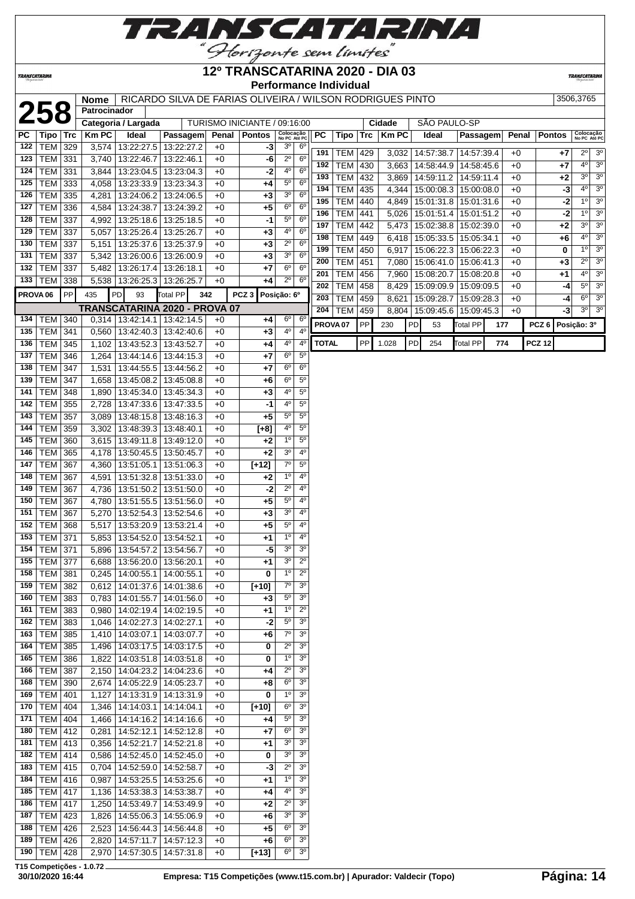# 12º TRANSCATARINA 2020 - DIA 03

**Performance Individual**

| **258** | Nome | RICARDO SILVA DE FARIAS OLIVEIRA / WILSON RODRIGUES PINTO | 3506,3765 |
|---|---|---|---|
| | Patrocinador | | |
| | Categoria / Largada | TURISMO INICIANTE / 09:16:00 | Cidade: SÃO PAULO-SP |

| PC | Tipo | Trc | Km PC | Ideal | Passagem | Penal | Pontos | Colocação No PC | Colocação Até PC |
|---|---|---|---|---|---|---|---|---|---|
| 122 | TEM | 329 | 3,574 | 13:22:27.5 | 13:22:27.2 | +0 | -3 | 3º | 6º |
| 123 | TEM | 331 | 3,740 | 13:22:46.7 | 13:22:46.1 | +0 | -6 | 2º | 6º |
| 124 | TEM | 331 | 3,844 | 13:23:04.5 | 13:23:04.3 | +0 | -2 | 4º | 6º |
| 125 | TEM | 333 | 4,058 | 13:23:33.9 | 13:23:34.3 | +0 | +4 | 5º | 6º |
| 126 | TEM | 335 | 4,281 | 13:24:06.2 | 13:24:06.5 | +0 | +3 | 3º | 6º |
| 127 | TEM | 336 | 4,584 | 13:24:38.7 | 13:24:39.2 | +0 | +5 | 6º | 6º |
| 128 | TEM | 337 | 4,992 | 13:25:18.6 | 13:25:18.5 | +0 | -1 | 5º | 6º |
| 129 | TEM | 337 | 5,057 | 13:25:26.4 | 13:25:26.7 | +0 | +3 | 4º | 6º |
| 130 | TEM | 337 | 5,151 | 13:25:37.6 | 13:25:37.9 | +0 | +3 | 2º | 6º |
| 131 | TEM | 337 | 5,342 | 13:26:00.6 | 13:26:00.9 | +0 | +3 | 3º | 6º |
| 132 | TEM | 337 | 5,482 | 13:26:17.4 | 13:26:18.1 | +0 | +7 | 6º | 6º |
| 133 | TEM | 338 | 5,538 | 13:26:25.3 | 13:26:25.7 | +0 | +4 | 2º | 6º |
| PROVA 06 | PP | 435 | PD | 93 | Total PP | 342 | PCZ 3 | Posição: 6º | |
| **TRANSCATARINA 2020 - PROVA 07** | | | | | | | | | |
| 134 | TEM | 340 | 0,314 | 13:42:14.1 | 13:42:14.5 | +0 | +4 | 6º | 6º |
| 135 | TEM | 341 | 0,560 | 13:42:40.3 | 13:42:40.6 | +0 | +3 | 4º | 4º |
| 136 | TEM | 345 | 1,102 | 13:43:52.3 | 13:43:52.7 | +0 | +4 | 4º | 4º |
| 137 | TEM | 346 | 1,264 | 13:44:14.6 | 13:44:15.3 | +0 | +7 | 6º | 5º |
| 138 | TEM | 347 | 1,531 | 13:44:55.5 | 13:44:56.2 | +0 | +7 | 6º | 6º |
| 139 | TEM | 347 | 1,658 | 13:45:08.2 | 13:45:08.8 | +0 | +6 | 6º | 5º |
| 141 | TEM | 348 | 1,890 | 13:45:34.0 | 13:45:34.3 | +0 | +3 | 4º | 5º |
| 142 | TEM | 355 | 2,728 | 13:47:33.6 | 13:47:33.5 | +0 | -1 | 4º | 5º |
| 143 | TEM | 357 | 3,089 | 13:48:15.8 | 13:48:16.3 | +0 | +5 | 5º | 5º |
| 144 | TEM | 359 | 3,302 | 13:48:39.3 | 13:48:40.1 | +0 | [+8] | 4º | 5º |
| 145 | TEM | 360 | 3,615 | 13:49:11.8 | 13:49:12.0 | +0 | +2 | 1º | 5º |
| 146 | TEM | 365 | 4,178 | 13:50:45.5 | 13:50:45.7 | +0 | +2 | 3º | 4º |
| 147 | TEM | 367 | 4,360 | 13:51:05.1 | 13:51:06.3 | +0 | [+12] | 7º | 5º |
| 148 | TEM | 367 | 4,591 | 13:51:32.8 | 13:51:33.0 | +0 | +2 | 1º | 4º |
| 149 | TEM | 367 | 4,736 | 13:51:50.2 | 13:51:50.0 | +0 | -2 | 2º | 4º |
| 150 | TEM | 367 | 4,780 | 13:51:55.5 | 13:51:56.0 | +0 | +5 | 5º | 4º |
| 151 | TEM | 367 | 5,270 | 13:52:54.3 | 13:52:54.6 | +0 | +3 | 3º | 4º |
| 152 | TEM | 368 | 5,517 | 13:53:20.9 | 13:53:21.4 | +0 | +5 | 5º | 4º |
| 153 | TEM | 371 | 5,853 | 13:54:52.0 | 13:54:52.1 | +0 | +1 | 1º | 4º |
| 154 | TEM | 371 | 5,896 | 13:54:57.2 | 13:54:56.7 | +0 | -5 | 3º | 3º |
| 155 | TEM | 377 | 6,688 | 13:56:20.0 | 13:56:20.1 | +0 | +1 | 3º | 2º |
| 158 | TEM | 381 | 0,245 | 14:00:55.1 | 14:00:55.1 | +0 | 0 | 1º | 2º |
| 159 | TEM | 382 | 0,612 | 14:01:37.6 | 14:01:38.6 | +0 | [+10] | 7º | 3º |
| 160 | TEM | 383 | 0,783 | 14:01:55.7 | 14:01:56.0 | +0 | +3 | 5º | 3º |
| 161 | TEM | 383 | 0,980 | 14:02:19.4 | 14:02:19.5 | +0 | +1 | 1º | 2º |
| 162 | TEM | 383 | 1,046 | 14:02:27.3 | 14:02:27.1 | +0 | -2 | 5º | 3º |
| 163 | TEM | 385 | 1,410 | 14:03:07.1 | 14:03:07.7 | +0 | +6 | 7º | 3º |
| 164 | TEM | 385 | 1,496 | 14:03:17.5 | 14:03:17.5 | +0 | 0 | 2º | 3º |
| 165 | TEM | 386 | 1,822 | 14:03:51.8 | 14:03:51.8 | +0 | 0 | 1º | 3º |
| 166 | TEM | 387 | 2,150 | 14:04:23.2 | 14:04:23.6 | +0 | +4 | 2º | 3º |
| 168 | TEM | 390 | 2,674 | 14:05:22.9 | 14:05:23.7 | +0 | +8 | 6º | 3º |
| 169 | TEM | 401 | 1,127 | 14:13:31.9 | 14:13:31.9 | +0 | 0 | 1º | 3º |
| 170 | TEM | 404 | 1,346 | 14:14:03.1 | 14:14:04.1 | +0 | [+10] | 6º | 3º |
| 171 | TEM | 404 | 1,466 | 14:14:16.2 | 14:14:16.6 | +0 | +4 | 5º | 3º |
| 180 | TEM | 412 | 0,281 | 14:52:12.1 | 14:52:12.8 | +0 | +7 | 6º | 3º |
| 181 | TEM | 413 | 0,356 | 14:52:21.7 | 14:52:21.8 | +0 | +1 | 3º | 3º |
| 182 | TEM | 414 | 0,586 | 14:52:45.0 | 14:52:45.0 | +0 | 0 | 3º | 3º |
| 183 | TEM | 415 | 0,704 | 14:52:59.0 | 14:52:58.7 | +0 | -3 | 2º | 3º |
| 184 | TEM | 416 | 0,987 | 14:53:25.5 | 14:53:25.6 | +0 | +1 | 1º | 3º |
| 185 | TEM | 417 | 1,136 | 14:53:38.3 | 14:53:38.7 | +0 | +4 | 4º | 3º |
| 186 | TEM | 417 | 1,250 | 14:53:49.7 | 14:53:49.9 | +0 | +2 | 2º | 3º |
| 187 | TEM | 423 | 1,826 | 14:55:06.3 | 14:55:06.9 | +0 | +6 | 3º | 3º |
| 188 | TEM | 426 | 2,523 | 14:56:44.3 | 14:56:44.8 | +0 | +5 | 6º | 3º |
| 189 | TEM | 426 | 2,820 | 14:57:11.7 | 14:57:12.3 | +0 | +6 | 6º | 3º |
| 190 | TEM | 428 | 2,970 | 14:57:30.5 | 14:57:31.8 | +0 | [+13] | 6º | 3º |
| 191 | TEM | 429 | 3,032 | 14:57:38.7 | 14:57:39.4 | +0 | +7 | 2º | 3º |
| 192 | TEM | 430 | 3,663 | 14:58:44.9 | 14:58:45.6 | +0 | +7 | 4º | 3º |
| 193 | TEM | 432 | 3,869 | 14:59:11.2 | 14:59:11.4 | +0 | +2 | 3º | 3º |
| 194 | TEM | 435 | 4,344 | 15:00:08.3 | 15:00:08.0 | +0 | -3 | 4º | 3º |
| 195 | TEM | 440 | 4,849 | 15:01:31.8 | 15:01:31.6 | +0 | -2 | 1º | 3º |
| 196 | TEM | 441 | 5,026 | 15:01:51.4 | 15:01:51.2 | +0 | -2 | 1º | 3º |
| 197 | TEM | 442 | 5,473 | 15:02:38.8 | 15:02:39.0 | +0 | +2 | 3º | 3º |
| 198 | TEM | 449 | 6,418 | 15:05:33.5 | 15:05:34.1 | +0 | +6 | 4º | 3º |
| 199 | TEM | 450 | 6,917 | 15:06:22.3 | 15:06:22.3 | +0 | 0 | 1º | 3º |
| 200 | TEM | 451 | 7,080 | 15:06:41.0 | 15:06:41.3 | +0 | +3 | 2º | 3º |
| 201 | TEM | 456 | 7,960 | 15:08:20.7 | 15:08:20.8 | +0 | +1 | 4º | 3º |
| 202 | TEM | 458 | 8,429 | 15:09:09.9 | 15:09:09.5 | +0 | -4 | 5º | 3º |
| 203 | TEM | 459 | 8,621 | 15:09:28.7 | 15:09:28.3 | +0 | -4 | 6º | 3º |
| 204 | TEM | 459 | 8,804 | 15:09:45.6 | 15:09:45.3 | +0 | -3 | 3º | 3º |
| PROVA 07 | PP | 230 | PD | 53 | Total PP | 177 | PCZ 6 | Posição: 3º | |
| TOTAL | PP | 1.028 | PD | 254 | Total PP | 774 | PCZ 12 | | |

T15 Competições - 1.0.72

30/10/2020 16:44 — Empresa: T15 Competições (www.t15.com.br) | Apurador: Valdecir (Topo)